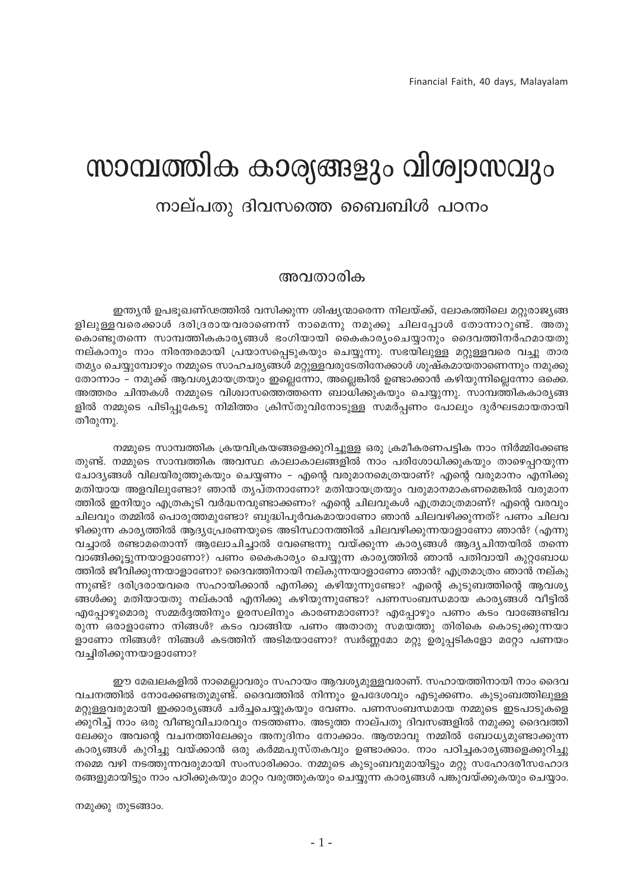# സാമ്പത്തിക കാര്യങ്ങളും വിശ്വാസവും

## നാല്പതു ദിവസത്തെ ബൈബിൾ പഠനം

### അവതാരിക

ഇന്ത്യൻ ഉപഭൂഖണ്ഡത്തിൽ വസിക്കുന്ന ശിഷ്യന്മാരെന്ന നിലയ്ക്ക്, ലോകത്തിലെ മറ്റുരാജ്യങ്ങളിലുള്ളവരെക്കാൾ ദരിദ്രരായവരാണെന്ന് നാമെന്നു നമുക്കു ചിലപ്പോൾ തോന്നാറുണ്ട്. അതുകൊണ്ടുതന്നെ സാമ്പത്തികകാര്യങ്ങൾ ഭംഗിയായി കൈകാര്യംചെയ്യാനും ദൈവത്തിനർഹമായതു നല്കാനും നാം നിരന്തരമായി പ്രയാസപ്പെടുകയും ചെയ്യുന്നു. സഭയിലുള്ള മറ്റുള്ളവരെ വച്ചു താരതമ്യം ചെയ്യുമ്പോഴും നമ്മുടെ സാഹചര്യങ്ങൾ മറ്റുള്ളവരുടേതിനേക്കാൾ ശുഷ്കമായതാണെന്നും നമുക്കു തോന്നാം – നമുക്ക് ആവശ്യമായത്രയും ഇല്ലെന്നോ, അല്ലെങ്കിൽ ഉണ്ടാക്കാൻ കഴിയുന്നില്ലെന്നോ ഒക്കെ. അത്തരം ചിന്തകൾ നമ്മുടെ വിശ്വാസത്തെത്തന്നെ ബാധിക്കുകയും ചെയ്യുന്നു. സാമ്പത്തികകാര്യങ്ങളിൽ നമ്മുടെ പിടിപ്പുകേടു നിമിത്തം ക്രിസ്തുവിനോടുള്ള സമർപ്പണം പോലും ദുർഘടമായതായി തീരുന്നു.

നമ്മുടെ സാമ്പത്തിക ക്രയവിക്രയങ്ങളെക്കുറിച്ചുള്ള ഒരു ക്രമീകരണപട്ടിക നാം നിർമ്മിക്കേണ്ടതുണ്ട്. നമ്മുടെ സാമ്പത്തിക അവസ്ഥ കാലാകാലങ്ങളിൽ നാം പരിശോധിക്കുകയും താഴെപ്പറയുന്ന ചോദ്യങ്ങൾ വിലയിരുത്തുകയും ചെയ്യണം – എന്റെ വരുമാനമെത്രയാണ്? എന്റെ വരുമാനം എനിക്കു മതിയായ അളവിലുണ്ടോ? ഞാൻ തൃപ്തനാണോ? മതിയായത്രയും വരുമാനമാകണമെങ്കിൽ വരുമാനത്തിൽ ഇനിയും എത്രകൂടി വർദ്ധനവുണ്ടാക്കണം? എന്റെ ചിലവുകൾ എത്രമാത്രമാണ്? എന്റെ വരവും ചിലവും തമ്മിൽ പൊരുത്തമുണ്ടോ? ബുദ്ധിപൂർവകമായാണോ ഞാൻ ചിലവഴിക്കുന്നത്? പണം ചിലവഴിക്കുന്ന കാര്യത്തിൽ ആദ്യപ്രേരണയുടെ അടിസ്ഥാനത്തിൽ ചിലവഴിക്കുന്നയാളാണോ ഞാൻ? (എന്നു വച്ചാൽ രണ്ടാമതൊന്ന് ആലോചിച്ചാൽ വേണ്ടെന്നു വയ്ക്കുന്ന കാര്യങ്ങൾ ആദ്യചിന്തയിൽ തന്നെ വാങ്ങിക്കൂട്ടുന്നയാളാണോ?) പണം കൈകാര്യം ചെയ്യുന്ന കാര്യത്തിൽ ഞാൻ പതിവായി കുറ്റബോധത്തിൽ ജീവിക്കുന്നയാളാണോ? ദൈവത്തിനായി നല്കുന്നയാളാണോ ഞാൻ? എത്രമാത്രം ഞാൻ നല്കുന്നുണ്ട്? ദരിദ്രരായവരെ സഹായിക്കാൻ എനിക്കു കഴിയുന്നുണ്ടോ? എന്റെ കുടുബത്തിന്റെ ആവശ്യങ്ങൾക്കു മതിയായതു നല്കാൻ എനിക്കു കഴിയുന്നുണ്ടോ? പണസംബന്ധമായ കാര്യങ്ങൾ വീട്ടിൽ എപ്പോഴുമൊരു സമ്മർദ്ദത്തിനും ഉരസലിനും കാരണമാണോ? എപ്പോഴും പണം കടം വാങ്ങേണ്ടിവരുന്ന ഒരാളാണോ നിങ്ങൾ? കടം വാങ്ങിയ പണം അതാതു സമയത്തു തിരികെ കൊടുക്കുന്നയാളാണോ നിങ്ങൾ? നിങ്ങൾ കടത്തിന് അടിമയാണോ? സ്വർണ്ണമോ മറ്റു ഉരുപ്പടികളോ മറ്റോ പണയം വച്ചിരിക്കുന്നയാളാണോ?

ഈ മേഖലകളിൽ നാമെല്ലാവരും സഹായം ആവശ്യമുള്ളവരാണ്. സഹായത്തിനായി നാം ദൈവവചനത്തിൽ നോക്കേണ്ടതുമുണ്ട്. ദൈവത്തിൽ നിന്നും ഉപദേശവും എടുക്കണം. കുടുംബത്തിലുള്ള മറ്റുള്ളവരുമായി ഇക്കാര്യങ്ങൾ ചർച്ചചെയ്യുകയും വേണം. പണസംബന്ധമായ നമ്മുടെ ഇടപാടുകളെക്കുറിച്ച് നാം ഒരു വീണ്ടുവിചാരവും നടത്തണം. അടുത്ത നാല്പതു ദിവസങ്ങളിൽ നമുക്കു ദൈവത്തിലേക്കും അവന്റെ വചനത്തിലേക്കും അനുദിനം നോക്കാം. ആത്മാവു നമ്മിൽ ബോധ്യമുണ്ടാക്കുന്ന കാര്യങ്ങൾ കുറിച്ചു വയ്ക്കാൻ ഒരു കർമ്മപുസ്തകവും ഉണ്ടാക്കാം. നാം പഠിച്ചകാര്യങ്ങളെക്കുറിച്ചു നമ്മെ വഴി നടത്തുന്നവരുമായി സംസാരിക്കാം. നമ്മുടെ കുടുംബവുമായിട്ടും മറ്റു സഹോദരീസഹോദരങ്ങളുമായിട്ടും നാം പഠിക്കുകയും മാറ്റം വരുത്തുകയും ചെയ്യുന്ന കാര്യങ്ങൾ പങ്കുവയ്ക്കുകയും ചെയ്യാം.

നമുക്കു തുടങ്ങാം.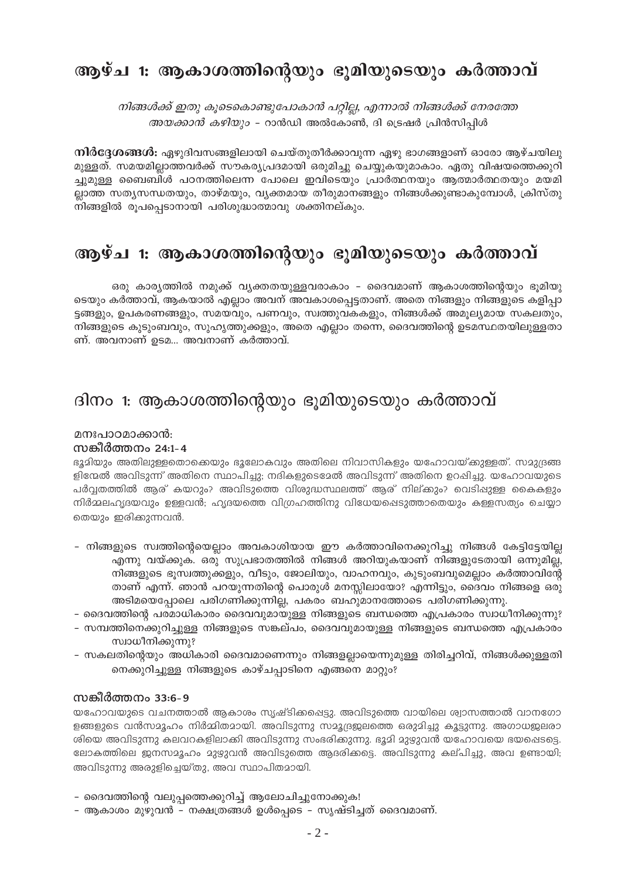# ആഴ്ച 1: ആകാശത്തിന്റെയും ഭൂമിയുടെയും കർത്താവ്

*നിങ്ങൾക്ക് ഇതു കൂടെകൊണ്ടുപോകാൻ പറ്റില്ല, എന്നാൽ നിങ്ങൾക്ക് നേരത്തേ അയക്കാൻ കഴിയും* - റാൻഡി അൽകോൺ, ദി ട്രെഷർ പ്രിൻസിപ്പിൾ

**നിർദ്ദേശങ്ങൾ:** ഏഴുദിവസങ്ങളിലായി ചെയ്തുതീർക്കാവുന്ന ഏഴു ഭാഗങ്ങളാണ് ഓരോ ആഴ്ചയിലുമുള്ളത്. സമയമില്ലാത്തവർക്ക് സൗകര്യപ്രദമായി ഒരുമിച്ചു ചെയ്യുകയുമാകാം. ഏതു വിഷയത്തെക്കുറിച്ചുമുള്ള ബൈബിൾ പഠനത്തിലെന്ന പോലെ ഇവിടെയും പ്രാർത്ഥനയും ആത്മാർത്ഥതയും മയമില്ലാത്ത സത്യസന്ധതയും, താഴ്മയും, വ്യക്തമായ തീരുമാനങ്ങളും നിങ്ങൾക്കുണ്ടാകുമ്പോൾ, ക്രിസ്തു നിങ്ങളിൽ രൂപപ്പെടാനായി പരിശുദ്ധാത്മാവു ശക്തിനല്കും.

# ആഴ്ച 1: ആകാശത്തിന്റെയും ഭൂമിയുടെയും കർത്താവ്

ഒരു കാര്യത്തിൽ നമുക്ക് വ്യക്തതയുള്ളവരാകാം - ദൈവമാണ് ആകാശത്തിന്റെയും ഭൂമിയുടെയും കർത്താവ്, ആകയാൽ എല്ലാം അവന് അവകാശപ്പെട്ടതാണ്. അതെ നിങ്ങളും നിങ്ങളുടെ കളിപ്പാട്ടങ്ങളും, ഉപകരണങ്ങളും, സമയവും, പണവും, സ്വത്തുവകകളും, നിങ്ങൾക്ക് അമൂല്യമായ സകലതും, നിങ്ങളുടെ കുടുംബവും, സുഹൃത്തുക്കളും, അതെ എല്ലാം തന്നെ, ദൈവത്തിന്റെ ഉടമസ്ഥതയിലുള്ളതാണ്. അവനാണ് ഉടമ... അവനാണ് കർത്താവ്.

# ദിനം 1: ആകാശത്തിന്റെയും ഭൂമിയുടെയും കർത്താവ്

മനഃപാഠമാക്കാൻ:

**സങ്കീർത്തനം 24:1-4**

ഭൂമിയും അതിലുള്ളതൊക്കെയും ഭൂലോകവും അതിലെ നിവാസികളും യഹോവയ്ക്കുള്ളത്. സമുദ്രങ്ങളിന്മേൽ അവിടുന്ന് അതിനെ സ്ഥാപിച്ചു; നദികളുടെമേൽ അവിടുന്ന് അതിനെ ഉറപ്പിച്ചു. യഹോവയുടെ പർവ്വതത്തിൽ ആര് കയറും? അവിടുത്തെ വിശുദ്ധസ്ഥലത്ത് ആര് നില്ക്കും? വെടിപ്പുള്ള കൈകളും നിർമ്മലഹൃദയവും ഉള്ളവൻ; ഹൃദയത്തെ വിഗ്രഹത്തിനു വിധേയപ്പെടുത്താതെയും കള്ളസത്യം ചെയ്യാതെയും ഇരിക്കുന്നവൻ.

- നിങ്ങളുടെ സ്വത്തിന്റെയെല്ലാം അവകാശിയായ ഈ കർത്താവിനെക്കുറിച്ചു നിങ്ങൾ കേട്ടിട്ടേയില്ല എന്നു വയ്ക്കുക. ഒരു സുപ്രഭാതത്തിൽ നിങ്ങൾ അറിയുകയാണ് നിങ്ങളുടേതായി ഒന്നുമില്ല, നിങ്ങളുടെ ഭൂസ്വത്തുക്കളും, വീടും, ജോലിയും, വാഹനവും, കുടുംബവുമെല്ലാം കർത്താവിന്റേതാണ് എന്ന്. ഞാൻ പറയുന്നതിന്റെ പൊരുൾ മനസ്സിലായോ? എന്നിട്ടും, ദൈവം നിങ്ങളെ ഒരു അടിമയെപ്പോലെ പരിഗണിക്കുന്നില്ല, പകരം ബഹുമാനത്തോടെ പരിഗണിക്കുന്നു.
- ദൈവത്തിന്റെ പരമാധികാരം ദൈവവുമായുള്ള നിങ്ങളുടെ ബന്ധത്തെ എപ്രകാരം സ്വാധീനിക്കുന്നു?
- സമ്പത്തിനെക്കുറിച്ചുള്ള നിങ്ങളുടെ സങ്കല്പം, ദൈവവുമായുള്ള നിങ്ങളുടെ ബന്ധത്തെ എപ്രകാരം സ്വാധീനിക്കുന്നു?
- സകലതിന്റെയും അധികാരി ദൈവമാണെന്നും നിങ്ങളല്ലായെന്നുമുള്ള തിരിച്ചറിവ്, നിങ്ങൾക്കുള്ളതിനെക്കുറിച്ചുള്ള നിങ്ങളുടെ കാഴ്ചപ്പാടിനെ എങ്ങനെ മാറ്റും?

**സങ്കീർത്തനം 33:6-9**

യഹോവയുടെ വചനത്താൽ ആകാശം സൃഷ്ടിക്കപ്പെട്ടു. അവിടുത്തെ വായിലെ ശ്വാസത്താൽ വാനഗോളങ്ങളുടെ വൻസമൂഹം നിർമ്മിതമായി. അവിടുന്നു സമുദ്രജലത്തെ ഒരുമിച്ചു കൂട്ടുന്നു. അഗാധജലരാശിയെ അവിടുന്നു കലവറകളിലാക്കി അവിടുന്നു സംഭരിക്കുന്നു. ഭൂമി മുഴുവൻ യഹോവയെ ഭയപ്പെടട്ടെ. ലോകത്തിലെ ജനസമൂഹം മുഴുവൻ അവിടുത്തെ ആദരിക്കട്ടെ. അവിടുന്നു കല്പിച്ചു, അവ ഉണ്ടായി; അവിടുന്നു അരുളിച്ചെയ്തു, അവ സ്ഥാപിതമായി.

- ദൈവത്തിന്റെ വലുപ്പത്തെക്കുറിച്ച് ആലോചിച്ചുനോക്കുക!
- ആകാശം മുഴുവൻ - നക്ഷത്രങ്ങൾ ഉൾപ്പെടെ - സൃഷ്ടിച്ചത് ദൈവമാണ്.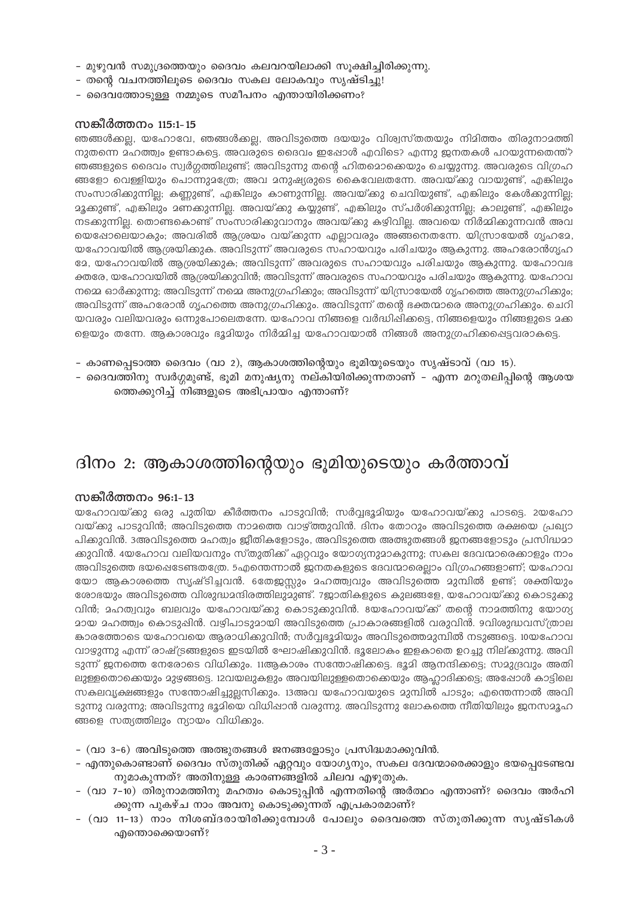- മുഴുവൻ സമുദ്രത്തെയും ദൈവം കലവറയിലാക്കി സൂക്ഷിച്ചിരിക്കുന്നു.
- തന്റെ വചനത്തിലൂടെ ദൈവം സകല ലോകവും സൃഷ്ടിച്ചു!
- ദൈവത്തോടുള്ള നമ്മുടെ സമീപനം എന്തായിരിക്കണം?

### സങ്കീർത്തനം 115:1-15

ഞങ്ങൾക്കല്ല, യഹോവേ, ഞങ്ങൾക്കല്ല, അവിടുത്തെ ദയയും വിശ്വസ്തതയും നിമിത്തം തിരുനാമത്തിനുതന്നെ മഹത്ത്വം ഉണ്ടാകട്ടെ. അവരുടെ ദൈവം ഇപ്പോൾ എവിടെ? എന്നു ജനതകൾ പറയുന്നതെന്ത്? ഞങ്ങളുടെ ദൈവം സ്വർഗ്ഗത്തിലുണ്ട്; അവിടുന്നു തന്റെ ഹിതമൊക്കെയും ചെയ്യുന്നു. അവരുടെ വിഗ്രഹങ്ങളോ വെള്ളിയും പൊന്നുമത്രേ; അവ മനുഷ്യരുടെ കൈവേലതന്നേ. അവയ്ക്കു വായുണ്ട്, എങ്കിലും സംസാരിക്കുന്നില്ല; കണ്ണുണ്ട്, എങ്കിലും കാണുന്നില്ല. അവയ്ക്കു ചെവിയുണ്ട്, എങ്കിലും കേൾക്കുന്നില്ല; മൂക്കുണ്ട്, എങ്കിലും മണക്കുന്നില്ല. അവയ്ക്കു കയ്യുണ്ട്, എങ്കിലും സ്പർശിക്കുന്നില്ല; കാലുണ്ട്, എങ്കിലും നടക്കുന്നില്ല. തൊണ്ടകൊണ്ട് സംസാരിക്കുവാനും അവയ്ക്കു കഴിവില്ല. അവയെ നിർമ്മിക്കുന്നവൻ അവയെപ്പോലെയാകും; അവരിൽ ആശ്രയം വയ്ക്കുന്ന എല്ലാവരും അങ്ങനെതന്നേ. യിസ്രായേൽ ഗൃഹമേ, യഹോവയിൽ ആശ്രയിക്കുക. അവിടുന്ന് അവരുടെ സഹായവും പരിചയും ആകുന്നു. അഹരോൻഗൃഹമേ, യഹോവയിൽ ആശ്രയിക്കുക; അവിടുന്ന് അവരുടെ സഹായവും പരിചയും ആകുന്നു. യഹോവഭക്തരേ, യഹോവയിൽ ആശ്രയിക്കുവിൻ; അവിടുന്ന് അവരുടെ സഹായവും പരിചയും ആകുന്നു. യഹോവ നമ്മെ ഓർക്കുന്നു; അവിടുന്ന് നമ്മെ അനുഗ്രഹിക്കും; അവിടുന്ന് യിസ്രായേൽ ഗൃഹത്തെ അനുഗ്രഹിക്കും; അവിടുന്ന് അഹരോൻ ഗൃഹത്തെ അനുഗ്രഹിക്കും. അവിടുന്ന് തന്റെ ഭക്തന്മാരെ അനുഗ്രഹിക്കും. ചെറിയവരും വലിയവരും ഒന്നുപോലെതന്നേ. യഹോവ നിങ്ങളെ വർദ്ധിപ്പിക്കട്ടെ, നിങ്ങളെയും നിങ്ങളുടെ മക്കളെയും തന്നേ. ആകാശവും ഭൂമിയും നിർമ്മിച്ച യഹോവയാൽ നിങ്ങൾ അനുഗ്രഹിക്കപ്പെട്ടവരാകട്ടെ.

- കാണപ്പെടാത്ത ദൈവം (വാ 2), ആകാശത്തിന്റെയും ഭൂമിയുടെയും സൃഷ്ടാവ് (വാ 15).
- ദൈവത്തിനു സ്വർഗ്ഗമുണ്ട്, ഭൂമി മനുഷ്യനു നല്കിയിരിക്കുന്നതാണ് – എന്ന മറുതലിപ്പിന്റെ ആശയത്തെക്കുറിച്ച് നിങ്ങളുടെ അഭിപ്രായം എന്താണ്?

## ദിനം 2: ആകാശത്തിന്റെയും ഭൂമിയുടെയും കർത്താവ്

### സങ്കീർത്തനം 96:1-13

യഹോവയ്ക്കു ഒരു പുതിയ കീർത്തനം പാടുവിൻ; സർവ്വഭൂമിയും യഹോവയ്ക്കു പാടട്ടെ. 2യഹോവയ്ക്കു പാടുവിൻ; അവിടുത്തെ നാമത്തെ വാഴ്ത്തുവിൻ. ദിനം തോറും അവിടുത്തെ രക്ഷയെ പ്രഖ്യാപിക്കുവിൻ. 3അവിടുത്തെ മഹത്വം ജീതികളോടും, അവിടുത്തെ അത്ഭുതങ്ങൾ ജനങ്ങളോടും പ്രസിദ്ധമാക്കുവിൻ. 4യഹോവ വലിയവനും സ്തുതിക്ക് ഏറ്റവും യോഗ്യനുമാകുന്നു; സകല ദേവന്മാരെക്കാളും നാം അവിടുത്തെ ഭയപ്പെടേണ്ടതത്രേ. 5എന്തെന്നാൽ ജനതകളുടെ ദേവന്മാരെല്ലാം വിഗ്രഹങ്ങളാണ്; യഹോവയോ ആകാശത്തെ സൃഷ്ടിച്ചവൻ. 6തേജസ്സും മഹത്ത്വവും അവിടുത്തെ മുമ്പിൽ ഉണ്ട്; ശക്തിയും ശോഭയും അവിടുത്തെ വിശുദ്ധമന്ദിരത്തിലുമുണ്ട്. 7ജാതികളുടെ കുലങ്ങളേ, യഹോവയ്ക്കു കൊടുക്കുവിൻ; മഹത്വവും ബലവും യഹോവയ്ക്കു കൊടുക്കുവിൻ. 8യഹോവയ്ക്ക് തന്റെ നാമത്തിനു യോഗ്യമായ മഹത്ത്വം കൊടുപ്പിൻ. വഴിപാടുമായി അവിടുത്തെ പ്രാകാരങ്ങളിൽ വരുവിൻ. 9വിശുദ്ധവസ്ത്രാലങ്കാരത്തോടെ യഹോവയെ ആരാധിക്കുവിൻ; സർവ്വഭൂമിയും അവിടുത്തെമുമ്പിൽ നടുങ്ങട്ടെ. 10യഹോവ വാഴുന്നു എന്ന് രാഷ്ട്രങ്ങളുടെ ഇടയിൽ ഘോഷിക്കുവിൻ. ഭൂലോകം ഇളകാതെ ഉറച്ചു നില്ക്കുന്നു. അവിടുന്ന് ജനത്തെ നേരോടെ വിധിക്കും. 11ആകാശം സന്തോഷിക്കട്ടെ. ഭൂമി ആനന്ദിക്കട്ടെ; സമുദ്രവും അതിലുള്ളതൊക്കെയും മുഴങ്ങട്ടെ. 12വയലുകളും അവയിലുള്ളതൊക്കെയും ആഹ്ലാദിക്കട്ടെ; അപ്പോൾ കാട്ടിലെ സകലവൃക്ഷങ്ങളും സന്തോഷിച്ചുല്ലസിക്കും. 13അവ യഹോവയുടെ മുമ്പിൽ പാടും; എന്തെന്നാൽ അവിടുന്നു വരുന്നു; അവിടുന്നു ഭൂമിയെ വിധിപ്പാൻ വരുന്നു. അവിടുന്നു ലോകത്തെ നീതിയിലും ജനസമൂഹങ്ങളെ സത്യത്തിലും ന്യായം വിധിക്കും.

- (വാ 3-6) അവിടുത്തെ അത്ഭുതങ്ങൾ ജനങ്ങളോടും പ്രസിദ്ധമാക്കുവിൻ.
- എന്തുകൊണ്ടാണ് ദൈവം സ്തുതിക്ക് ഏറ്റവും യോഗ്യനും, സകല ദേവന്മാരെക്കാളും ഭയപ്പെടേണ്ടവനുമാകുന്നത്? അതിനുള്ള കാരണങ്ങളിൽ ചിലവ എഴുതുക.
- (വാ 7-10) തിരുനാമത്തിനു മഹത്വം കൊടുപ്പിൻ എന്നതിന്റെ അർത്ഥം എന്താണ്? ദൈവം അർഹിക്കുന്ന പുകഴ്ച നാം അവനു കൊടുക്കുന്നത് എപ്രകാരമാണ്?
- (വാ 11-13) നാം നിശബ്ദരായിരിക്കുമ്പോൾ പോലും ദൈവത്തെ സ്തുതിക്കുന്ന സൃഷ്ടികൾ എന്തൊക്കെയാണ്?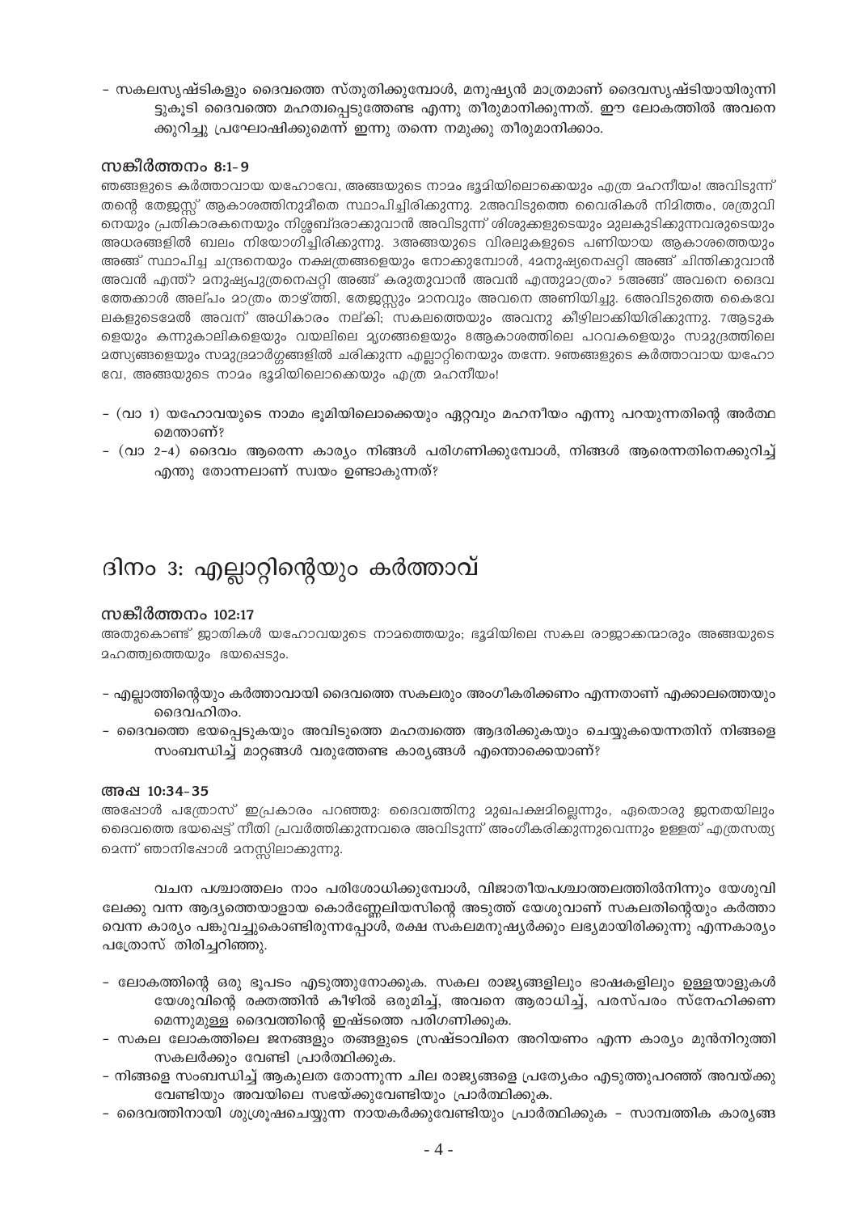- സകലസൃഷ്ടികളും ദൈവത്തെ സ്തുതിക്കുമ്പോൾ, മനുഷ്യൻ മാത്രമാണ് ദൈവസൃഷ്ടിയായിരുന്നിട്ടുകൂടി ദൈവത്തെ മഹത്വപ്പെടുത്തേണ്ട എന്നു തീരുമാനിക്കുന്നത്. ഈ ലോകത്തിൽ അവനെക്കുറിച്ചു പ്രഘോഷിക്കുമെന്ന് ഇന്നു തന്നെ നമുക്കു തീരുമാനിക്കാം.

### സങ്കീർത്തനം 8:1-9

ഞങ്ങളുടെ കർത്താവായ യഹോവേ, അങ്ങയുടെ നാമം ഭൂമിയിലൊക്കെയും എത്ര മഹനീയം! അവിടുന്ന് തന്റെ തേജസ്സ് ആകാശത്തിനുമീതെ സ്ഥാപിച്ചിരിക്കുന്നു. 2അവിടുത്തെ വൈരികൾ നിമിത്തം, ശത്രുവിനെയും പ്രതികാരകനെയും നിശ്ശബ്ദരാക്കുവാൻ അവിടുന്ന് ശിശുക്കളുടെയും മുലകുടിക്കുന്നവരുടെയും അധരങ്ങളിൽ ബലം നിയോഗിച്ചിരിക്കുന്നു. 3അങ്ങയുടെ വിരലുകളുടെ പണിയായ ആകാശത്തെയും അങ്ങ് സ്ഥാപിച്ച ചന്ദ്രനെയും നക്ഷത്രങ്ങളെയും നോക്കുമ്പോൾ, 4മനുഷ്യനെപ്പറ്റി അങ്ങ് ചിന്തിക്കുവാൻ അവൻ എന്ത്? മനുഷ്യപുത്രനെപ്പറ്റി അങ്ങ് കരുതുവാൻ അവൻ എന്തുമാത്രം? 5അങ്ങ് അവനെ ദൈവത്തേക്കാൾ അല്പം മാത്രം താഴ്ത്തി, തേജസ്സും മാനവും അവനെ അണിയിച്ചു. 6അവിടുത്തെ കൈവേലകളുടെമേൽ അവന് അധികാരം നല്കി; സകലത്തെയും അവനു കീഴിലാക്കിയിരിക്കുന്നു. 7ആടുകളെയും കന്നുകാലികളെയും വയലിലെ മൃഗങ്ങളെയും 8ആകാശത്തിലെ പറവകളെയും സമുദ്രത്തിലെ മത്സ്യങ്ങളെയും സമുദ്രമാർഗ്ഗങ്ങളിൽ ചരിക്കുന്ന എല്ലാറ്റിനെയും തന്നേ. 9ഞങ്ങളുടെ കർത്താവായ യഹോവേ, അങ്ങയുടെ നാമം ഭൂമിയിലൊക്കെയും എത്ര മഹനീയം!

- (വാ 1) യഹോവയുടെ നാമം ഭൂമിയിലൊക്കെയും ഏറ്റവും മഹനീയം എന്നു പറയുന്നതിന്റെ അർത്ഥമെന്താണ്?
- (വാ 2-4) ദൈവം ആരെന്ന കാര്യം നിങ്ങൾ പരിഗണിക്കുമ്പോൾ, നിങ്ങൾ ആരെന്നതിനെക്കുറിച്ച് എന്തു തോന്നലാണ് സ്വയം ഉണ്ടാകുന്നത്?

# ദിനം 3: എല്ലാറ്റിന്റെയും കർത്താവ്

### സങ്കീർത്തനം 102:17

അതുകൊണ്ട് ജാതികൾ യഹോവയുടെ നാമത്തെയും; ഭൂമിയിലെ സകല രാജാക്കന്മാരും അങ്ങയുടെ മഹത്ത്വത്തെയും ഭയപ്പെടും.

- എല്ലാത്തിന്റെയും കർത്താവായി ദൈവത്തെ സകലരും അംഗീകരിക്കണം എന്നതാണ് എക്കാലത്തെയും ദൈവഹിതം.
- ദൈവത്തെ ഭയപ്പെടുകയും അവിടുത്തെ മഹത്വത്തെ ആദരിക്കുകയും ചെയ്യുകയെന്നതിന് നിങ്ങളെ സംബന്ധിച്ച് മാറ്റങ്ങൾ വരുത്തേണ്ട കാര്യങ്ങൾ എന്തൊക്കെയാണ്?

### അപ്ര 10:34-35

അപ്പോൾ പത്രോസ് ഇപ്രകാരം പറഞ്ഞു: ദൈവത്തിനു മുഖപക്ഷമില്ലെന്നും, ഏതൊരു ജനതയിലും ദൈവത്തെ ഭയപ്പെട്ട് നീതി പ്രവർത്തിക്കുന്നവരെ അവിടുന്ന് അംഗീകരിക്കുന്നുവെന്നും ഉള്ളത് എത്രസത്യമെന്ന് ഞാനിപ്പോൾ മനസ്സിലാക്കുന്നു.

വചന പശ്ചാത്തലം നാം പരിശോധിക്കുമ്പോൾ, വിജാതീയപശ്ചാത്തലത്തിൽനിന്നും യേശുവിലേക്കു വന്ന ആദ്യത്തെയാളായ കൊർണ്ണേലിയസിന്റെ അടുത്ത് യേശുവാണ് സകലതിന്റെയും കർത്താവെന്ന കാര്യം പങ്കുവച്ചുകൊണ്ടിരുന്നപ്പോൾ, രക്ഷ സകലമനുഷ്യർക്കും ലഭ്യമായിരിക്കുന്നു എന്നകാര്യം പത്രോസ് തിരിച്ചറിഞ്ഞു.

- ലോകത്തിന്റെ ഒരു ഭൂപടം എടുത്തുനോക്കുക. സകല രാജ്യങ്ങളിലും ഭാഷകളിലും ഉള്ളയാളുകൾ യേശുവിന്റെ രക്തത്തിന് കീഴിൽ ഒരുമിച്ച്, അവനെ ആരാധിച്ച്, പരസ്പരം സ്നേഹിക്കണമെന്നുമുള്ള ദൈവത്തിന്റെ ഇഷ്ടത്തെ പരിഗണിക്കുക.
- സകല ലോകത്തിലെ ജനങ്ങളും തങ്ങളുടെ സ്രഷ്ടാവിനെ അറിയണം എന്ന കാര്യം മുൻനിറുത്തി സകലർക്കും വേണ്ടി പ്രാർത്ഥിക്കുക.
- നിങ്ങളെ സംബന്ധിച്ച് ആകുലത തോന്നുന്ന ചില രാജ്യങ്ങളെ പ്രത്യേകം എടുത്തുപറഞ്ഞ് അവയ്ക്കു വേണ്ടിയും അവയിലെ സഭയ്ക്കുവേണ്ടിയും പ്രാർത്ഥിക്കുക.
- ദൈവത്തിനായി ശുശ്രൂഷചെയ്യുന്ന നായകർക്കുവേണ്ടിയും പ്രാർത്ഥിക്കുക - സാമ്പത്തിക കാര്യങ്ങ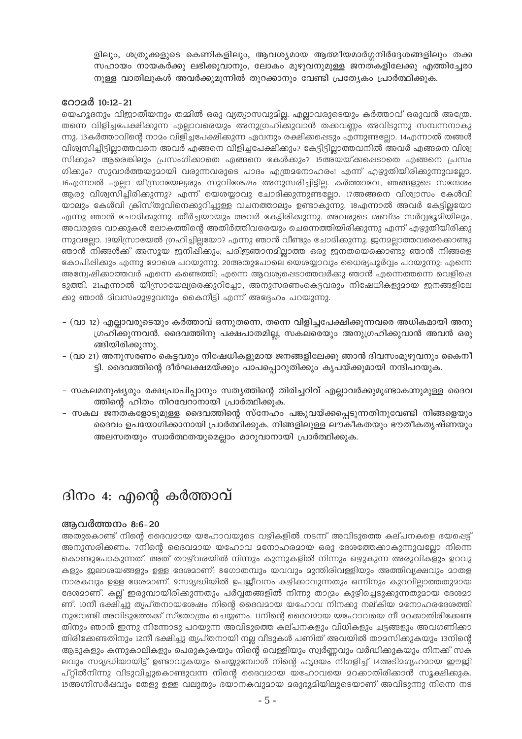ളിലും, ശത്രുക്കളുടെ കെണികളിലും, ആവശ്യമായ ആത്മീയമാർഗ്ഗനിർദ്ദേശങ്ങളിലും തക്ക സഹായം നായകർക്കു ലഭിക്കുവാനും, ലോകം മുഴുവനുമുള്ള ജനതകളിലേക്കു എത്തിച്ചേരാനുള്ള വാതിലുകൾ അവർക്കുമുന്നിൽ തുറക്കാനും വേണ്ടി പ്രത്യേകം പ്രാർത്ഥിക്കുക.

#### റോമർ 10:12-21

യെഹൂദനും വിജാതീയനും തമ്മിൽ ഒരു വ്യത്യാസവുമില്ല. എല്ലാവരുടെയും കർത്താവ് ഒരുവൻ അത്രേ. തന്നെ വിളിച്ചപേക്ഷിക്കുന്ന എല്ലാവരെയും അനുഗ്രഹിക്കുവാൻ തക്കവണ്ണം അവിടുന്നു സമ്പന്നനാകുന്നു. 13കർത്താവിന്റെ നാമം വിളിച്ചപേക്ഷിക്കുന്ന ഏവനും രക്ഷിക്കപ്പെടും എന്നുണ്ടല്ലോ. 14എന്നാൽ തങ്ങൾ വിശ്വസിച്ചിട്ടില്ലാത്തവനെ അവർ എങ്ങനെ വിളിച്ചപേക്ഷിക്കും? കേട്ടിട്ടില്ലാത്തവനിൽ അവർ എങ്ങനെ വിശ്വസിക്കും? ആരെങ്കിലും പ്രസംഗിക്കാതെ എങ്ങനെ കേൾക്കും? 15അയയ്ക്കപ്പെടാതെ എങ്ങനെ പ്രസംഗിക്കും? സുവാർത്തയുമായി വരുന്നവരുടെ പാദം എത്രമനോഹരം! എന്ന് എഴുതിയിരിക്കുന്നുവല്ലോ. 16എന്നാൽ എല്ലാ യിസ്രായേല്യരും സുവിശേഷം അനുസരിച്ചിട്ടില്ല. കർത്താവേ, ഞങ്ങളുടെ സന്ദേശം ആരു വിശ്വസിച്ചിരിക്കുന്നു? എന്ന് യെശയ്യാവു ചോദിക്കുന്നുണ്ടല്ലോ. 17അങ്ങനെ വിശ്വാസം കേൾവിയാലും കേൾവി ക്രിസ്തുവിനെക്കുറിച്ചുള്ള വചനത്താലും ഉണ്ടാകുന്നു. 18എന്നാൽ അവർ കേട്ടില്ലയോ എന്നു ഞാൻ ചോദിക്കുന്നു. തീർച്ചയായും അവർ കേട്ടിരിക്കുന്നു. അവരുടെ ശബ്ദം സർവ്വഭൂമിയിലും, അവരുടെ വാക്കുകൾ ലോകത്തിന്റെ അതിർത്തിവരെയും ചെന്നെത്തിയിരിക്കുന്നു എന്ന് എഴുതിയിരിക്കുന്നുവല്ലോ. 19യിസ്രായേൽ ഗ്രഹിച്ചില്ലയോ? എന്നു ഞാൻ വീണ്ടും ചോദിക്കുന്നു. ജനമല്ലാത്തവരെക്കൊണ്ടു ഞാൻ നിങ്ങൾക്ക് അസൂയ ജനിപ്പിക്കും; പരിജ്ഞാനമില്ലാത്ത ഒരു ജനതയെക്കൊണ്ടു ഞാൻ നിങ്ങളെ കോപിപ്പിക്കും എന്നു മോശെ പറയുന്നു. 20അതുപോലെ യെശയ്യാവും ധൈര്യപൂർവ്വം പറയുന്നു: എന്നെ അന്വേഷിക്കാത്തവർ എന്നെ കണ്ടെത്തി; എന്നെ ആവശ്യപ്പെടാത്തവർക്കു ഞാൻ എന്നെത്തന്നെ വെളിപ്പെടുത്തി. 21എന്നാൽ യിസ്രായേല്യരെക്കുറിച്ചോ, അനുസരണംകെട്ടവരും നിഷേധികളുമായ ജനങ്ങളിലേക്കു ഞാൻ ദിവസംമുഴുവനും കൈനീട്ടി എന്ന് അദ്ദേഹം പറയുന്നു.

- (വാ 12) എല്ലാവരുടെയും കർത്താവ് ഒന്നുതന്നെ, തന്നെ വിളിച്ചപേക്ഷിക്കുന്നവരെ അധികമായി അനുഗ്രഹിക്കുന്നവൻ. ദൈവത്തിനു പക്ഷപാതമില്ല, സകലരെയും അനുഗ്രഹിക്കുവാൻ അവൻ ഒരുങ്ങിയിരിക്കുന്നു.
- (വാ 21) അനുസരണം കെട്ടവരും നിഷേധികളുമായ ജനങ്ങളിലേക്കു ഞാൻ ദിവസംമുഴുവനും കൈനീട്ടി. ദൈവത്തിന്റെ ദീർഘക്ഷമയ്ക്കും പാപപ്പൊറുതിക്കും കൃപയ്ക്കുമായി നന്ദിപറയുക.

- സകലമനുഷ്യരും രക്ഷപ്രാപിപ്പാനും സത്യത്തിന്റെ തിരിച്ചറിവ് എല്ലാവർക്കുമുണ്ടാകാനുമുള്ള ദൈവത്തിന്റെ ഹിതം നിറവേറാനായി പ്രാർത്ഥിക്കുക.
- സകല ജനതകളോടുമുള്ള ദൈവത്തിന്റെ സ്നേഹം പങ്കുവയ്ക്കപ്പെടുന്നതിനുവേണ്ടി നിങ്ങളെയും ദൈവം ഉപയോഗിക്കാനായി പ്രാർത്ഥിക്കുക. നിങ്ങളിലുള്ള ലൗകീകതയും ഭൗതീകതൃഷ്ണയും അലസതയും സ്വാർത്ഥതയുമെല്ലാം മാറുവാനായി പ്രാർത്ഥിക്കുക.

## ദിനം 4: എന്റെ കർത്താവ്

#### ആവർത്തനം 8:6-20

അതുകൊണ്ട് നിന്റെ ദൈവമായ യഹോവയുടെ വഴികളിൽ നടന്ന് അവിടുത്തെ കല്പനകളെ ഭയപ്പെട്ട് അനുസരിക്കണം. 7നിന്റെ ദൈവമായ യഹോവ മനോഹരമായ ഒരു ദേശത്തേക്കാകുന്നുവല്ലോ നിന്നെ കൊണ്ടുപോകുന്നത്. അത് താഴ്വരയിൽ നിന്നും കുന്നുകളിൽ നിന്നും ഒഴുകുന്ന അരുവികളും ഉറവുകളും ജലാശയങ്ങളും ഉള്ള ദേശമാണ്; 8ഗോതമ്പും യവവും മുന്തിരിവള്ളിയും അത്തിവൃക്ഷവും മാതളനാരകവും ഉള്ള ദേശമാണ്. 9സമൃദ്ധിയിൽ ഉപജീവനം കഴിക്കാവുന്നതും ഒന്നിനും കുറവില്ലാത്തതുമായ ദേശമാണ്. കല്ല് ഇരുമ്പായിരിക്കുന്നതും പർവ്വതങ്ങളിൽ നിന്നു താമ്രം കുഴിച്ചെടുക്കുന്നതുമായ ദേശമാണ്. 10നീ ഭക്ഷിച്ചു തൃപ്തനായശേഷം നിന്റെ ദൈവമായ യഹോവ നിനക്കു നല്കിയ മനോഹരദേശത്തിനുവേണ്ടി അവിടുത്തേക്ക് സ്തോത്രം ചെയ്യണം. 11നിന്റെ ദൈവമായ യഹോവയെ നീ മറക്കാതിരിക്കേണ്ടതിനും ഞാൻ ഇന്നു നിന്നോടു പറയുന്ന അവിടുത്തെ കല്പനകളും വിധികളും ചട്ടങ്ങളും അവഗണിക്കാതിരിക്കേണ്ടതിനും 12നീ ഭക്ഷിച്ചു തൃപ്തനായി നല്ല വീടുകൾ പണിത് അവയിൽ താമസിക്കുകയും 13നിന്റെ ആടുകളും കന്നുകാലികളും പെരുകുകയും നിന്റെ വെള്ളിയും സ്വർണ്ണവും വർദ്ധിക്കുകയും നിനക്ക് സകലവും സമൃദ്ധിയായിട്ട് ഉണ്ടാവുകയും ചെയ്യുമ്പോൾ നിന്റെ ഹൃദയം നിഗളിച്ച് 14അടിമഗൃഹമായ ഈജിപ്റ്റിൽനിന്നു വിടുവിച്ചുകൊണ്ടുവന്ന നിന്റെ ദൈവമായ യഹോവയെ മറക്കാതിരിക്കാൻ സൂക്ഷിക്കുക. 15അഗ്നിസർപ്പവും തേളു ഉള്ള വലുതും ഭയാനകവുമായ മരുഭൂമിയിലൂടെയാണ് അവിടുന്നു നിന്നെ നട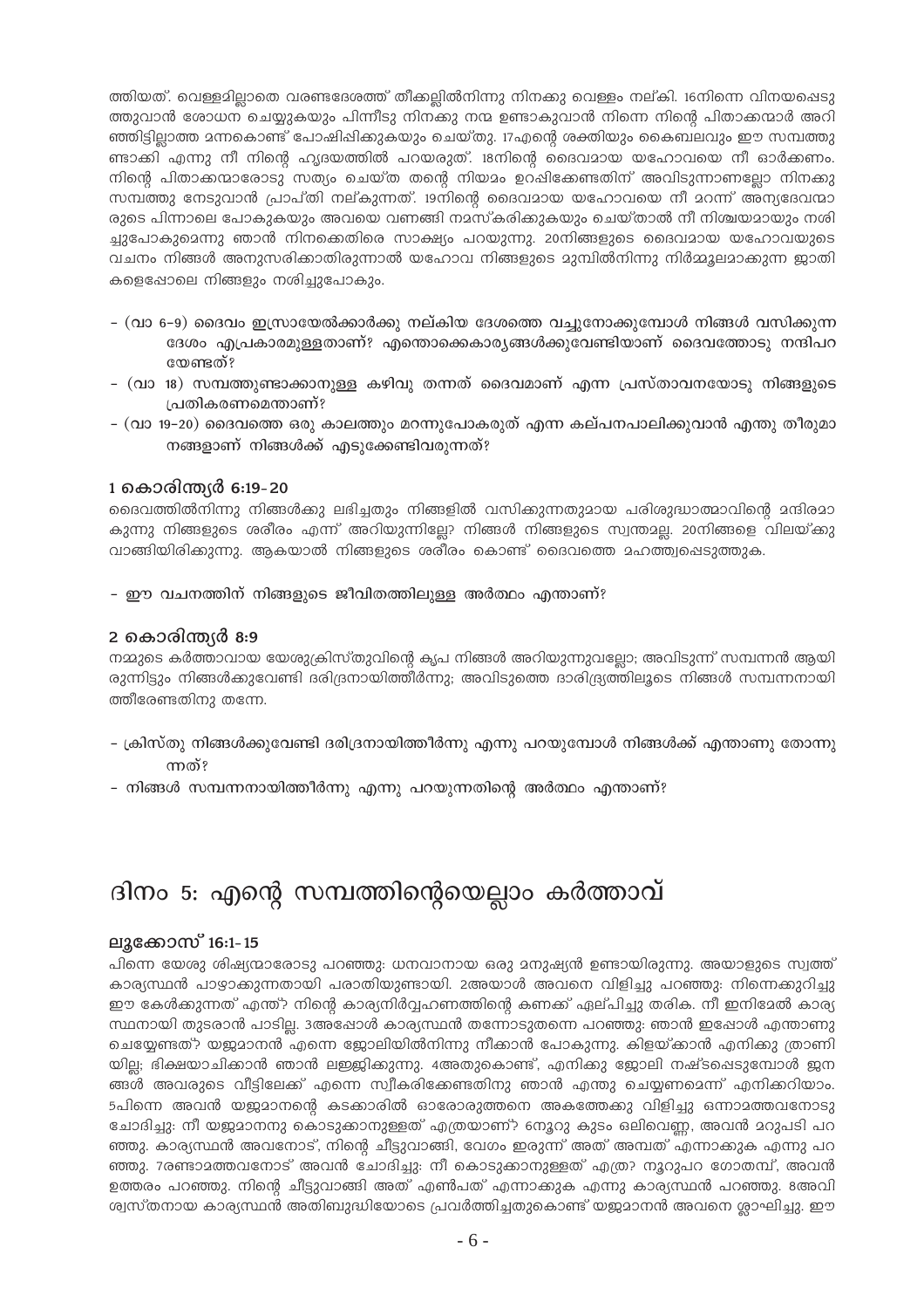ത്തിയത്. വെള്ളമില്ലാതെ വരണ്ടദേശത്ത് തീക്കല്ലിൽനിന്നു നിനക്കു വെള്ളം നല്കി. 16നിന്നെ വിനയപ്പെടുത്തുവാൻ ശോധന ചെയ്യുകയും പിന്നീടു നിനക്കു നന്മ ഉണ്ടാകുവാൻ നിന്നെ നിന്റെ പിതാക്കന്മാർ അറിഞ്ഞിട്ടില്ലാത്ത മന്നകൊണ്ട് പോഷിപ്പിക്കുകയും ചെയ്തു. 17എന്റെ ശക്തിയും കൈബലവും ഈ സമ്പത്തുണ്ടാക്കി എന്നു നീ നിന്റെ ഹൃദയത്തിൽ പറയരുത്. 18നിന്റെ ദൈവമായ യഹോവയെ നീ ഓർക്കണം. നിന്റെ പിതാക്കന്മാരോടു സത്യം ചെയ്ത തന്റെ നിയമം ഉറപ്പിക്കേണ്ടതിന് അവിടുന്നാണല്ലോ നിനക്കു സമ്പത്തു നേടുവാൻ പ്രാപ്തി നല്കുന്നത്. 19നിന്റെ ദൈവമായ യഹോവയെ നീ മറന്ന് അന്യദേവന്മാരുടെ പിന്നാലെ പോകുകയും അവയെ വണങ്ങി നമസ്കരിക്കുകയും ചെയ്താൽ നീ നിശ്ചയമായും നശിച്ചുപോകുമെന്നു ഞാൻ നിനക്കെതിരെ സാക്ഷ്യം പറയുന്നു. 20നിങ്ങളുടെ ദൈവമായ യഹോവയുടെ വചനം നിങ്ങൾ അനുസരിക്കാതിരുന്നാൽ യഹോവ നിങ്ങളുടെ മുമ്പിൽനിന്നു നിർമ്മൂലമാക്കുന്ന ജാതികളെപ്പോലെ നിങ്ങളും നശിച്ചുപോകും.

- (വാ 6-9) ദൈവം ഇസ്രായേൽക്കാർക്കു നല്കിയ ദേശത്തെ വച്ചുനോക്കുമ്പോൾ നിങ്ങൾ വസിക്കുന്ന ദേശം എപ്രകാരമുള്ളതാണ്? എന്തൊക്കെകാര്യങ്ങൾക്കുവേണ്ടിയാണ് ദൈവത്തോടു നന്ദിപറയേണ്ടത്?
- (വാ 18) സമ്പത്തുണ്ടാക്കാനുള്ള കഴിവു തന്നത് ദൈവമാണ് എന്ന പ്രസ്താവനയോടു നിങ്ങളുടെ പ്രതികരണമെന്താണ്?
- (വാ 19-20) ദൈവത്തെ ഒരു കാലത്തും മറന്നുപോകരുത് എന്ന കല്പനപാലിക്കുവാൻ എന്തു തീരുമാനങ്ങളാണ് നിങ്ങൾക്ക് എടുക്കേണ്ടിവരുന്നത്?

### 1 കൊരിന്ത്യർ 6:19-20

ദൈവത്തിൽനിന്നു നിങ്ങൾക്കു ലഭിച്ചതും നിങ്ങളിൽ വസിക്കുന്നതുമായ പരിശുദ്ധാത്മാവിന്റെ മന്ദിരമാകുന്നു നിങ്ങളുടെ ശരീരം എന്ന് അറിയുന്നില്ലേ? നിങ്ങൾ നിങ്ങളുടെ സ്വന്തമല്ല. 20നിങ്ങളെ വിലയ്ക്കു വാങ്ങിയിരിക്കുന്നു. ആകയാൽ നിങ്ങളുടെ ശരീരം കൊണ്ട് ദൈവത്തെ മഹത്ത്വപ്പെടുത്തുക.

- ഈ വചനത്തിന് നിങ്ങളുടെ ജീവിതത്തിലുള്ള അർത്ഥം എന്താണ്?

### 2 കൊരിന്ത്യർ 8:9

നമ്മുടെ കർത്താവായ യേശുക്രിസ്തുവിന്റെ കൃപ നിങ്ങൾ അറിയുന്നുവല്ലോ; അവിടുന്ന് സമ്പന്നൻ ആയിരുന്നിട്ടും നിങ്ങൾക്കുവേണ്ടി ദരിദ്രനായിത്തീർന്നു; അവിടുത്തെ ദാരിദ്ര്യത്തിലൂടെ നിങ്ങൾ സമ്പന്നനായിത്തീരേണ്ടതിനു തന്നേ.

- ക്രിസ്തു നിങ്ങൾക്കുവേണ്ടി ദരിദ്രനായിത്തീർന്നു എന്നു പറയുമ്പോൾ നിങ്ങൾക്ക് എന്താണു തോന്നുന്നത്?
- നിങ്ങൾ സമ്പന്നനായിത്തീർന്നു എന്നു പറയുന്നതിന്റെ അർത്ഥം എന്താണ്?

## ദിനം 5: എന്റെ സമ്പത്തിന്റെയെല്ലാം കർത്താവ്

### ലൂക്കോസ് 16:1-15

പിന്നെ യേശു ശിഷ്യന്മാരോടു പറഞ്ഞു: ധനവാനായ ഒരു മനുഷ്യൻ ഉണ്ടായിരുന്നു. അയാളുടെ സ്വത്ത് കാര്യസ്ഥൻ പാഴാക്കുന്നതായി പരാതിയുണ്ടായി. 2അയാൾ അവനെ വിളിച്ചു പറഞ്ഞു: നിന്നെക്കുറിച്ചു ഈ കേൾക്കുന്നത് എന്ത്? നിന്റെ കാര്യനിർവ്വഹണത്തിന്റെ കണക്ക് ഏല്പിച്ചു തരിക. നീ ഇനിമേൽ കാര്യസ്ഥനായി തുടരാൻ പാടില്ല. 3അപ്പോൾ കാര്യസ്ഥൻ തന്നോടുതന്നെ പറഞ്ഞു: ഞാൻ ഇപ്പോൾ എന്താണു ചെയ്യേണ്ടത്? യജമാനൻ എന്നെ ജോലിയിൽനിന്നു നീക്കാൻ പോകുന്നു. കിളയ്ക്കാൻ എനിക്കു ത്രാണിയില്ല; ഭിക്ഷയാചിക്കാൻ ഞാൻ ലജ്ജിക്കുന്നു. 4അതുകൊണ്ട്, എനിക്കു ജോലി നഷ്ടപ്പെടുമ്പോൾ ജനങ്ങൾ അവരുടെ വീട്ടിലേക്ക് എന്നെ സ്വീകരിക്കേണ്ടതിനു ഞാൻ എന്തു ചെയ്യണമെന്ന് എനിക്കറിയാം. 5പിന്നെ അവൻ യജമാനന്റെ കടക്കാരിൽ ഓരോരുത്തനെ അകത്തേക്കു വിളിച്ചു ഒന്നാമത്തവനോടു ചോദിച്ചു: നീ യജമാനനു കൊടുക്കാനുള്ളത് എത്രയാണ്? 6നൂറു കുടം ഒലിവെണ്ണ, അവൻ മറുപടി പറഞ്ഞു. കാര്യസ്ഥൻ അവനോട്, നിന്റെ ചീട്ടുവാങ്ങി, വേഗം ഇരുന്ന് അത് അമ്പത് എന്നാക്കുക എന്നു പറഞ്ഞു. 7രണ്ടാമത്തവനോട് അവൻ ചോദിച്ചു: നീ കൊടുക്കാനുള്ളത് എത്ര? നൂറുപറ ഗോതമ്പ്, അവൻ ഉത്തരം പറഞ്ഞു. നിന്റെ ചീട്ടുവാങ്ങി അത് എൺപത് എന്നാക്കുക എന്നു കാര്യസ്ഥൻ പറഞ്ഞു. 8അവിശ്വസ്തനായ കാര്യസ്ഥൻ അതിബുദ്ധിയോടെ പ്രവർത്തിച്ചതുകൊണ്ട് യജമാനൻ അവനെ ശ്ലാഘിച്ചു. ഈ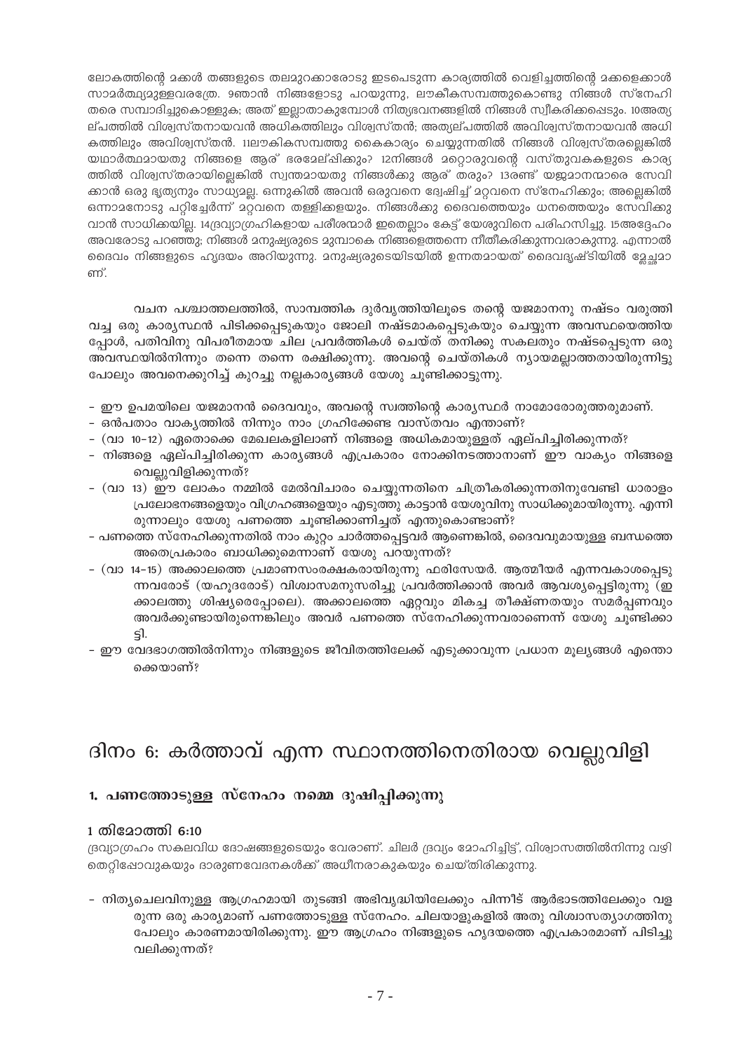ലോകത്തിന്റെ മക്കൾ തങ്ങളുടെ തലമുറക്കാരോടു ഇടപെടുന്ന കാര്യത്തിൽ വെളിച്ചത്തിന്റെ മക്കളെക്കാൾ സാമർത്ഥ്യമുള്ളവരത്രേ. 9ഞാൻ നിങ്ങളോടു പറയുന്നു, ലൗകീകസമ്പത്തുകൊണ്ടു നിങ്ങൾ സ്നേഹിതരെ സമ്പാദിച്ചുകൊള്ളുക; അത് ഇല്ലാതാകുമ്പോൾ നിത്യഭവനങ്ങളിൽ നിങ്ങൾ സ്വീകരിക്കപ്പെടും. 10അത്യല്പത്തിൽ വിശ്വസ്തനായവൻ അധികത്തിലും വിശ്വസ്തൻ; അത്യല്പത്തിൽ അവിശ്വസ്തനായവൻ അധികത്തിലും അവിശ്വസ്തൻ. 11ലൗകികസമ്പത്തു കൈകാര്യം ചെയ്യുന്നതിൽ നിങ്ങൾ വിശ്വസ്തരല്ലെങ്കിൽ യഥാർത്ഥമായതു നിങ്ങളെ ആര് ഭരമേല്പിക്കും? 12നിങ്ങൾ മറ്റൊരുവന്റെ വസ്തുവകകളുടെ കാര്യത്തിൽ വിശ്വസ്തരായില്ലെങ്കിൽ സ്വന്തമായതു നിങ്ങൾക്കു ആര് തരും? 13രണ്ട് യജമാനന്മാരെ സേവിക്കാൻ ഒരു ഭൃത്യനും സാധ്യമല്ല. ഒന്നുകിൽ അവൻ ഒരുവനെ ദ്വേഷിച്ച് മറ്റവനെ സ്നേഹിക്കും; അല്ലെങ്കിൽ ഒന്നാമനോടു പറ്റിച്ചേർന്ന് മറ്റവനെ തള്ളിക്കളയും. നിങ്ങൾക്കു ദൈവത്തെയും ധനത്തെയും സേവിക്കുവാൻ സാധിക്കയില്ല. 14ദ്രവ്യാഗ്രഹികളായ പരീശന്മാർ ഇതെല്ലാം കേട്ട് യേശുവിനെ പരിഹസിച്ചു. 15അദ്ദേഹം അവരോടു പറഞ്ഞു; നിങ്ങൾ മനുഷ്യരുടെ മുമ്പാകെ നിങ്ങളെത്തന്നെ നീതീകരിക്കുന്നവരാകുന്നു. എന്നാൽ ദൈവം നിങ്ങളുടെ ഹൃദയം അറിയുന്നു. മനുഷ്യരുടെയിടയിൽ ഉന്നതമായത് ദൈവദൃഷ്ടിയിൽ മ്ലേച്ഛമാണ്.

വചന പശ്ചാത്തലത്തിൽ, സാമ്പത്തിക ദുർവ്യത്തിയിലൂടെ തന്റെ യജമാനനു നഷ്ടം വരുത്തി വച്ച ഒരു കാര്യസ്ഥൻ പിടിക്കപ്പെടുകയും ജോലി നഷ്ടമാകപ്പെടുകയും ചെയ്യുന്ന അവസ്ഥയെത്തിയപ്പോൾ, പതിവിനു വിപരീതമായ ചില പ്രവർത്തികൾ ചെയ്ത് തനിക്കു സകലതും നഷ്ടപ്പെടുന്ന ഒരു അവസ്ഥയിൽനിന്നും തന്നെ തന്നെ രക്ഷിക്കുന്നു. അവന്റെ ചെയ്തികൾ ന്യായമല്ലാത്തതായിരുന്നിട്ടു പോലും അവനെക്കുറിച്ച് കുറച്ചു നല്ലകാര്യങ്ങൾ യേശു ചൂണ്ടിക്കാട്ടുന്നു.

- ഈ ഉപമയിലെ യജമാനൻ ദൈവവും, അവന്റെ സ്വത്തിന്റെ കാര്യസ്ഥർ നാമോരോരുത്തരുമാണ്.
- ഒൻപതാം വാക്യത്തിൽ നിന്നും നാം ഗ്രഹിക്കേണ്ട വാസ്തവം എന്താണ്?
- (വാ 10-12) ഏതൊക്കെ മേഖലകളിലാണ് നിങ്ങളെ അധികമായുള്ളത് ഏല്പിച്ചിരിക്കുന്നത്?
- നിങ്ങളെ ഏല്പിച്ചിരിക്കുന്ന കാര്യങ്ങൾ എപ്രകാരം നോക്കിനടത്താനാണ് ഈ വാക്യം നിങ്ങളെ വെല്ലുവിളിക്കുന്നത്?
- (വാ 13) ഈ ലോകം നമ്മിൽ മേൽവിചാരം ചെയ്യുന്നതിനെ ചിത്രീകരിക്കുന്നതിനുവേണ്ടി ധാരാളം പ്രലോഭനങ്ങളെയും വിഗ്രഹങ്ങളെയും എടുത്തു കാട്ടാൻ യേശുവിനു സാധിക്കുമായിരുന്നു. എന്നിരുന്നാലും യേശു പണത്തെ ചൂണ്ടിക്കാണിച്ചത് എന്തുകൊണ്ടാണ്?
- പണത്തെ സ്നേഹിക്കുന്നതിൽ നാം കുറ്റം ചാർത്തപ്പെട്ടവർ ആണെങ്കിൽ, ദൈവവുമായുള്ള ബന്ധത്തെ അതെപ്രകാരം ബാധിക്കുമെന്നാണ് യേശു പറയുന്നത്?
- (വാ 14-15) അക്കാലത്തെ പ്രമാണസംരക്ഷകരായിരുന്നു ഫരിസേയർ. ആത്മീയർ എന്നവകാശപ്പെടുന്നവരോട് (യഹൂദരോട്) വിശ്വാസമനുസരിച്ചു പ്രവർത്തിക്കാൻ അവർ ആവശ്യപ്പെട്ടിരുന്നു (ഇക്കാലത്തു ശിഷ്യരെപ്പോലെ). അക്കാലത്തെ ഏറ്റവും മികച്ച തീക്ഷ്ണതയും സമർപ്പണവും അവർക്കുണ്ടായിരുന്നെങ്കിലും അവർ പണത്തെ സ്നേഹിക്കുന്നവരാണെന്ന് യേശു ചൂണ്ടിക്കാട്ടി.
- ഈ വേദഭാഗത്തിൽനിന്നും നിങ്ങളുടെ ജീവിതത്തിലേക്ക് എടുക്കാവുന്ന പ്രധാന മൂല്യങ്ങൾ എന്തൊക്കെയാണ്?

# ദിനം 6: കർത്താവ് എന്ന സ്ഥാനത്തിനെതിരായ വെല്ലുവിളി

## 1. പണത്തോടുള്ള സ്നേഹം നമ്മെ ദുഷിപ്പിക്കുന്നു

### 1 തിമോത്തി 6:10

ദ്രവ്യാഗ്രഹം സകലവിധ ദോഷങ്ങളുടെയും വേരാണ്. ചിലർ ദ്രവ്യം മോഹിച്ചിട്ട്, വിശ്വാസത്തിൽനിന്നു വഴി തെറ്റിപ്പോവുകയും ദാരുണവേദനകൾക്ക് അധീനരാകുകയും ചെയ്തിരിക്കുന്നു.

- നിത്യചെലവിനുള്ള ആഗ്രഹമായി തുടങ്ങി അഭിവൃദ്ധിയിലേക്കും പിന്നീട് ആർഭാടത്തിലേക്കും വളരുന്ന ഒരു കാര്യമാണ് പണത്തോടുള്ള സ്നേഹം. ചിലയാളുകളിൽ അതു വിശ്വാസത്യാഗത്തിനു പോലും കാരണമായിരിക്കുന്നു. ഈ ആഗ്രഹം നിങ്ങളുടെ ഹൃദയത്തെ എപ്രകാരമാണ് പിടിച്ചു വലിക്കുന്നത്?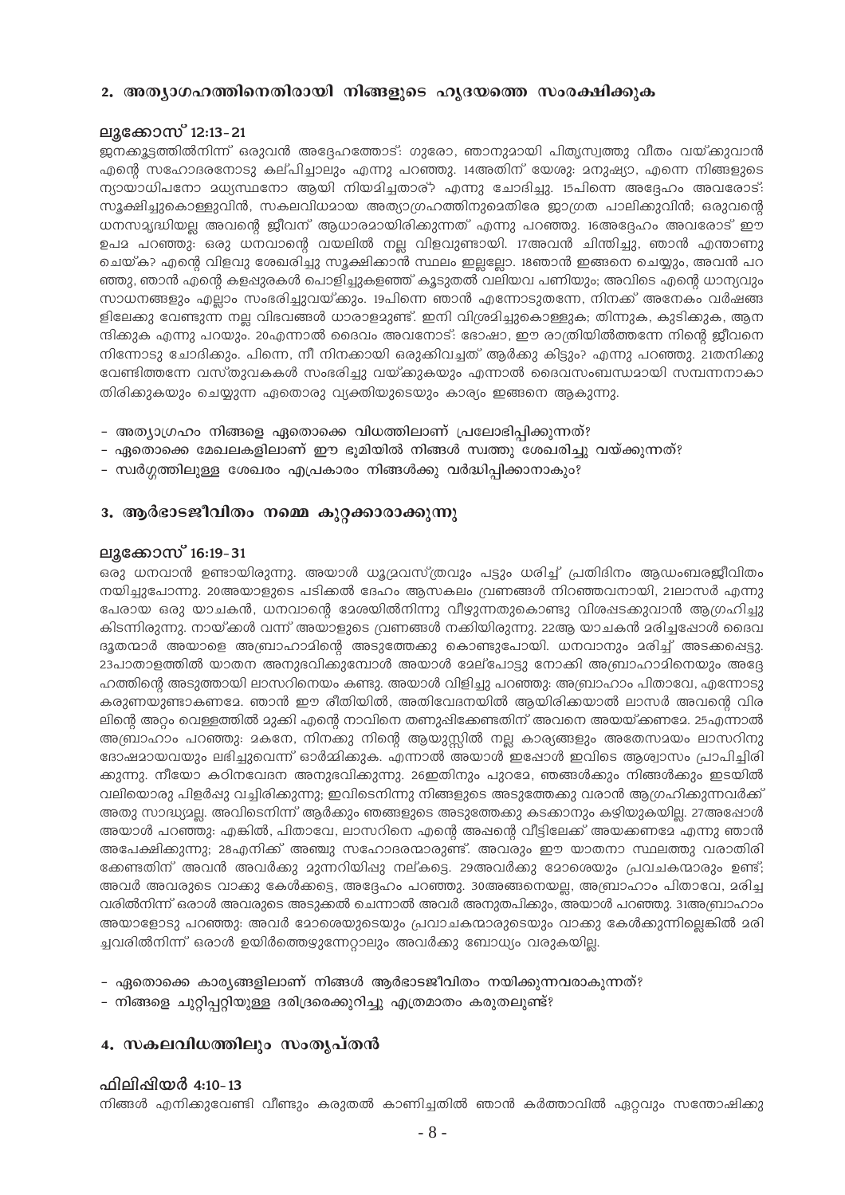## 2. അത്യാഗഹത്തിനെതിരായി നിങ്ങളുടെ ഹൃദയത്തെ സംരക്ഷിക്കുക

### ലൂക്കോസ് 12:13-21

ജനക്കൂട്ടത്തിൽനിന്ന് ഒരുവൻ അദ്ദേഹത്തോട്: ഗുരോ, ഞാനുമായി പിതൃസ്വത്തു വീതം വയ്ക്കുവാൻ എന്റെ സഹോദരനോടു കല്പിച്ചാലും എന്നു പറഞ്ഞു. 14അതിന് യേശു: മനുഷ്യാ, എന്നെ നിങ്ങളുടെ ന്യായാധിപനോ മധ്യസ്ഥനോ ആയി നിയമിച്ചതാര്? എന്നു ചോദിച്ചു. 15പിന്നെ അദ്ദേഹം അവരോട്: സൂക്ഷിച്ചുകൊള്ളുവിൻ, സകലവിധമായ അത്യാഗ്രഹത്തിനുമെതിരേ ജാഗ്രത പാലിക്കുവിൻ; ഒരുവന്റെ ധനസമൃദ്ധിയല്ല അവന്റെ ജീവന് ആധാരമായിരിക്കുന്നത് എന്നു പറഞ്ഞു. 16അദ്ദേഹം അവരോട് ഈ ഉപമ പറഞ്ഞു: ഒരു ധനവാന്റെ വയലിൽ നല്ല വിളവുണ്ടായി. 17അവൻ ചിന്തിച്ചു, ഞാൻ എന്താണു ചെയ്ക? എന്റെ വിളവു ശേഖരിച്ചു സൂക്ഷിക്കാൻ സ്ഥലം ഇല്ലല്ലോ. 18ഞാൻ ഇങ്ങനെ ചെയ്യും, അവൻ പറഞ്ഞു, ഞാൻ എന്റെ കളപ്പുരകൾ പൊളിച്ചുകളഞ്ഞ് കൂടുതൽ വലിയവ പണിയും; അവിടെ എന്റെ ധാന്യവും സാധനങ്ങളും എല്ലാം സംഭരിച്ചുവയ്ക്കും. 19പിന്നെ ഞാൻ എന്നോടുതന്നേ, നിനക്ക് അനേകം വർഷങ്ങളിലേക്കു വേണ്ടുന്ന നല്ല വിഭവങ്ങൾ ധാരാളമുണ്ട്. ഇനി വിശ്രമിച്ചുകൊള്ളുക; തിന്നുക, കുടിക്കുക, ആനന്ദിക്കുക എന്നു പറയും. 20എന്നാൽ ദൈവം അവനോട്: ഭോഷാ, ഈ രാത്രിയിൽത്തന്നേ നിന്റെ ജീവനെ നിന്നോടു ചോദിക്കും. പിന്നെ, നീ നിനക്കായി ഒരുക്കിവച്ചത് ആർക്കു കിട്ടും? എന്നു പറഞ്ഞു. 21തനിക്കുവേണ്ടിത്തന്നേ വസ്തുവകകൾ സംഭരിച്ചു വയ്ക്കുകയും എന്നാൽ ദൈവസംബന്ധമായി സമ്പന്നനാകാതിരിക്കുകയും ചെയ്യുന്ന ഏതൊരു വ്യക്തിയുടെയും കാര്യം ഇങ്ങനെ ആകുന്നു.

- അത്യാഗ്രഹം നിങ്ങളെ ഏതൊക്കെ വിധത്തിലാണ് പ്രലോഭിപ്പിക്കുന്നത്?
- ഏതൊക്കെ മേഖലകളിലാണ് ഈ ഭൂമിയിൽ നിങ്ങൾ സ്വത്തു ശേഖരിച്ചു വയ്ക്കുന്നത്?
- സ്വർഗ്ഗത്തിലുള്ള ശേഖരം എപ്രകാരം നിങ്ങൾക്കു വർദ്ധിപ്പിക്കാനാകും?

## 3. ആർഭാടജീവിതം നമ്മെ കുറ്റക്കാരാക്കുന്നു

### ലൂക്കോസ് 16:19-31

ഒരു ധനവാൻ ഉണ്ടായിരുന്നു. അയാൾ ധൂമ്രവസ്ത്രവും പട്ടും ധരിച്ച് പ്രതിദിനം ആഡംബരജീവിതം നയിച്ചുപോന്നു. 20അയാളുടെ പടിക്കൽ ദേഹം ആസകലം വ്രണങ്ങൾ നിറഞ്ഞവനായി, 21ലാസർ എന്നു പേരായ ഒരു യാചകൻ, ധനവാന്റെ മേശയിൽനിന്നു വീഴുന്നതുകൊണ്ടു വിശപ്പടക്കുവാൻ ആഗ്രഹിച്ചു കിടന്നിരുന്നു. നായ്ക്കൾ വന്ന് അയാളുടെ വ്രണങ്ങൾ നക്കിയിരുന്നു. 22ആ യാചകൻ മരിച്ചപ്പോൾ ദൈവദൂതന്മാർ അയാളെ അബ്രാഹാമിന്റെ അടുത്തേക്കു കൊണ്ടുപോയി. ധനവാനും മരിച്ച് അടക്കപ്പെട്ടു. 23പാതാളത്തിൽ യാതന അനുഭവിക്കുമ്പോൾ അയാൾ മേല്പോട്ടു നോക്കി അബ്രാഹാമിനെയും അദ്ദേഹത്തിന്റെ അടുത്തായി ലാസറിനെയും കണ്ടു. അയാൾ വിളിച്ചു പറഞ്ഞു: അബ്രാഹാം പിതാവേ, എന്നോടു കരുണയുണ്ടാകണമേ. ഞാൻ ഈ രീതിയിൽ, അതിവേദനയിൽ ആയിരിക്കയാൽ ലാസർ അവന്റെ വിരലിന്റെ അറ്റം വെള്ളത്തിൽ മുക്കി എന്റെ നാവിനെ തണുപ്പിക്കേണ്ടതിന് അവനെ അയയ്ക്കണമേ. 25എന്നാൽ അബ്രാഹാം പറഞ്ഞു: മകനേ, നിനക്കു നിന്റെ ആയുസ്സിൽ നല്ല കാര്യങ്ങളും അതേസമയം ലാസറിനു ദോഷമായവയും ലഭിച്ചുവെന്ന് ഓർമ്മിക്കുക. എന്നാൽ അയാൾ ഇപ്പോൾ ഇവിടെ ആശ്വാസം പ്രാപിച്ചിരിക്കുന്നു. നീയോ കഠിനവേദന അനുഭവിക്കുന്നു. 26ഇതിനും പുറമേ, ഞങ്ങൾക്കും നിങ്ങൾക്കും ഇടയിൽ വലിയൊരു പിളർപ്പു വച്ചിരിക്കുന്നു; ഇവിടെനിന്നു നിങ്ങളുടെ അടുത്തേക്കു വരാൻ ആഗ്രഹിക്കുന്നവർക്ക് അതു സാദ്ധ്യമല്ല. അവിടെനിന്ന് ആർക്കും ഞങ്ങളുടെ അടുത്തേക്കു കടക്കാനും കഴിയുകയില്ല. 27അപ്പോൾ അയാൾ പറഞ്ഞു: എങ്കിൽ, പിതാവേ, ലാസറിനെ എന്റെ അപ്പന്റെ വീട്ടിലേക്ക് അയക്കണമേ എന്നു ഞാൻ അപേക്ഷിക്കുന്നു; 28എനിക്ക് അഞ്ചു സഹോദരന്മാരുണ്ട്. അവരും ഈ യാതനാ സ്ഥലത്തു വരാതിരിക്കേണ്ടതിന് അവൻ അവർക്കു മുന്നറിയിപ്പു നല്കട്ടെ. 29അവർക്കു മോശെയും പ്രവചകന്മാരും ഉണ്ട്; അവർ അവരുടെ വാക്കു കേൾക്കട്ടെ, അദ്ദേഹം പറഞ്ഞു. 30അങ്ങനെയല്ല, അബ്രാഹാം പിതാവേ, മരിച്ചവരിൽനിന്ന് ഒരാൾ അവരുടെ അടുക്കൽ ചെന്നാൽ അവർ അനുതപിക്കും, അയാൾ പറഞ്ഞു. 31അബ്രാഹാം അയാളോടു പറഞ്ഞു: അവർ മോശെയുടെയും പ്രവാചകന്മാരുടെയും വാക്കു കേൾക്കുന്നില്ലെങ്കിൽ മരിച്ചവരിൽനിന്ന് ഒരാൾ ഉയിർത്തെഴുന്നേറ്റാലും അവർക്കു ബോധ്യം വരുകയില്ല.

- ഏതൊക്കെ കാര്യങ്ങളിലാണ് നിങ്ങൾ ആർഭാടജീവിതം നയിക്കുന്നവരാകുന്നത്?
- നിങ്ങളെ ചുറ്റിപ്പറ്റിയുള്ള ദരിദ്രരെക്കുറിച്ചു എത്രമാതം കരുതലുണ്ട്?

## 4. സകലവിധത്തിലും സംതൃപ്തൻ

### ഫിലിപ്പിയർ 4:10-13

നിങ്ങൾ എനിക്കുവേണ്ടി വീണ്ടും കരുതൽ കാണിച്ചതിൽ ഞാൻ കർത്താവിൽ ഏറ്റവും സന്തോഷിക്കു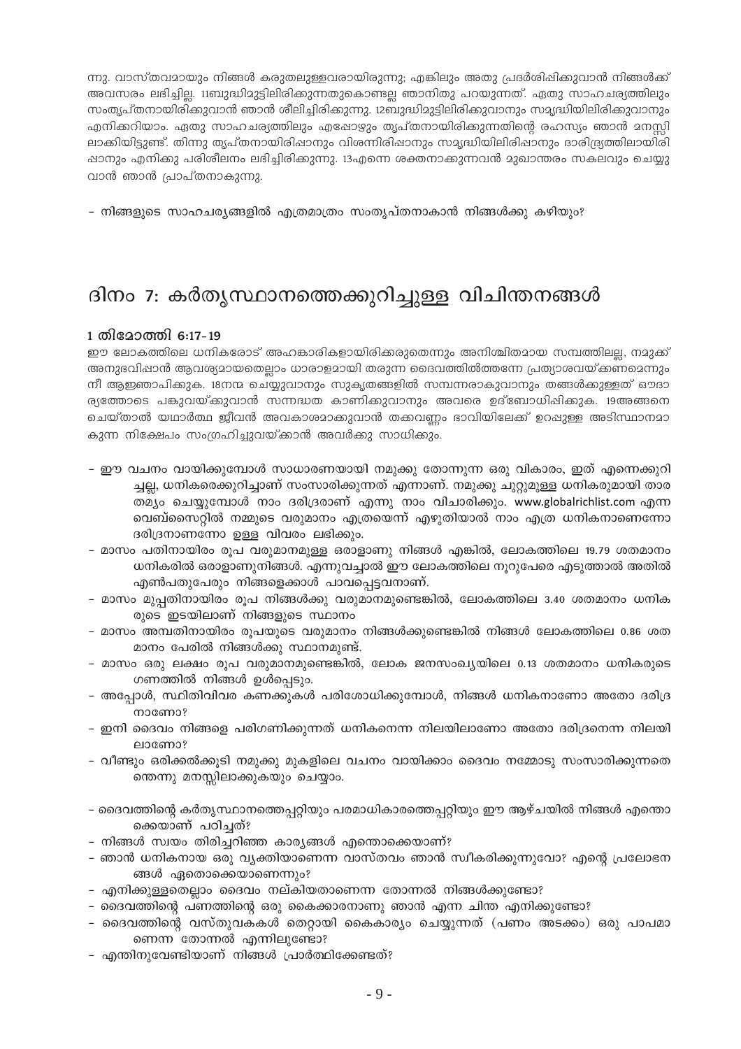ന്നു. വാസ്തവമായും നിങ്ങൾ കരുതലുള്ളവരായിരുന്നു; എങ്കിലും അതു പ്രദർശിപ്പിക്കുവാൻ നിങ്ങൾക്ക് അവസരം ലഭിച്ചില്ല. 11ബുദ്ധിമുട്ടിലിരിക്കുന്നതുകൊണ്ടല്ല ഞാനിതു പറയുന്നത്. ഏതു സാഹചര്യത്തിലും സംതൃപ്തനായിരിക്കുവാൻ ഞാൻ ശീലിച്ചിരിക്കുന്നു. 12ബുദ്ധിമുട്ടിലിരിക്കുവാനും സമൃദ്ധിയിലിരിക്കുവാനും എനിക്കറിയാം. ഏതു സാഹചര്യത്തിലും എപ്പോഴും തൃപ്തനായിരിക്കുന്നതിന്റെ രഹസ്യം ഞാൻ മനസ്സിലാക്കിയിട്ടുണ്ട്. തിന്നു തൃപ്തനായിരിപ്പാനും വിശന്നിരിപ്പാനും സമൃദ്ധിയിലിരിപ്പാനും ദാരിദ്ര്യത്തിലായിരിപ്പാനും എനിക്കു പരിശീലനം ലഭിച്ചിരിക്കുന്നു. 13എന്നെ ശക്തനാക്കുന്നവൻ മുഖാന്തരം സകലവും ചെയ്യുവാൻ ഞാൻ പ്രാപ്തനാകുന്നു.

- നിങ്ങളുടെ സാഹചര്യങ്ങളിൽ എത്രമാത്രം സംതൃപ്തനാകാൻ നിങ്ങൾക്കു കഴിയും?

# ദിനം 7: കർതൃസ്ഥാനത്തെക്കുറിച്ചുള്ള വിചിന്തനങ്ങൾ

### 1 തിമോത്തി 6:17-19

ഈ ലോകത്തിലെ ധനികരോട് അഹങ്കാരികളായിരിക്കരുതെന്നും അനിശ്ചിതമായ സമ്പത്തിലല്ല, നമുക്ക് അനുഭവിപ്പാൻ ആവശ്യമായതെല്ലാം ധാരാളമായി തരുന്ന ദൈവത്തിൽത്തന്നേ പ്രത്യാശവയ്ക്കണമെന്നും നീ ആജ്ഞാപിക്കുക. 18നന്മ ചെയ്യുവാനും സുകൃതങ്ങളിൽ സമ്പന്നരാകുവാനും തങ്ങൾക്കുള്ളത് ഔദാര്യത്തോടെ പങ്കുവയ്ക്കുവാൻ സന്നദ്ധത കാണിക്കുവാനും അവരെ ഉദ്ബോധിപ്പിക്കുക. 19അങ്ങനെ ചെയ്താൽ യഥാർത്ഥ ജീവൻ അവകാശമാക്കുവാൻ തക്കവണ്ണം ഭാവിയിലേക്ക് ഉറപ്പുള്ള അടിസ്ഥാനമാകുന്ന നിക്ഷേപം സംഗ്രഹിച്ചുവയ്ക്കാൻ അവർക്കു സാധിക്കും.

- ഈ വചനം വായിക്കുമ്പോൾ സാധാരണയായി നമുക്കു തോന്നുന്ന ഒരു വികാരം, ഇത് എന്നെക്കുറിച്ചല്ല, ധനികരെക്കുറിച്ചാണ് സംസാരിക്കുന്നത് എന്നാണ്. നമുക്കു ചുറ്റുമുള്ള ധനികരുമായി താരതമ്യം ചെയ്യുമ്പോൾ നാം ദരിദ്രരാണ് എന്നു നാം വിചാരിക്കും. www.globalrichlist.com എന്ന വെബ്സൈറ്റിൽ നമ്മുടെ വരുമാനം എത്രയെന്ന് എഴുതിയാൽ നാം എത്ര ധനികനാണെന്നോ ദരിദ്രനാണെന്നോ ഉള്ള വിവരം ലഭിക്കും.
- മാസം പതിനായിരം രൂപ വരുമാനമുള്ള ഒരാളാണു നിങ്ങൾ എങ്കിൽ, ലോകത്തിലെ 19.79 ശതമാനം ധനികരിൽ ഒരാളാണുനിങ്ങൾ. എന്നുവച്ചാൽ ഈ ലോകത്തിലെ നൂറുപേരെ എടുത്താൽ അതിൽ എൺപതുപേരും നിങ്ങളെക്കാൾ പാവപ്പെട്ടവനാണ്.
- മാസം മുപ്പതിനായിരം രൂപ നിങ്ങൾക്കു വരുമാനമുണ്ടെങ്കിൽ, ലോകത്തിലെ 3.40 ശതമാനം ധനികരുടെ ഇടയിലാണ് നിങ്ങളുടെ സ്ഥാനം
- മാസം അമ്പതിനായിരം രൂപയുടെ വരുമാനം നിങ്ങൾക്കുണ്ടെങ്കിൽ നിങ്ങൾ ലോകത്തിലെ 0.86 ശതമാനം പേരിൽ നിങ്ങൾക്കു സ്ഥാനമുണ്ട്.
- മാസം ഒരു ലക്ഷം രൂപ വരുമാനമുണ്ടെങ്കിൽ, ലോക ജനസംഖ്യയിലെ 0.13 ശതമാനം ധനികരുടെ ഗണത്തിൽ നിങ്ങൾ ഉൾപ്പെടും.
- അപ്പോൾ, സ്ഥിതിവിവര കണക്കുകൾ പരിശോധിക്കുമ്പോൾ, നിങ്ങൾ ധനികനാണോ അതോ ദരിദ്രനാണോ?
- ഇനി ദൈവം നിങ്ങളെ പരിഗണിക്കുന്നത് ധനികനെന്ന നിലയിലാണോ അതോ ദരിദ്രനെന്ന നിലയിലാണോ?
- വീണ്ടും ഒരിക്കൽക്കൂടി നമുക്കു മുകളിലെ വചനം വായിക്കാം ദൈവം നമ്മോടു സംസാരിക്കുന്നതെന്നു മനസ്സിലാക്കുകയും ചെയ്യാം.

- ദൈവത്തിന്റെ കർതൃസ്ഥാനത്തെപ്പറ്റിയും പരമാധികാരത്തെപ്പറ്റിയും ഈ ആഴ്ചയിൽ നിങ്ങൾ എന്തൊക്കെയാണ് പഠിച്ചത്?
- നിങ്ങൾ സ്വയം തിരിച്ചറിഞ്ഞ കാര്യങ്ങൾ എന്തൊക്കെയാണ്?
- ഞാൻ ധനികനായ ഒരു വ്യക്തിയാണെന്ന വാസ്തവം ഞാൻ സ്വീകരിക്കുന്നുവോ? എന്റെ പ്രലോഭനങ്ങൾ ഏതൊക്കെയാണെന്നും?
- എനിക്കുള്ളതെല്ലാം ദൈവം നല്കിയതാണെന്ന തോന്നൽ നിങ്ങൾക്കുണ്ടോ?
- ദൈവത്തിന്റെ പണത്തിന്റെ ഒരു കൈക്കാരനാണു ഞാൻ എന്ന ചിന്ത എനിക്കുണ്ടോ?
- ദൈവത്തിന്റെ വസ്തുവകകൾ തെറ്റായി കൈകാര്യം ചെയ്യുന്നത് (പണം അടക്കം) ഒരു പാപമാണെന്ന തോന്നൽ എന്നിലുണ്ടോ?
- എന്തിനുവേണ്ടിയാണ് നിങ്ങൾ പ്രാർത്ഥിക്കേണ്ടത്?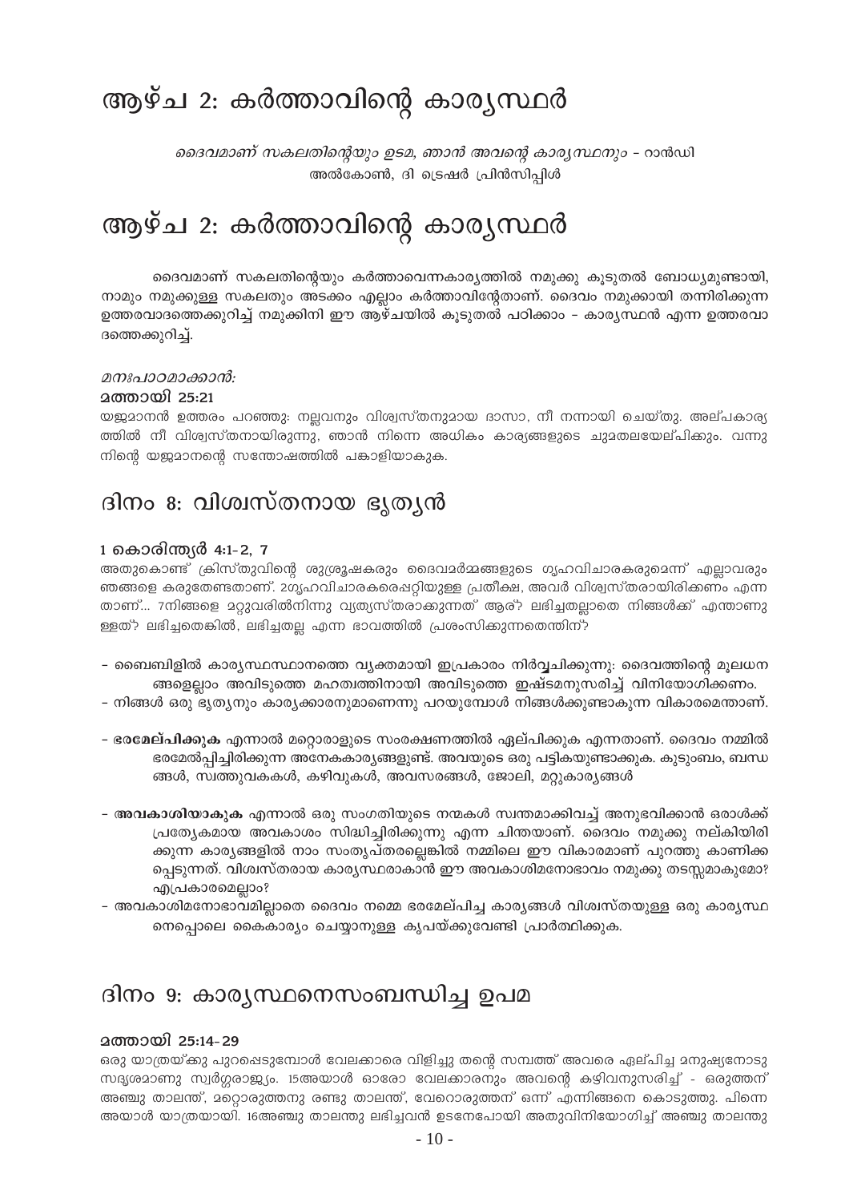# ആഴ്ച 2: കർത്താവിന്റെ കാര്യസ്ഥർ

*ദൈവമാണ് സകലതിന്റെയും ഉടമ, ഞാൻ അവന്റെ കാര്യസ്ഥനും* - റാൻഡി അൽകോൺ, ദി ട്രെഷർ പ്രിൻസിപ്പിൾ

# ആഴ്ച 2: കർത്താവിന്റെ കാര്യസ്ഥർ

ദൈവമാണ് സകലതിന്റെയും കർത്താവെന്നകാര്യത്തിൽ നമുക്കു കൂടുതൽ ബോധ്യമുണ്ടായി, നാമും നമുക്കുള്ള സകലതും അടക്കം എല്ലാം കർത്താവിന്റേതാണ്. ദൈവം നമുക്കായി തന്നിരിക്കുന്ന ഉത്തരവാദത്തെക്കുറിച്ച് നമുക്കിനി ഈ ആഴ്ചയിൽ കൂടുതൽ പഠിക്കാം - കാര്യസ്ഥൻ എന്ന ഉത്തരവാദത്തെക്കുറിച്ച്.

*മനഃപാഠമാക്കാൻ:*

**മത്തായി 25:21**

യജമാനൻ ഉത്തരം പറഞ്ഞു: നല്ലവനും വിശ്വസ്തനുമായ ദാസാ, നീ നന്നായി ചെയ്തു. അല്പകാര്യത്തിൽ നീ വിശ്വസ്തനായിരുന്നു, ഞാൻ നിന്നെ അധികം കാര്യങ്ങളുടെ ചുമതലയേല്പിക്കും. വന്നു നിന്റെ യജമാനന്റെ സന്തോഷത്തിൽ പങ്കാളിയാകുക.

## ദിനം 8: വിശ്വസ്തനായ ഭൃത്യൻ

**1 കൊരിന്ത്യർ 4:1-2, 7**

അതുകൊണ്ട് ക്രിസ്തുവിന്റെ ശുശ്രൂഷകരും ദൈവമർമ്മങ്ങളുടെ ഗൃഹവിചാരകരുമെന്ന് എല്ലാവരും ഞങ്ങളെ കരുതേണ്ടതാണ്. 2ഗൃഹവിചാരകരെപ്പറ്റിയുള്ള പ്രതീക്ഷ, അവർ വിശ്വസ്തരായിരിക്കണം എന്നതാണ്... 7നിങ്ങളെ മറ്റുവരിൽനിന്നു വ്യത്യസ്തരാക്കുന്നത് ആര്? ലഭിച്ചതല്ലാതെ നിങ്ങൾക്ക് എന്താണുള്ളത്? ലഭിച്ചതെങ്കിൽ, ലഭിച്ചതല്ല എന്ന ഭാവത്തിൽ പ്രശംസിക്കുന്നതെന്തിന്?

- ബൈബിളിൽ കാര്യസ്ഥസ്ഥാനത്തെ വ്യക്തമായി ഇപ്രകാരം നിർവ്വചിക്കുന്നു: ദൈവത്തിന്റെ മൂലധനങ്ങളെല്ലാം അവിടുത്തെ മഹത്വത്തിനായി അവിടുത്തെ ഇഷ്ടമനുസരിച്ച് വിനിയോഗിക്കണം.
- നിങ്ങൾ ഒരു ഭൃത്യനും കാര്യക്കാരനുമാണെന്നു പറയുമ്പോൾ നിങ്ങൾക്കുണ്ടാകുന്ന വികാരമെന്താണ്.

- **ഭരമേല്പിക്കുക** എന്നാൽ മറ്റൊരാളുടെ സംരക്ഷണത്തിൽ ഏല്പിക്കുക എന്നതാണ്. ദൈവം നമ്മിൽ ഭരമേൽപ്പിച്ചിരിക്കുന്ന അനേകകാര്യങ്ങളുണ്ട്. അവയുടെ ഒരു പട്ടികയുണ്ടാക്കുക. കുടുംബം, ബന്ധങ്ങൾ, സ്വത്തുവകകൾ, കഴിവുകൾ, അവസരങ്ങൾ, ജോലി, മറ്റുകാര്യങ്ങൾ

- **അവകാശിയാകുക** എന്നാൽ ഒരു സംഗതിയുടെ നന്മകൾ സ്വന്തമാക്കിവച്ച് അനുഭവിക്കാൻ ഒരാൾക്ക് പ്രത്യേകമായ അവകാശം സിദ്ധിച്ചിരിക്കുന്നു എന്ന ചിന്തയാണ്. ദൈവം നമുക്കു നല്കിയിരിക്കുന്ന കാര്യങ്ങളിൽ നാം സംതൃപ്തരല്ലെങ്കിൽ നമ്മിലെ ഈ വികാരമാണ് പുറത്തു കാണിക്കപ്പെടുന്നത്. വിശ്വസ്തരായ കാര്യസ്ഥരാകാൻ ഈ അവകാശിമനോഭാവം നമുക്കു തടസ്സമാകുമോ? എപ്രകാരമെല്ലാം?
- അവകാശിമനോഭാവമില്ലാതെ ദൈവം നമ്മെ ഭരമേല്പിച്ച കാര്യങ്ങൾ വിശ്വസ്തയുള്ള ഒരു കാര്യസ്ഥനെപ്പൊലെ കൈകാര്യം ചെയ്യാനുള്ള കൃപയ്ക്കുവേണ്ടി പ്രാർത്ഥിക്കുക.

## ദിനം 9: കാര്യസ്ഥനെസംബന്ധിച്ച ഉപമ

**മത്തായി 25:14-29**

ഒരു യാത്രയ്ക്കു പുറപ്പെടുമ്പോൾ വേലക്കാരെ വിളിച്ചു തന്റെ സമ്പത്ത് അവരെ ഏല്പിച്ച മനുഷ്യനോടു സദൃശമാണു സ്വർഗ്ഗരാജ്യം. 15അയാൾ ഓരോ വേലക്കാരനും അവന്റെ കഴിവനുസരിച്ച് - ഒരുത്തന് അഞ്ചു താലന്ത്, മറ്റൊരുത്തനു രണ്ടു താലന്ത്, വേറൊരുത്തന് ഒന്ന് എന്നിങ്ങനെ കൊടുത്തു. പിന്നെ അയാൾ യാത്രയായി. 16അഞ്ചു താലന്തു ലഭിച്ചവൻ ഉടനേപോയി അതുവിനിയോഗിച്ച് അഞ്ചു താലന്തു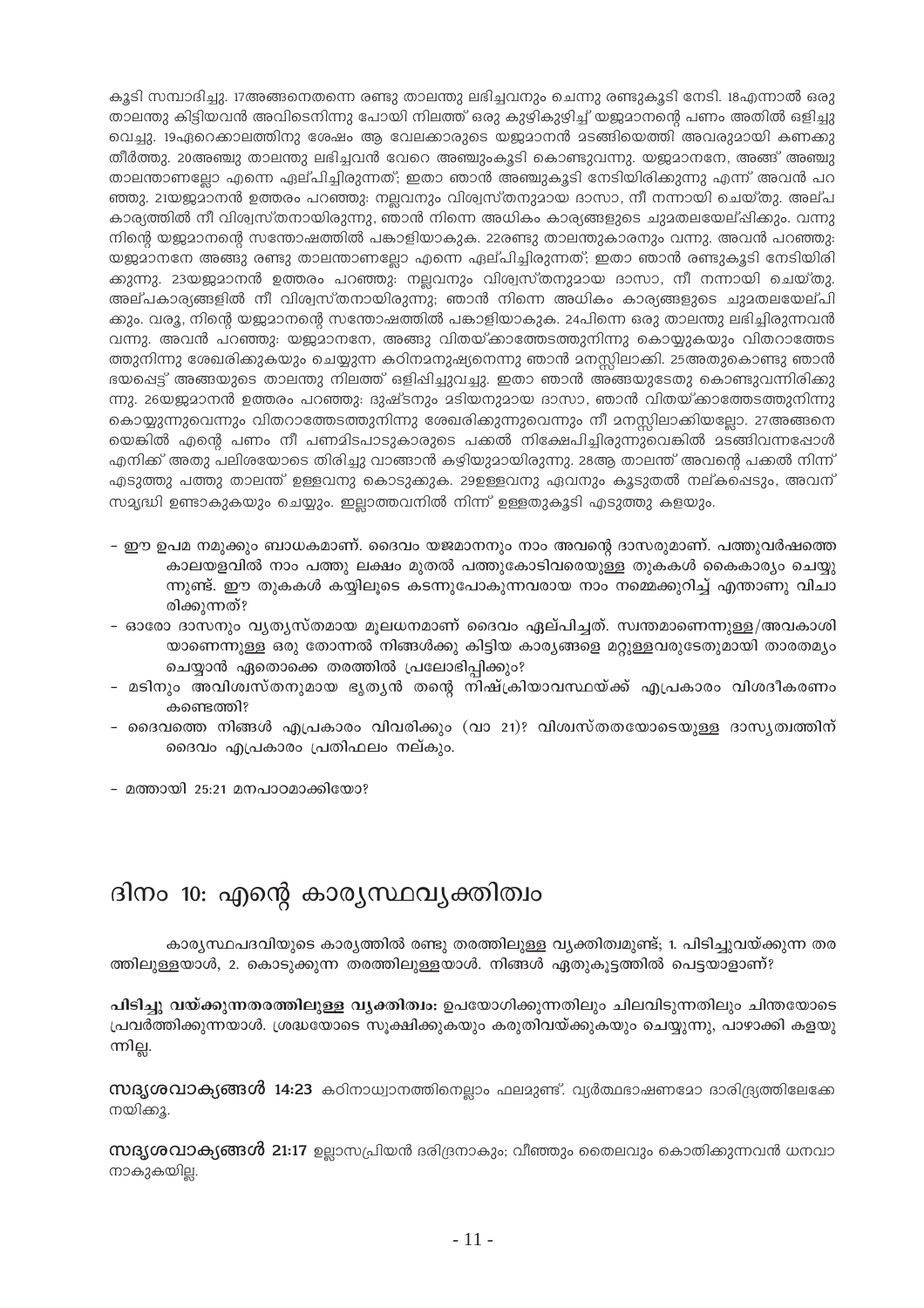കൂടി സമ്പാദിച്ചു. 17അങ്ങനെതന്നെ രണ്ടു താലന്തു ലഭിച്ചവനും ചെന്നു രണ്ടുകൂടി നേടി. 18എന്നാൽ ഒരു താലന്തു കിട്ടിയവൻ അവിടെനിന്നു പോയി നിലത്ത് ഒരു കുഴികുഴിച്ച് യജമാനന്റെ പണം അതിൽ ഒളിച്ചു വെച്ചു. 19ഏറെക്കാലത്തിനു ശേഷം ആ വേലക്കാരുടെ യജമാനൻ മടങ്ങിയെത്തി അവരുമായി കണക്കു തീർത്തു. 20അഞ്ചു താലന്തു ലഭിച്ചവൻ വേറെ അഞ്ചുംകൂടി കൊണ്ടുവന്നു. യജമാനനേ, അങ്ങ് അഞ്ചു താലന്താണല്ലോ എന്നെ ഏല്പിച്ചിരുന്നത്; ഇതാ ഞാൻ അഞ്ചുകൂടി നേടിയിരിക്കുന്നു എന്ന് അവൻ പറഞ്ഞു. 21യജമാനൻ ഉത്തരം പറഞ്ഞു: നല്ലവനും വിശ്വസ്തനുമായ ദാസാ, നീ നന്നായി ചെയ്തു. അല്പ കാര്യത്തിൽ നീ വിശ്വസ്തനായിരുന്നു, ഞാൻ നിന്നെ അധികം കാര്യങ്ങളുടെ ചുമതലയേല്പിക്കും. വന്നു നിന്റെ യജമാനന്റെ സന്തോഷത്തിൽ പങ്കാളിയാകുക. 22രണ്ടു താലന്തുകാരനും വന്നു. അവൻ പറഞ്ഞു: യജമാനനേ അങ്ങു രണ്ടു താലന്താണല്ലോ എന്നെ ഏല്പിച്ചിരുന്നത്; ഇതാ ഞാൻ രണ്ടുകൂടി നേടിയിരിക്കുന്നു. 23യജമാനൻ ഉത്തരം പറഞ്ഞു: നല്ലവനും വിശ്വസ്തനുമായ ദാസാ, നീ നന്നായി ചെയ്തു. അല്പകാര്യങ്ങളിൽ നീ വിശ്വസ്തനായിരുന്നു; ഞാൻ നിന്നെ അധികം കാര്യങ്ങളുടെ ചുമതലയേല്പിക്കും. വരൂ, നിന്റെ യജമാനന്റെ സന്തോഷത്തിൽ പങ്കാളിയാകുക. 24പിന്നെ ഒരു താലന്തു ലഭിച്ചിരുന്നവൻ വന്നു. അവൻ പറഞ്ഞു: യജമാനനേ, അങ്ങു വിതയ്ക്കാത്തേടത്തുനിന്നു കൊയ്യുകയും വിതറാത്തേടത്തുനിന്നു ശേഖരിക്കുകയും ചെയ്യുന്ന കഠിനമനുഷ്യനെന്നു ഞാൻ മനസ്സിലാക്കി. 25അതുകൊണ്ടു ഞാൻ ഭയപ്പെട്ട് അങ്ങയുടെ താലന്തു നിലത്ത് ഒളിപ്പിച്ചുവച്ചു. ഇതാ ഞാൻ അങ്ങയുടേതു കൊണ്ടുവന്നിരിക്കുന്നു. 26യജമാനൻ ഉത്തരം പറഞ്ഞു: ദുഷ്ടനും മടിയനുമായ ദാസാ, ഞാൻ വിതയ്ക്കാത്തേടത്തുനിന്നു കൊയ്യുന്നുവെന്നും വിതറാത്തേടത്തുനിന്നു ശേഖരിക്കുന്നുവെന്നും നീ മനസ്സിലാക്കിയല്ലോ. 27അങ്ങനെയെങ്കിൽ എന്റെ പണം നീ പണമിടപാടുകാരുടെ പക്കൽ നിക്ഷേപിച്ചിരുന്നുവെങ്കിൽ മടങ്ങിവന്നപ്പോൾ എനിക്ക് അതു പലിശയോടെ തിരിച്ചു വാങ്ങാൻ കഴിയുമായിരുന്നു. 28ആ താലന്ത് അവന്റെ പക്കൽ നിന്ന് എടുത്തു പത്തു താലന്ത് ഉള്ളവനു കൊടുക്കുക. 29ഉള്ളവനു ഏവനും കൂടുതൽ നല്കപ്പെടും, അവന് സമൃദ്ധി ഉണ്ടാകുകയും ചെയ്യും. ഇല്ലാത്തവനിൽ നിന്ന് ഉള്ളതുകൂടി എടുത്തു കളയും.

- ഈ ഉപമ നമുക്കും ബാധകമാണ്. ദൈവം യജമാനനും നാം അവന്റെ ദാസരുമാണ്. പത്തുവർഷത്തെ കാലയളവിൽ നാം പത്തു ലക്ഷം മുതൽ പത്തുകോടിവരെയുള്ള തുകകൾ കൈകാര്യം ചെയ്യുന്നുണ്ട്. ഈ തുകകൾ കയ്യിലൂടെ കടന്നുപോകുന്നവരായ നാം നമ്മെക്കുറിച്ച് എന്താണു വിചാരിക്കുന്നത്?
- ഓരോ ദാസനും വ്യത്യസ്തമായ മൂലധനമാണ് ദൈവം ഏല്പിച്ചത്. സ്വന്തമാണെന്നുള്ള/അവകാശിയാണെന്നുള്ള ഒരു തോന്നൽ നിങ്ങൾക്കു കിട്ടിയ കാര്യങ്ങളെ മറ്റുള്ളവരുടേതുമായി താരതമ്യം ചെയ്യാൻ ഏതൊക്കെ തരത്തിൽ പ്രലോഭിപ്പിക്കും?
- മടിനും അവിശ്വസ്തനുമായ ഭൃത്യൻ തന്റെ നിഷ്ക്രിയാവസ്ഥയ്ക്ക് എപ്രകാരം വിശദീകരണം കണ്ടെത്തി?
- ദൈവത്തെ നിങ്ങൾ എപ്രകാരം വിവരിക്കും (വാ 21)? വിശ്വസ്തതയോടെയുള്ള ദാസ്യത്വത്തിന് ദൈവം എപ്രകാരം പ്രതിഫലം നല്കും.

- മത്തായി 25:21 മനപാഠമാക്കിയോ?

# ദിനം 10: എന്റെ കാര്യസ്ഥവ്യക്തിത്വം

കാര്യസ്ഥപദവിയുടെ കാര്യത്തിൽ രണ്ടു തരത്തിലുള്ള വ്യക്തിത്വമുണ്ട്; 1. പിടിച്ചുവയ്ക്കുന്ന തരത്തിലുള്ളയാൾ, 2. കൊടുക്കുന്ന തരത്തിലുള്ളയാൾ. നിങ്ങൾ ഏതുകൂട്ടത്തിൽ പെട്ടയാളാണ്?

**പിടിച്ചു വയ്ക്കുന്നതരത്തിലുള്ള വ്യക്തിത്വം:** ഉപയോഗിക്കുന്നതിലും ചിലവിടുന്നതിലും ചിന്തയോടെ പ്രവർത്തിക്കുന്നയാൾ. ശ്രദ്ധയോടെ സൂക്ഷിക്കുകയും കരുതിവയ്ക്കുകയും ചെയ്യുന്നു, പാഴാക്കി കളയുന്നില്ല.

**സദൃശവാക്യങ്ങൾ 14:23** കഠിനാധ്വാനത്തിനെല്ലാം ഫലമുണ്ട്. വ്യർത്ഥഭാഷണമോ ദാരിദ്ര്യത്തിലേക്കേ നയിക്കൂ.

**സദൃശവാക്യങ്ങൾ 21:17** ഉല്ലാസപ്രിയൻ ദരിദ്രനാകും; വീഞ്ഞും തൈലവും കൊതിക്കുന്നവൻ ധനവാനാകുകയില്ല.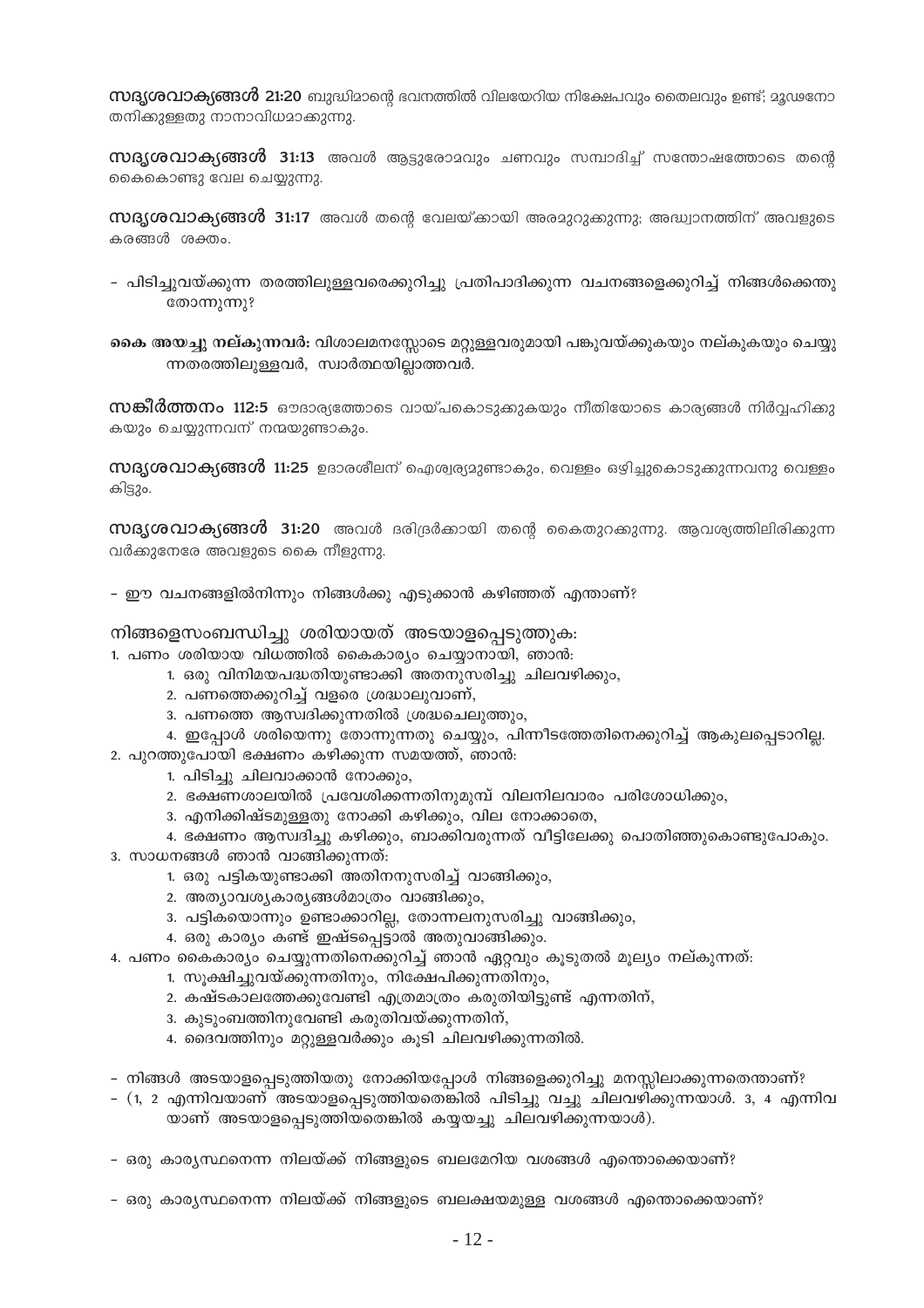**സദൃശവാക്യങ്ങൾ 21:20** ബുദ്ധിമാന്റെ ഭവനത്തിൽ വിലയേറിയ നിക്ഷേപവും തൈലവും ഉണ്ട്; മൂഢനോ തനിക്കുള്ളതു നാനാവിധമാക്കുന്നു.

**സദൃശവാക്യങ്ങൾ 31:13** അവൾ ആട്ടുരോമവും ചണവും സമ്പാദിച്ച് സന്തോഷത്തോടെ തന്റെ കൈകൊണ്ടു വേല ചെയ്യുന്നു.

**സദൃശവാക്യങ്ങൾ 31:17** അവൾ തന്റെ വേലയ്ക്കായി അരമുറുക്കുന്നു; അദ്ധ്വാനത്തിന് അവളുടെ കരങ്ങൾ ശക്തം.

- പിടിച്ചുവയ്ക്കുന്ന തരത്തിലുള്ളവരെക്കുറിച്ചു പ്രതിപാദിക്കുന്ന വചനങ്ങളെക്കുറിച്ച് നിങ്ങൾക്കെന്തു തോന്നുന്നു?

**കൈ അയച്ചു നല്കുന്നവർ:** വിശാലമനസ്സോടെ മറ്റുള്ളവരുമായി പങ്കുവയ്ക്കുകയും നല്കുകയും ചെയ്യുന്നതരത്തിലുള്ളവർ, സ്വാർത്ഥയില്ലാത്തവർ.

**സങ്കീർത്തനം 112:5** ഔദാര്യത്തോടെ വായ്പകൊടുക്കുകയും നീതിയോടെ കാര്യങ്ങൾ നിർവ്വഹിക്കുകയും ചെയ്യുന്നവന് നന്മയുണ്ടാകും.

**സദൃശവാക്യങ്ങൾ 11:25** ഉദാരശീലന് ഐശ്വര്യമുണ്ടാകും, വെള്ളം ഒഴിച്ചുകൊടുക്കുന്നവനു വെള്ളം കിട്ടും.

**സദൃശവാക്യങ്ങൾ 31:20** അവൾ ദരിദ്രർക്കായി തന്റെ കൈതുറക്കുന്നു. ആവശ്യത്തിലിരിക്കുന്നവർക്കുനേരേ അവളുടെ കൈ നീളുന്നു.

- ഈ വചനങ്ങളിൽനിന്നും നിങ്ങൾക്കു എടുക്കാൻ കഴിഞ്ഞത് എന്താണ്?

## നിങ്ങളെസംബന്ധിച്ചു ശരിയായത് അടയാളപ്പെടുത്തുക:

1. പണം ശരിയായ വിധത്തിൽ കൈകാര്യം ചെയ്യാനായി, ഞാൻ:
   1. ഒരു വിനിമയപദ്ധതിയുണ്ടാക്കി അതനുസരിച്ചു ചിലവഴിക്കും,
   2. പണത്തെക്കുറിച്ച് വളരെ ശ്രദ്ധാലുവാണ്,
   3. പണത്തെ ആസ്വദിക്കുന്നതിൽ ശ്രദ്ധചെലുത്തും,
   4. ഇപ്പോൾ ശരിയെന്നു തോന്നുന്നതു ചെയ്യും, പിന്നീടത്തേതിനെക്കുറിച്ച് ആകുലപ്പെടാറില്ല.
2. പുറത്തുപോയി ഭക്ഷണം കഴിക്കുന്ന സമയത്ത്, ഞാൻ:
   1. പിടിച്ചു ചിലവാക്കാൻ നോക്കും,
   2. ഭക്ഷണശാലയിൽ പ്രവേശിക്കന്നതിനുമുമ്പ് വിലനിലവാരം പരിശോധിക്കും,
   3. എനിക്കിഷ്ടമുള്ളതു നോക്കി കഴിക്കും, വില നോക്കാതെ,
   4. ഭക്ഷണം ആസ്വദിച്ചു കഴിക്കും, ബാക്കിവരുന്നത് വീട്ടിലേക്കു പൊതിഞ്ഞുകൊണ്ടുപോകും.
3. സാധനങ്ങൾ ഞാൻ വാങ്ങിക്കുന്നത്:
   1. ഒരു പട്ടികയുണ്ടാക്കി അതിനനുസരിച്ച് വാങ്ങിക്കും,
   2. അത്യാവശ്യകാര്യങ്ങൾമാത്രം വാങ്ങിക്കും,
   3. പട്ടികയൊന്നും ഉണ്ടാക്കാറില്ല, തോന്നലനുസരിച്ചു വാങ്ങിക്കും,
   4. ഒരു കാര്യം കണ്ട് ഇഷ്ടപ്പെട്ടാൽ അതുവാങ്ങിക്കും.
4. പണം കൈകാര്യം ചെയ്യുന്നതിനെക്കുറിച്ച് ഞാൻ ഏറ്റവും കൂടുതൽ മൂല്യം നല്കുന്നത്:
   1. സൂക്ഷിച്ചുവയ്ക്കുന്നതിനും, നിക്ഷേപിക്കുന്നതിനും,
   2. കഷ്ടകാലത്തേക്കുവേണ്ടി എത്രമാത്രം കരുതിയിട്ടുണ്ട് എന്നതിന്,
   3. കുടുംബത്തിനുവേണ്ടി കരുതിവയ്ക്കുന്നതിന്,
   4. ദൈവത്തിനും മറ്റുള്ളവർക്കും കൂടി ചിലവഴിക്കുന്നതിൽ.

- നിങ്ങൾ അടയാളപ്പെടുത്തിയതു നോക്കിയപ്പോൾ നിങ്ങളെക്കുറിച്ചു മനസ്സിലാക്കുന്നതെന്താണ്?
- (1, 2 എന്നിവയാണ് അടയാളപ്പെടുത്തിയതെങ്കിൽ പിടിച്ചു വച്ചു ചിലവഴിക്കുന്നയാൾ. 3, 4 എന്നിവയാണ് അടയാളപ്പെടുത്തിയതെങ്കിൽ കയ്യയച്ചു ചിലവഴിക്കുന്നയാൾ).

- ഒരു കാര്യസ്ഥനെന്ന നിലയ്ക്ക് നിങ്ങളുടെ ബലമേറിയ വശങ്ങൾ എന്തൊക്കെയാണ്?

- ഒരു കാര്യസ്ഥനെന്ന നിലയ്ക്ക് നിങ്ങളുടെ ബലക്ഷയമുള്ള വശങ്ങൾ എന്തൊക്കെയാണ്?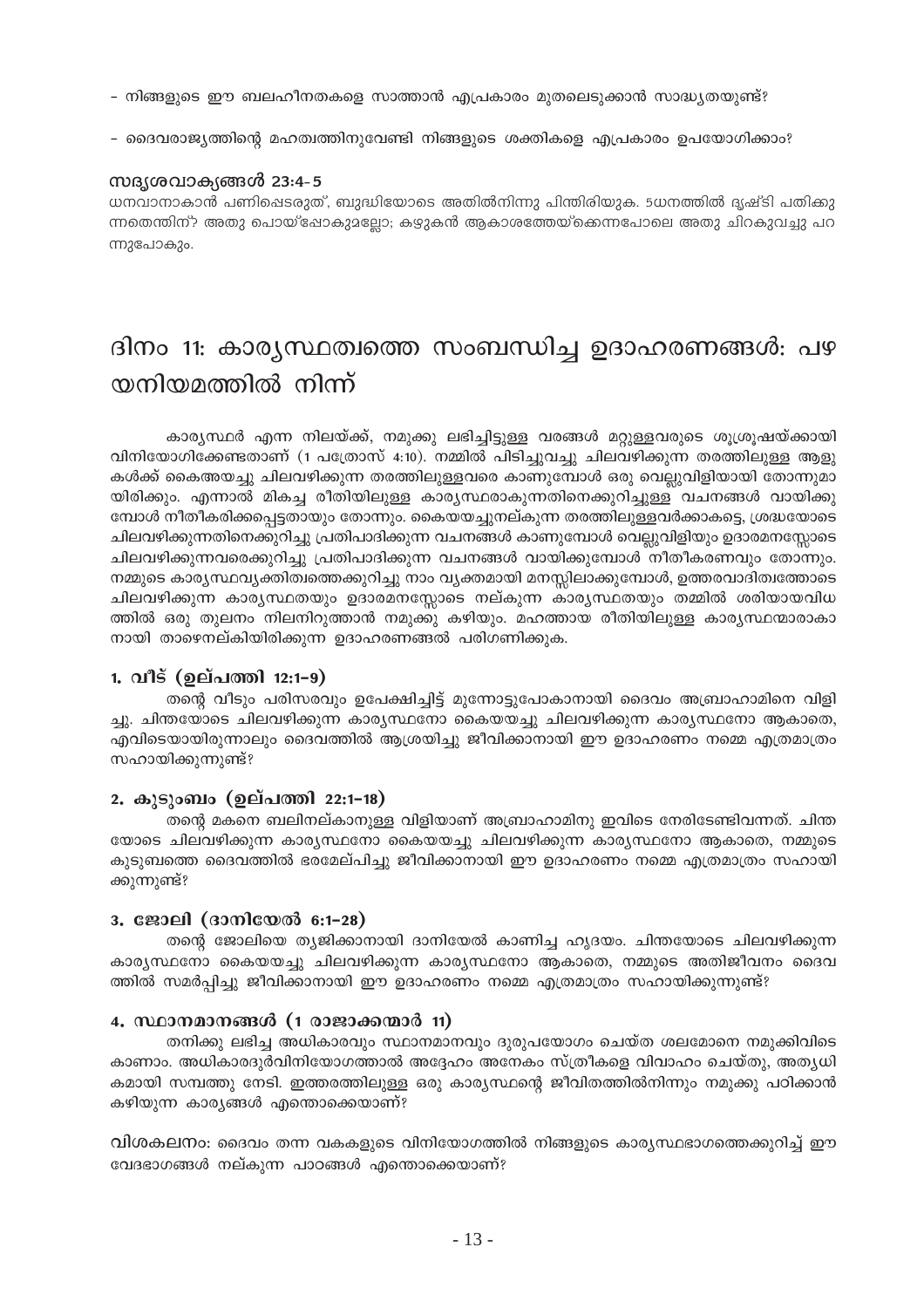- നിങ്ങളുടെ ഈ ബലഹീനതകളെ സാത്താൻ എപ്രകാരം മുതലെടുക്കാൻ സാദ്ധ്യതയുണ്ട്?

- ദൈവരാജ്യത്തിന്റെ മഹത്വത്തിനുവേണ്ടി നിങ്ങളുടെ ശക്തികളെ എപ്രകാരം ഉപയോഗിക്കാം?

**സദൃശവാക്യങ്ങൾ 23:4-5**

ധനവാനാകാൻ പണിപ്പെടരുത്, ബുദ്ധിയോടെ അതിൽനിന്നു പിന്തിരിയുക. 5ധനത്തിൽ ദൃഷ്ടി പതിക്കുന്നതെന്തിന്? അതു പൊയ്പ്പോകുമല്ലോ; കഴുകൻ ആകാശത്തേയ്ക്കെന്നപോലെ അതു ചിറകുവച്ചു പറന്നുപോകും.

# ദിനം 11: കാര്യസ്ഥത്വത്തെ സംബന്ധിച്ച ഉദാഹരണങ്ങൾ: പഴയനിയമത്തിൽ നിന്ന്

കാര്യസ്ഥർ എന്ന നിലയ്ക്ക്, നമുക്കു ലഭിച്ചിട്ടുള്ള വരങ്ങൾ മറ്റുള്ളവരുടെ ശുശ്രൂഷയ്ക്കായി വിനിയോഗിക്കേണ്ടതാണ് (1 പത്രോസ് 4:10). നമ്മിൽ പിടിച്ചുവച്ചു ചിലവഴിക്കുന്ന തരത്തിലുള്ള ആളുകൾക്ക് കൈഅയച്ചു ചിലവഴിക്കുന്ന തരത്തിലുള്ളവരെ കാണുമ്പോൾ ഒരു വെല്ലുവിളിയായി തോന്നുമായിരിക്കും. എന്നാൽ മികച്ച രീതിയിലുള്ള കാര്യസ്ഥരാകുന്നതിനെക്കുറിച്ചുള്ള വചനങ്ങൾ വായിക്കുമ്പോൾ നീതീകരിക്കപ്പെട്ടതായും തോന്നും. കൈയയച്ചുനല്കുന്ന തരത്തിലുള്ളവർക്കാകട്ടെ, ശ്രദ്ധയോടെ ചിലവഴിക്കുന്നതിനെക്കുറിച്ചു പ്രതിപാദിക്കുന്ന വചനങ്ങൾ കാണുമ്പോൾ വെല്ലുവിളിയും ഉദാരമനസ്സോടെ ചിലവഴിക്കുന്നവരെക്കുറിച്ചു പ്രതിപാദിക്കുന്ന വചനങ്ങൾ വായിക്കുമ്പോൾ നീതീകരണവും തോന്നും. നമ്മുടെ കാര്യസ്ഥവ്യക്തിത്വത്തെക്കുറിച്ചു നാം വ്യക്തമായി മനസ്സിലാക്കുമ്പോൾ, ഉത്തരവാദിത്വത്തോടെ ചിലവഴിക്കുന്ന കാര്യസ്ഥതയും ഉദാരമനസ്സോടെ നല്കുന്ന കാര്യസ്ഥതയും തമ്മിൽ ശരിയായവിധത്തിൽ ഒരു തുലനം നിലനിറുത്താൻ നമുക്കു കഴിയും. മഹത്തായ രീതിയിലുള്ള കാര്യസ്ഥന്മാരാകാനായി താഴെനല്കിയിരിക്കുന്ന ഉദാഹരണങ്ങൾ പരിഗണിക്കുക.

### 1. വീട് (ഉല്പത്തി 12:1-9)

തന്റെ വീടും പരിസരവും ഉപേക്ഷിച്ചിട്ട് മുന്നോട്ടുപോകാനായി ദൈവം അബ്രാഹാമിനെ വിളിച്ചു. ചിന്തയോടെ ചിലവഴിക്കുന്ന കാര്യസ്ഥനോ കൈയയച്ചു ചിലവഴിക്കുന്ന കാര്യസ്ഥനോ ആകാതെ, എവിടെയായിരുന്നാലും ദൈവത്തിൽ ആശ്രയിച്ചു ജീവിക്കാനായി ഈ ഉദാഹരണം നമ്മെ എത്രമാത്രം സഹായിക്കുന്നുണ്ട്?

### 2. കുടുംബം (ഉല്പത്തി 22:1-18)

തന്റെ മകനെ ബലിനല്കാനുള്ള വിളിയാണ് അബ്രാഹാമിനു ഇവിടെ നേരിടേണ്ടിവന്നത്. ചിന്തയോടെ ചിലവഴിക്കുന്ന കാര്യസ്ഥനോ കൈയയച്ചു ചിലവഴിക്കുന്ന കാര്യസ്ഥനോ ആകാതെ, നമ്മുടെ കുടുബത്തെ ദൈവത്തിൽ ഭരമേല്പിച്ചു ജീവിക്കാനായി ഈ ഉദാഹരണം നമ്മെ എത്രമാത്രം സഹായിക്കുന്നുണ്ട്?

### 3. ജോലി (ദാനിയേൽ 6:1-28)

തന്റെ ജോലിയെ ത്യജിക്കാനായി ദാനിയേൽ കാണിച്ച ഹൃദയം. ചിന്തയോടെ ചിലവഴിക്കുന്ന കാര്യസ്ഥനോ കൈയയച്ചു ചിലവഴിക്കുന്ന കാര്യസ്ഥനോ ആകാതെ, നമ്മുടെ അതിജീവനം ദൈവത്തിൽ സമർപ്പിച്ചു ജീവിക്കാനായി ഈ ഉദാഹരണം നമ്മെ എത്രമാത്രം സഹായിക്കുന്നുണ്ട്?

### 4. സ്ഥാനമാനങ്ങൾ (1 രാജാക്കന്മാർ 11)

തനിക്കു ലഭിച്ച അധികാരവും സ്ഥാനമാനവും ദുരുപയോഗം ചെയ്ത ശലമോനെ നമുക്കിവിടെ കാണാം. അധികാരദുർവിനിയോഗത്താൽ അദ്ദേഹം അനേകം സ്ത്രീകളെ വിവാഹം ചെയ്തു, അത്യധികമായി സമ്പത്തു നേടി. ഇത്തരത്തിലുള്ള ഒരു കാര്യസ്ഥന്റെ ജീവിതത്തിൽനിന്നും നമുക്കു പഠിക്കാൻ കഴിയുന്ന കാര്യങ്ങൾ എന്തൊക്കെയാണ്?

**വിശകലനം:** ദൈവം തന്ന വകകളുടെ വിനിയോഗത്തിൽ നിങ്ങളുടെ കാര്യസ്ഥഭാഗത്തെക്കുറിച്ച് ഈ വേദഭാഗങ്ങൾ നല്കുന്ന പാഠങ്ങൾ എന്തൊക്കെയാണ്?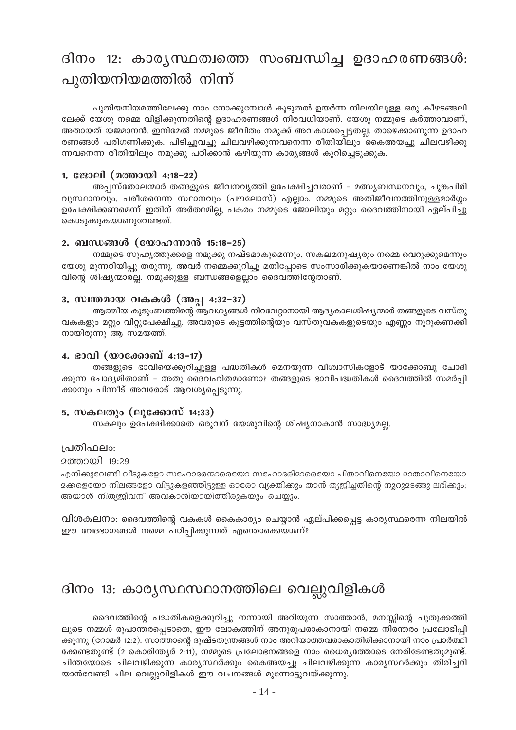# ദിനം 12: കാര്യസ്ഥത്വത്തെ സംബന്ധിച്ച ഉദാഹരണങ്ങൾ: പുതിയനിയമത്തിൽ നിന്ന്

പുതിയനിയമത്തിലേക്കു നാം നോക്കുമ്പോൾ കൂടുതൽ ഉയർന്ന നിലയിലുള്ള ഒരു കീഴടങ്ങലിലേക്ക് യേശു നമ്മെ വിളിക്കുന്നതിന്റെ ഉദാഹരണങ്ങൾ നിരവധിയാണ്. യേശു നമ്മുടെ കർത്താവാണ്, അതായത് യജമാനൻ. ഇനിമേൽ നമ്മുടെ ജീവിതം നമുക്ക് അവകാശപ്പെട്ടതല്ല. താഴെക്കാണുന്ന ഉദാഹരണങ്ങൾ പരിഗണിക്കുക. പിടിച്ചുവച്ചു ചിലവഴിക്കുന്നവനെന്ന രീതിയിലും കൈഅയച്ചു ചിലവഴിക്കുന്നവനെന്ന രീതിയിലും നമുക്കു പഠിക്കാൻ കഴിയുന്ന കാര്യങ്ങൾ കുറിച്ചെടുക്കുക.

### 1. ജോലി (മത്തായി 4:18–22)

അപ്പസ്തോലന്മാർ തങ്ങളുടെ ജീവനവൃത്തി ഉപേക്ഷിച്ചവരാണ് – മത്സ്യബന്ധനവും, ചുങ്കപിരിവുസ്ഥാനവും, പരീശനെന്ന സ്ഥാനവും (പൗലോസ്) എല്ലാം. നമ്മുടെ അതിജീവനത്തിനുള്ളമാർഗ്ഗം ഉപേക്ഷിക്കണമെന്ന് ഇതിന് അർത്ഥമില്ല, പകരം നമ്മുടെ ജോലിയും മറ്റും ദൈവത്തിനായി ഏല്പിച്ചു കൊടുക്കുകയാണുവേണ്ടത്.

### 2. ബന്ധങ്ങൾ (യോഹന്നാൻ 15:18–25)

നമ്മുടെ സുഹൃത്തുക്കളെ നമുക്കു നഷ്ടമാകുമെന്നും, സകലമനുഷ്യരും നമ്മെ വെറുക്കുമെന്നും യേശു മുന്നറിയിപ്പു തരുന്നു. അവർ നമ്മെക്കുറിച്ചു മതിപ്പോടെ സംസാരിക്കുകയാണെങ്കിൽ നാം യേശുവിന്റെ ശിഷ്യന്മാരല്ല. നമുക്കുള്ള ബന്ധങ്ങളെല്ലാം ദൈവത്തിന്റേതാണ്.

### 3. സ്വന്തമായ വകകൾ (അപ്പ 4:32–37)

ആത്മീയ കുടുംബത്തിന്റെ ആവശ്യങ്ങൾ നിറവേറ്റാനായി ആദ്യകാലശിഷ്യന്മാർ തങ്ങളുടെ വസ്തുവകകളും മറ്റും വിറ്റുപേക്ഷിച്ചു. അവരുടെ കൂട്ടത്തിന്റെയും വസ്തുവകകളുടെയും എണ്ണം നൂറുകണക്കിനായിരുന്നു ആ സമയത്ത്.

### 4. ഭാവി (യാക്കോബ് 4:13–17)

തങ്ങളുടെ ഭാവിയെക്കുറിച്ചുള്ള പദ്ധതികൾ മെനയുന്ന വിശ്വാസികളോട് യാക്കോബു ചോദിക്കുന്ന ചോദ്യമിതാണ് – അതു ദൈവഹിതമാണോ? തങ്ങളുടെ ഭാവിപദ്ധതികൾ ദൈവത്തിൽ സമർപ്പിക്കാനും പിന്നീട് അവരോട് ആവശ്യപ്പെടുന്നു.

### 5. സകലതും (ലൂക്കോസ് 14:33)

സകലും ഉപേക്ഷിക്കാതെ ഒരുവന് യേശുവിന്റെ ശിഷ്യനാകാൻ സാദ്ധ്യമല്ല.

പ്രതിഫലം:

മത്തായി 19:29

എനിക്കുവേണ്ടി വീടുകളോ സഹോദരന്മാരെയോ സഹോദരിമാരെയോ പിതാവിനെയോ മാതാവിനെയോ മക്കളെയോ നിലങ്ങളോ വിട്ടുകളഞ്ഞിട്ടുള്ള ഓരോ വ്യക്തിക്കും താൻ ത്യജിച്ചതിന്റെ നൂറുമടങ്ങു ലഭിക്കും; അയാൾ നിത്യജീവന് അവകാശിയായിത്തീരുകയും ചെയ്യും.

**വിശകലനം:** ദൈവത്തിന്റെ വകകൾ കൈകാര്യം ചെയ്യാൻ ഏല്പിക്കപ്പെട്ട കാര്യസ്ഥരെന്ന നിലയിൽ ഈ വേദഭാഗങ്ങൾ നമ്മെ പഠിപ്പിക്കുന്നത് എന്തൊക്കെയാണ്?

# ദിനം 13: കാര്യസ്ഥസ്ഥാനത്തിലെ വെല്ലുവിളികൾ

ദൈവത്തിന്റെ പദ്ധതികളെക്കുറിച്ചു നന്നായി അറിയുന്ന സാത്താൻ, മനസ്സിന്റെ പുതുക്കത്തിലൂടെ നമ്മൾ രൂപാന്തരപ്പെടാതെ, ഈ ലോകത്തിന് അനുരൂപരാകാനായി നമ്മെ നിരന്തരം പ്രലോഭിപ്പിക്കുന്നു (റോമർ 12:2). സാത്താന്റെ ദുഷ്ടതന്ത്രങ്ങൾ നാം അറിയാത്തവരാകാതിരിക്കാനായി നാം പ്രാർത്ഥിക്കേണ്ടതുണ്ട് (2 കൊരിന്ത്യർ 2:11), നമ്മുടെ പ്രലോഭനങ്ങളെ നാം ധൈര്യത്തോടെ നേരിടേണ്ടതുമുണ്ട്. ചിന്തയോടെ ചിലവഴിക്കുന്ന കാര്യസ്ഥർക്കും കൈഅയച്ചു ചിലവഴിക്കുന്ന കാര്യസ്ഥർക്കും തിരിച്ചറിയാൻവേണ്ടി ചില വെല്ലുവിളികൾ ഈ വചനങ്ങൾ മുന്നോട്ടുവയ്ക്കുന്നു.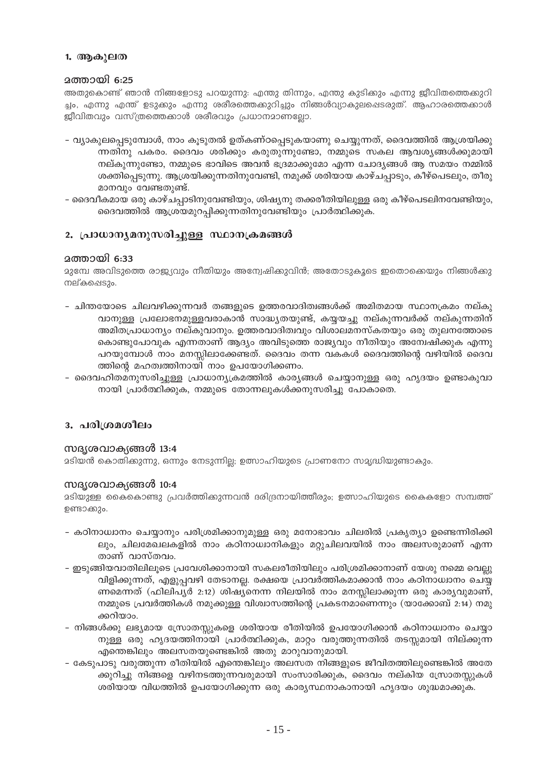## 1. ആകുലത

### മത്തായി 6:25

അതുകൊണ്ട് ഞാൻ നിങ്ങളോടു പറയുന്നു: എന്തു തിന്നും, എന്തു കുടിക്കും എന്നു ജീവിതത്തെക്കുറിച്ചം, എന്നു എന്ത് ഉടുക്കും എന്നു ശരീരത്തെക്കുറിച്ചും നിങ്ങൾവ്യാകുലപ്പെടരുത്. ആഹാരത്തെക്കാൾ ജീവിതവും വസ്ത്രത്തെക്കാൾ ശരീരവും പ്രധാനമാണല്ലോ.

- വ്യാകുലപ്പെടുമ്പോൾ, നാം കൂടുതൽ ഉത്കണ്ഠപ്പെടുകയാണു ചെയ്യുന്നത്, ദൈവത്തിൽ ആശ്രയിക്കുന്നതിനു പകരം. ദൈവം ശരിക്കും കരുതുന്നുണ്ടോ, നമ്മുടെ സകല ആവശ്യങ്ങൾക്കുമായി നല്കുന്നുണ്ടോ, നമ്മുടെ ഭാവിടെ അവൻ ഭദ്രമാക്കുമോ എന്ന ചോദ്യങ്ങൾ ആ സമയം നമ്മിൽ ശക്തിപ്പെടുന്നു. ആശ്രയിക്കുന്നതിനുവേണ്ടി, നമുക്ക് ശരിയായ കാഴ്ചപ്പാടും, കീഴ്പെടലും, തീരുമാനവും വേണ്ടതുണ്ട്.
- ദൈവീകമായ ഒരു കാഴ്ചപ്പാടിനുവേണ്ടിയും, ശിഷ്യനു തക്കരീതിയിലുള്ള ഒരു കീഴ്പെടലിനവേണ്ടിയും, ദൈവത്തിൽ ആശ്രയമുറപ്പിക്കുന്നതിനുവേണ്ടിയും പ്രാർത്ഥിക്കുക.

## 2. പ്രാധാന്യമനുസരിച്ചുള്ള സ്ഥാനക്രമങ്ങൾ

### മത്തായി 6:33

മുമ്പേ അവിടുത്തെ രാജ്യവും നീതിയും അന്വേഷിക്കുവിൻ; അതോടുകൂടെ ഇതൊക്കെയും നിങ്ങൾക്കു നല്കപ്പെടും.

- ചിന്തയോടെ ചിലവഴിക്കുന്നവർ തങ്ങളുടെ ഉത്തരവാദിത്വങ്ങൾക്ക് അമിതമായ സ്ഥാനക്രമം നല്കുവാനുള്ള പ്രലോഭനമുള്ളവരാകാൻ സാദ്ധ്യതയുണ്ട്, കയ്യയച്ചു നല്കുന്നവർക്ക് നല്കുന്നതിന് അമിതപ്രാധാന്യം നല്കുവാനും. ഉത്തരവാദിത്വവും വിശാലമനസ്കതയും ഒരു തുലനത്തോടെ കൊണ്ടുപോവുക എന്നതാണ് ആദ്യം അവിടുത്തെ രാജ്യവും നീതിയും അന്വേഷിക്കുക എന്നു പറയുമ്പോൾ നാം മനസ്സിലാക്കേണ്ടത്. ദൈവം തന്ന വകകൾ ദൈവത്തിന്റെ വഴിയിൽ ദൈവത്തിന്റെ മഹത്വത്തിനായി നാം ഉപയോഗിക്കണം.
- ദൈവഹിതമനുസരിച്ചുള്ള പ്രാധാന്യക്രമത്തിൽ കാര്യങ്ങൾ ചെയ്യാനുള്ള ഒരു ഹൃദയം ഉണ്ടാകുവാനായി പ്രാർത്ഥിക്കുക, നമ്മുടെ തോന്നലുകൾക്കനുസരിച്ചു പോകാതെ.

## 3. പരിശ്രമശീലം

### സദൃശവാക്യങ്ങൾ 13:4

മടിയൻ കൊതിക്കുന്നു, ഒന്നും നേടുന്നില്ല; ഉത്സാഹിയുടെ പ്രാണനോ സമൃദ്ധിയുണ്ടാകും.

### സദൃശവാക്യങ്ങൾ 10:4

മടിയുള്ള കൈകൊണ്ടു പ്രവർത്തിക്കുന്നവൻ ദരിദ്രനായിത്തീരും; ഉത്സാഹിയുടെ കൈകളോ സമ്പത്ത് ഉണ്ടാക്കും.

- കഠിനാധ്വാനം ചെയ്യാനും പരിശ്രമിക്കാനുമുള്ള ഒരു മനോഭാവം ചിലരിൽ പ്രകൃത്യാ ഉണ്ടെന്നിരിക്കിലും, ചിലമേഖലകളിൽ നാം കഠിനാധ്വാനികളും മറ്റുചിലവയിൽ നാം അലസരുമാണ് എന്നതാണ് വാസ്തവം.
- ഇടുങ്ങിയവാതിലിലൂടെ പ്രവേശിക്കാനായി സകലരീതിയിലും പരിശ്രമിക്കാനാണ് യേശു നമ്മെ വെല്ലുവിളിക്കുന്നത്, എളുപ്പവഴി തേടാനല്ല. രക്ഷയെ പ്രാവർത്തികമാക്കാൻ നാം കഠിനാധ്വാനം ചെയ്യണമെന്നത് (ഫിലിപ്യർ 2:12) ശിഷ്യനെന്ന നിലയിൽ നാം മനസ്സിലാക്കുന്ന ഒരു കാര്യവുമാണ്, നമ്മുടെ പ്രവർത്തികൾ നമുക്കുള്ള വിശ്വാസത്തിന്റെ പ്രകടനമാണെന്നും (യാക്കോബ് 2:14) നമുക്കറിയാം.
- നിങ്ങൾക്കു ലഭ്യമായ സ്രോതസ്സുകളെ ശരിയായ രീതിയിൽ ഉപയോഗിക്കാൻ കഠിനാധ്വാനം ചെയ്യാനുള്ള ഒരു ഹൃദയത്തിനായി പ്രാർത്ഥിക്കുക, മാറ്റം വരുത്തുന്നതിൽ തടസ്സമായി നില്ക്കുന്ന എന്തെങ്കിലും അലസതയുണ്ടെങ്കിൽ അതു മാറുവാനുമായി.
- കേടുപാടു വരുത്തുന്ന രീതിയിൽ എന്തെങ്കിലും അലസത നിങ്ങളുടെ ജീവിതത്തിലുണ്ടെങ്കിൽ അതേക്കുറിച്ചു നിങ്ങളെ വഴിനടത്തുന്നവരുമായി സംസാരിക്കുക, ദൈവം നല്കിയ സ്രോതസ്സുകൾ ശരിയായ വിധത്തിൽ ഉപയോഗിക്കുന്ന ഒരു കാര്യസ്ഥനാകാനായി ഹൃദയം ശുദ്ധമാക്കുക.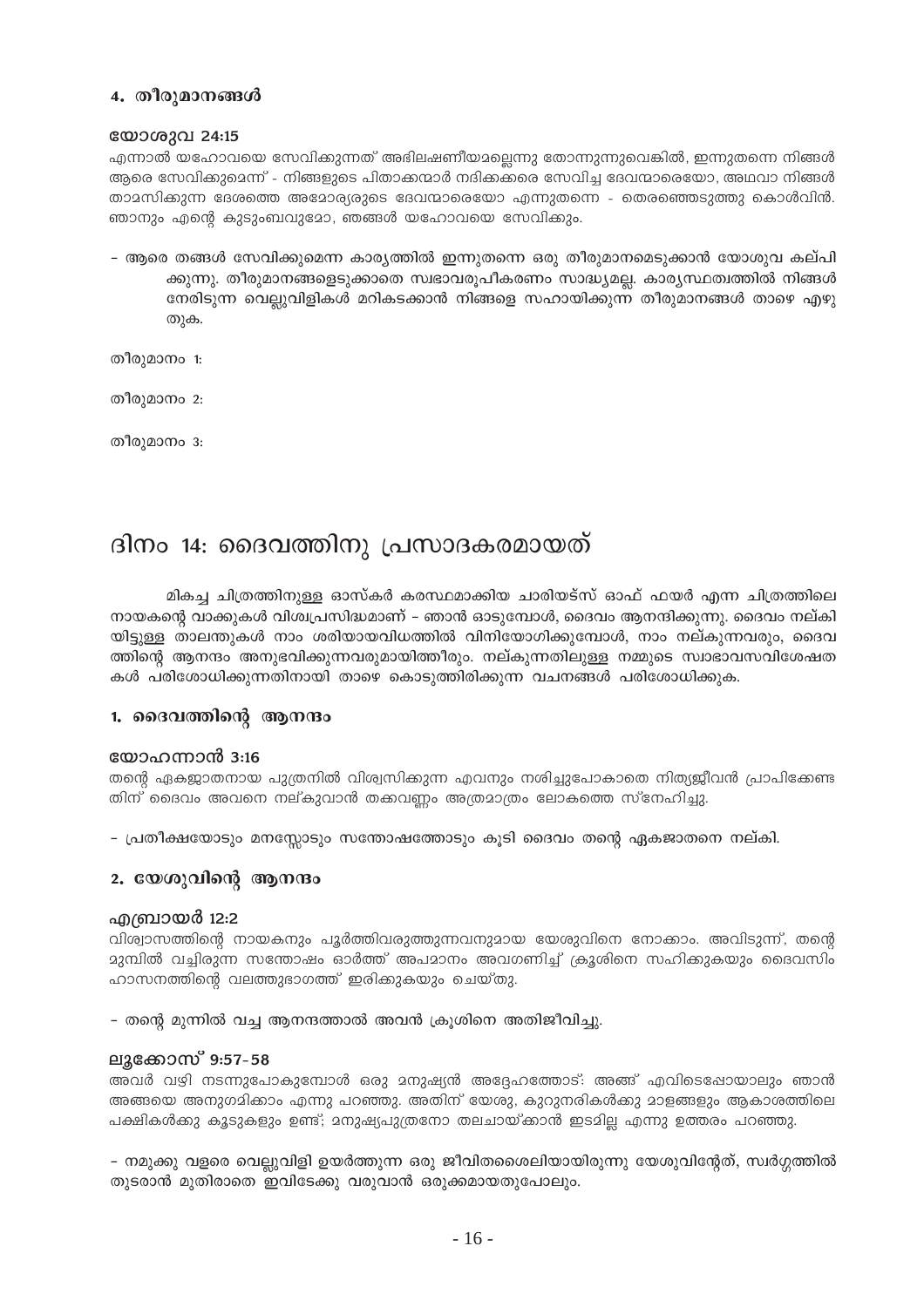### 4. തീരുമാനങ്ങൾ

**യോശുവ 24:15**

എന്നാൽ യഹോവയെ സേവിക്കുന്നത് അഭിലഷണീയമല്ലെന്നു തോന്നുന്നുവെങ്കിൽ, ഇന്നുതന്നെ നിങ്ങൾ ആരെ സേവിക്കുമെന്ന് - നിങ്ങളുടെ പിതാക്കന്മാർ നദിക്കക്കരെ സേവിച്ച ദേവന്മാരെയോ, അഥവാ നിങ്ങൾ താമസിക്കുന്ന ദേശത്തെ അമോര്യരുടെ ദേവന്മാരെയോ എന്നുതന്നെ - തെരഞ്ഞെടുത്തു കൊൾവിൻ. ഞാനും എന്റെ കുടുംബവുമോ, ഞങ്ങൾ യഹോവയെ സേവിക്കും.

- ആരെ തങ്ങൾ സേവിക്കുമെന്ന കാര്യത്തിൽ ഇന്നുതന്നെ ഒരു തീരുമാനമെടുക്കാൻ യോശുവ കല്പിക്കുന്നു. തീരുമാനങ്ങളെടുക്കാതെ സ്വഭാവരൂപീകരണം സാദ്ധ്യമല്ല. കാര്യസ്ഥത്വത്തിൽ നിങ്ങൾ നേരിടുന്ന വെല്ലുവിളികൾ മറികടക്കാൻ നിങ്ങളെ സഹായിക്കുന്ന തീരുമാനങ്ങൾ താഴെ എഴുതുക.

തീരുമാനം 1:

തീരുമാനം 2:

തീരുമാനം 3:

# ദിനം 14: ദൈവത്തിനു പ്രസാദകരമായത്

മികച്ച ചിത്രത്തിനുള്ള ഓസ്കർ കരസ്ഥമാക്കിയ ചാരിയട്സ് ഓഫ് ഫയർ എന്ന ചിത്രത്തിലെ നായകന്റെ വാക്കുകൾ വിശ്വപ്രസിദ്ധമാണ് – ഞാൻ ഓടുമ്പോൾ, ദൈവം ആനന്ദിക്കുന്നു. ദൈവം നല്കിയിട്ടുള്ള താലന്തുകൾ നാം ശരിയായവിധത്തിൽ വിനിയോഗിക്കുമ്പോൾ, നാം നല്കുന്നവരും, ദൈവത്തിന്റെ ആനന്ദം അനുഭവിക്കുന്നവരുമായിത്തീരും. നല്കുന്നതിലുള്ള നമ്മുടെ സ്വാഭാവസവിശേഷതകൾ പരിശോധിക്കുന്നതിനായി താഴെ കൊടുത്തിരിക്കുന്ന വചനങ്ങൾ പരിശോധിക്കുക.

### 1. ദൈവത്തിന്റെ ആനന്ദം

**യോഹന്നാൻ 3:16**

തന്റെ ഏകജാതനായ പുത്രനിൽ വിശ്വസിക്കുന്ന എവനും നശിച്ചുപോകാതെ നിത്യജീവൻ പ്രാപിക്കേണ്ടതിന് ദൈവം അവനെ നല്കുവാൻ തക്കവണ്ണം അത്രമാത്രം ലോകത്തെ സ്നേഹിച്ചു.

- പ്രതീക്ഷയോടും മനസ്സോടും സന്തോഷത്തോടും കൂടി ദൈവം തന്റെ ഏകജാതനെ നല്കി.

### 2. യേശുവിന്റെ ആനന്ദം

**എബ്രായർ 12:2**

വിശ്വാസത്തിന്റെ നായകനും പൂർത്തിവരുത്തുന്നവനുമായ യേശുവിനെ നോക്കാം. അവിടുന്ന്, തന്റെ മുമ്പിൽ വച്ചിരുന്ന സന്തോഷം ഓർത്ത് അപമാനം അവഗണിച്ച് ക്രൂശിനെ സഹിക്കുകയും ദൈവസിംഹാസനത്തിന്റെ വലത്തുഭാഗത്ത് ഇരിക്കുകയും ചെയ്തു.

- തന്റെ മുന്നിൽ വച്ച ആനന്ദത്താൽ അവൻ ക്രൂശിനെ അതിജീവിച്ചു.

**ലൂക്കോസ് 9:57-58**

അവർ വഴി നടന്നുപോകുമ്പോൾ ഒരു മനുഷ്യൻ അദ്ദേഹത്തോട്: അങ്ങ് എവിടെപ്പോയാലും ഞാൻ അങ്ങയെ അനുഗമിക്കാം എന്നു പറഞ്ഞു. അതിന് യേശു, കുറുനരികൾക്കു മാളങ്ങളും ആകാശത്തിലെ പക്ഷികൾക്കു കൂടുകളും ഉണ്ട്; മനുഷ്യപുത്രനോ തലചായ്ക്കാൻ ഇടമില്ല എന്നു ഉത്തരം പറഞ്ഞു.

- നമുക്കു വളരെ വെല്ലുവിളി ഉയർത്തുന്ന ഒരു ജീവിതശൈലിയായിരുന്നു യേശുവിന്റേത്, സ്വർഗ്ഗത്തിൽ തുടരാൻ മുതിരാതെ ഇവിടേക്കു വരുവാൻ ഒരുക്കമായതുപോലും.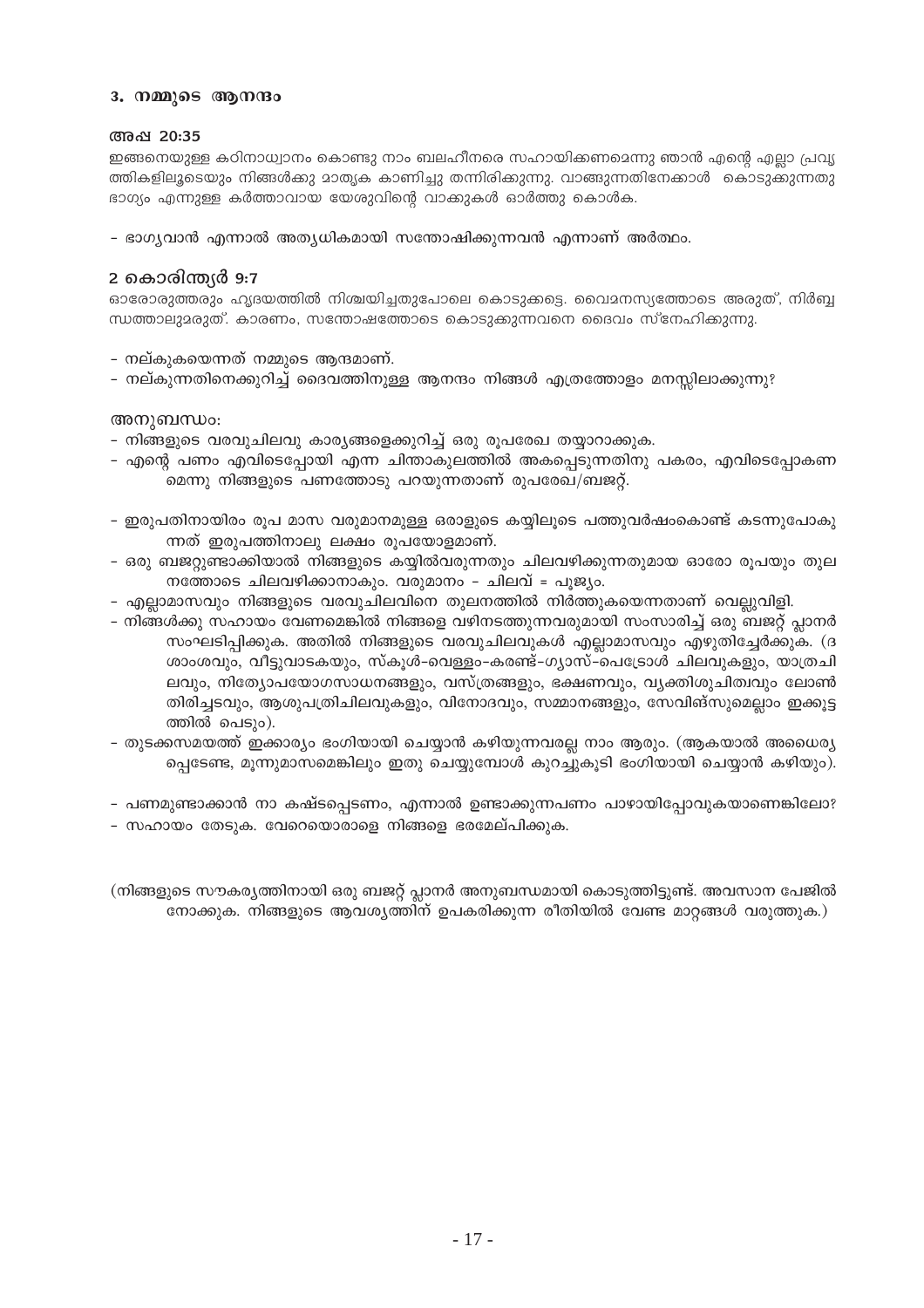### 3. നമ്മുടെ ആനന്ദം

#### അപ്പ 20:35

ഇങ്ങനെയുള്ള കഠിനാദ്ധ്വാനം കൊണ്ടു നാം ബലഹീനരെ സഹായിക്കണമെന്നു ഞാൻ എന്റെ എല്ലാ പ്രവൃത്തികളിലൂടെയും നിങ്ങൾക്കു മാതൃക കാണിച്ചു തന്നിരിക്കുന്നു. വാങ്ങുന്നതിനേക്കാൾ കൊടുക്കുന്നതു ഭാഗ്യം എന്നുള്ള കർത്താവായ യേശുവിന്റെ വാക്കുകൾ ഓർത്തു കൊൾക.

- ഭാഗ്യവാൻ എന്നാൽ അത്യധികമായി സന്തോഷിക്കുന്നവൻ എന്നാണ് അർത്ഥം.

#### 2 കൊരിന്ത്യർ 9:7

ഓരോരുത്തരും ഹൃദയത്തിൽ നിശ്ചയിച്ചതുപോലെ കൊടുക്കട്ടെ. വൈമനസ്യത്തോടെ അരുത്, നിർബ്ബന്ധത്താലുമരുത്. കാരണം, സന്തോഷത്തോടെ കൊടുക്കുന്നവനെ ദൈവം സ്നേഹിക്കുന്നു.

- നല്കുകയെന്നത് നമ്മുടെ ആനന്ദമാണ്.
- നല്കുന്നതിനെക്കുറിച്ച് ദൈവത്തിനുള്ള ആനന്ദം നിങ്ങൾ എത്രത്തോളം മനസ്സിലാക്കുന്നു?

അനുബന്ധം:

- നിങ്ങളുടെ വരവുചിലവു കാര്യങ്ങളെക്കുറിച്ച് ഒരു രൂപരേഖ തയ്യാറാക്കുക.
- എന്റെ പണം എവിടെപ്പോയി എന്ന ചിന്താകുലത്തിൽ അകപ്പെടുന്നതിനു പകരം, എവിടെപ്പോകണമെന്നു നിങ്ങളുടെ പണത്തോടു പറയുന്നതാണ് രൂപരേഖ/ബജറ്റ്.

- ഇരുപതിനായിരം രൂപ മാസ വരുമാനമുള്ള ഒരാളുടെ കയ്യിലൂടെ പത്തുവർഷംകൊണ്ട് കടന്നുപോകുന്നത് ഇരുപത്തിനാലു ലക്ഷം രൂപയോളമാണ്.
- ഒരു ബജറ്റുണ്ടാക്കിയാൽ നിങ്ങളുടെ കയ്യിൽവരുന്നതും ചിലവഴിക്കുന്നതുമായ ഓരോ രൂപയും തുലനത്തോടെ ചിലവഴിക്കാനാകും. വരുമാനം – ചിലവ് = പൂജ്യം.
- എല്ലാമാസവും നിങ്ങളുടെ വരവുചിലവിനെ തുലനത്തിൽ നിർത്തുകയെന്നതാണ് വെല്ലുവിളി.
- നിങ്ങൾക്കു സഹായം വേണമെങ്കിൽ നിങ്ങളെ വഴിനടത്തുന്നവരുമായി സംസാരിച്ച് ഒരു ബജറ്റ് പ്ലാനർ സംഘടിപ്പിക്കുക. അതിൽ നിങ്ങളുടെ വരവുചിലവുകൾ എല്ലാമാസവും എഴുതിച്ചേർക്കുക. (ദശാംശവും, വീട്ടുവാടകയും, സ്കൂൾ-വെള്ളം-കരണ്ട്-ഗ്യാസ്-പെട്രോൾ ചിലവുകളും, യാത്രചിലവും, നിത്യോപയോഗസാധനങ്ങളും, വസ്ത്രങ്ങളും, ഭക്ഷണവും, വ്യക്തിശുചിത്വവും ലോൺ തിരിച്ചടവും, ആശുപത്രിചിലവുകളും, വിനോദവും, സമ്മാനങ്ങളും, സേവിങ്സുമെല്ലാം ഇക്കൂട്ടത്തിൽ പെടും).
- തുടക്കസമയത്ത് ഇക്കാര്യം ഭംഗിയായി ചെയ്യാൻ കഴിയുന്നവരല്ല നാം ആരും. (ആകയാൽ അധൈര്യപ്പെടേണ്ട, മൂന്നുമാസമെങ്കിലും ഇതു ചെയ്യുമ്പോൾ കുറച്ചുകൂടി ഭംഗിയായി ചെയ്യാൻ കഴിയും).

- പണമുണ്ടാക്കാൻ നാ കഷ്ടപ്പെടണം, എന്നാൽ ഉണ്ടാക്കുന്നപണം പാഴായിപ്പോവുകയാണെങ്കിലോ?
- സഹായം തേടുക. വേറെയൊരാളെ നിങ്ങളെ ഭരമേല്പിക്കുക.

(നിങ്ങളുടെ സൗകര്യത്തിനായി ഒരു ബജറ്റ് പ്ലാനർ അനുബന്ധമായി കൊടുത്തിട്ടുണ്ട്. അവസാന പേജിൽ നോക്കുക. നിങ്ങളുടെ ആവശ്യത്തിന് ഉപകരിക്കുന്ന രീതിയിൽ വേണ്ട മാറ്റങ്ങൾ വരുത്തുക.)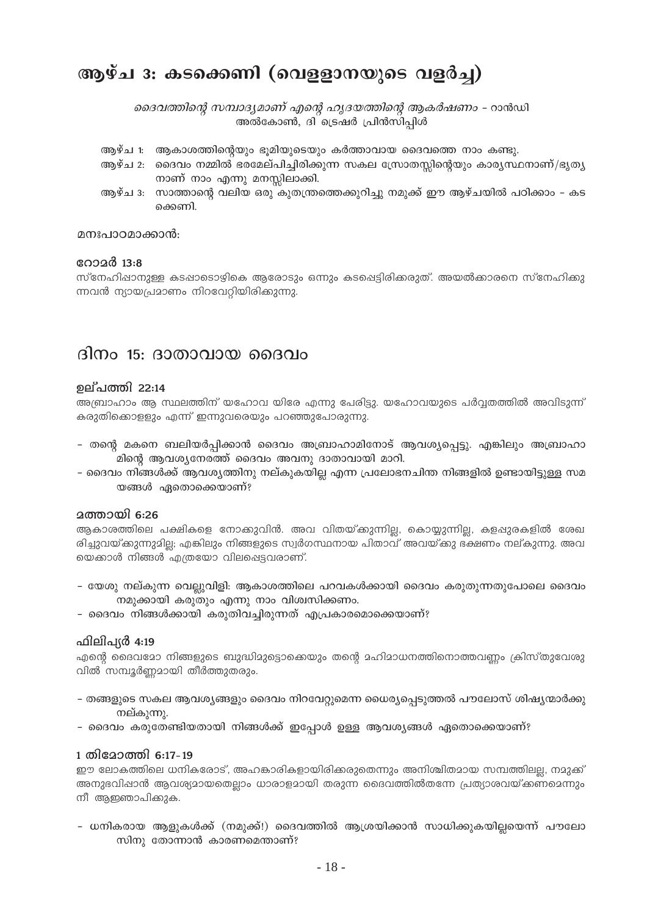# ആഴ്ച 3: കടക്കെണി (വെള്ളാനയുടെ വളർച്ച)

*ദൈവത്തിന്റെ സമ്പാദ്യമാണ് എന്റെ ഹൃദയത്തിന്റെ ആകർഷണം* - റാൻഡി അൽകോൺ, ദി ട്രെഷർ പ്രിൻസിപ്പിൾ

ആഴ്ച 1: ആകാശത്തിന്റെയും ഭൂമിയുടെയും കർത്താവായ ദൈവത്തെ നാം കണ്ടു.

ആഴ്ച 2: ദൈവം നമ്മിൽ ഭരമേല്പിച്ചിരിക്കുന്ന സകല സ്രോതസ്സിന്റെയും കാര്യസ്ഥനാണ്/ഭൃത്യനാണ് നാം എന്നു മനസ്സിലാക്കി.

ആഴ്ച 3: സാത്താന്റെ വലിയ ഒരു കുതന്ത്രത്തെക്കുറിച്ചു നമുക്ക് ഈ ആഴ്ചയിൽ പഠിക്കാം - കടക്കെണി.

മനഃപാഠമാക്കാൻ:

### റോമർ 13:8

സ്നേഹിപ്പാനുള്ള കടപ്പാടൊഴികെ ആരോടും ഒന്നും കടപ്പെട്ടിരിക്കരുത്. അയൽക്കാരനെ സ്നേഹിക്കുന്നവൻ ന്യായപ്രമാണം നിറവേറ്റിയിരിക്കുന്നു.

## ദിനം 15: ദാതാവായ ദൈവം

### ഉല്പത്തി 22:14

അബ്രാഹാം ആ സ്ഥലത്തിന് യഹോവ യിരേ എന്നു പേരിട്ടു. യഹോവയുടെ പർവ്വതത്തിൽ അവിടുന്ന് കരുതിക്കൊള്ളും എന്ന് ഇന്നുവരെയും പറഞ്ഞുപോരുന്നു.

- തന്റെ മകനെ ബലിയർപ്പിക്കാൻ ദൈവം അബ്രാഹാമിനോട് ആവശ്യപ്പെട്ടു. എങ്കിലും അബ്രാഹാമിന്റെ ആവശ്യനേരത്ത് ദൈവം അവനു ദാതാവായി മാറി.
- ദൈവം നിങ്ങൾക്ക് ആവശ്യത്തിനു നല്കുകയില്ല എന്ന പ്രലോഭനചിന്ത നിങ്ങളിൽ ഉണ്ടായിട്ടുള്ള സമയങ്ങൾ ഏതൊക്കെയാണ്?

### മത്തായി 6:26

ആകാശത്തിലെ പക്ഷികളെ നോക്കുവിൻ. അവ വിതയ്ക്കുന്നില്ല, കൊയ്യുന്നില്ല, കളപ്പുരകളിൽ ശേഖരിച്ചുവയ്ക്കുന്നുമില്ല; എങ്കിലും നിങ്ങളുടെ സ്വർഗസ്ഥനായ പിതാവ് അവയ്ക്കു ഭക്ഷണം നല്കുന്നു. അവയെക്കാൾ നിങ്ങൾ എത്രയോ വിലപ്പെട്ടവരാണ്.

- യേശു നല്കുന്ന വെല്ലുവിളി: ആകാശത്തിലെ പറവകൾക്കായി ദൈവം കരുതുന്നതുപോലെ ദൈവം നമുക്കായി കരുതും എന്നു നാം വിശ്വസിക്കണം.
- ദൈവം നിങ്ങൾക്കായി കരുതിവച്ചിരുന്നത് എപ്രകാരമൊക്കെയാണ്?

### ഫിലിപ്യർ 4:19

എന്റെ ദൈവമോ നിങ്ങളുടെ ബുദ്ധിമുട്ടൊക്കെയും തന്റെ മഹിമാധനത്തിനൊത്തവണ്ണം ക്രിസ്തുവേശുവിൽ സമ്പൂർണ്ണമായി തീർത്തുതരും.

- തങ്ങളുടെ സകല ആവശ്യങ്ങളും ദൈവം നിറവേറ്റുമെന്ന ധൈര്യപ്പെടുത്തൽ പൗലോസ് ശിഷ്യന്മാർക്കു നല്കുന്നു.
- ദൈവം കരുതേണ്ടിയതായി നിങ്ങൾക്ക് ഇപ്പോൾ ഉള്ള ആവശ്യങ്ങൾ ഏതൊക്കെയാണ്?

### 1 തിമോത്തി 6:17-19

ഈ ലോകത്തിലെ ധനികരോട്, അഹങ്കാരികളായിരിക്കരുതെന്നും അനിശ്ചിതമായ സമ്പത്തിലല്ല, നമുക്ക് അനുഭവിപ്പാൻ ആവശ്യമായതെല്ലാം ധാരാളമായി തരുന്ന ദൈവത്തിൽതന്നേ പ്രത്യാശവയ്ക്കണമെന്നും നീ ആജ്ഞാപിക്കുക.

- ധനികരായ ആളുകൾക്ക് (നമുക്ക്!) ദൈവത്തിൽ ആശ്രയിക്കാൻ സാധിക്കുകയില്ലയെന്ന് പൗലോസിനു തോന്നാൻ കാരണമെന്താണ്?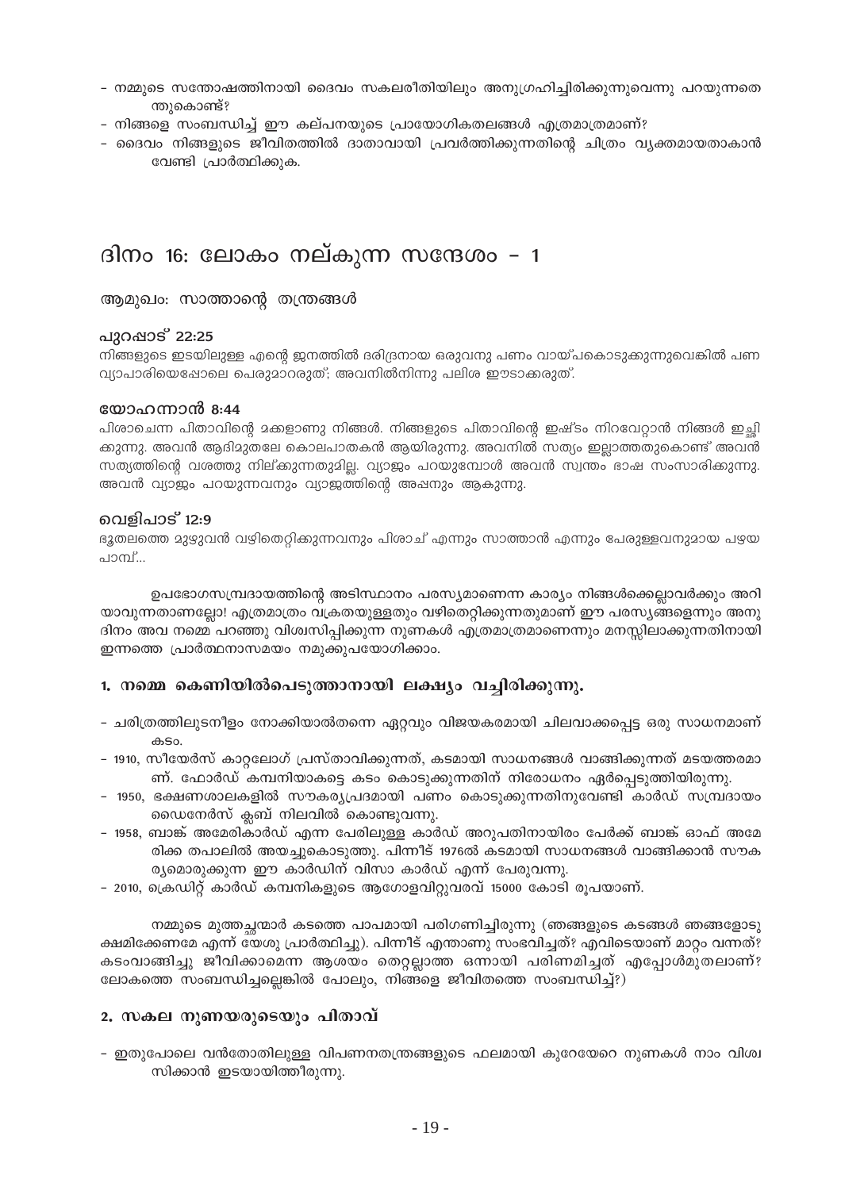- നമ്മുടെ സന്തോഷത്തിനായി ദൈവം സകലരീതിയിലും അനുഗ്രഹിച്ചിരിക്കുന്നുവെന്നു പറയുന്നതെന്തുകൊണ്ട്?
- നിങ്ങളെ സംബന്ധിച്ച് ഈ കല്പനയുടെ പ്രായോഗികതലങ്ങൾ എത്രമാത്രമാണ്?
- ദൈവം നിങ്ങളുടെ ജീവിതത്തിൽ ദാതാവായി പ്രവർത്തിക്കുന്നതിന്റെ ചിത്രം വ്യക്തമായതാകാൻ വേണ്ടി പ്രാർത്ഥിക്കുക.

# ദിനം 16: ലോകം നല്കുന്ന സന്ദേശം - 1

## ആമുഖം: സാത്താന്റെ തന്ത്രങ്ങൾ

### പുറപ്പാട് 22:25

നിങ്ങളുടെ ഇടയിലുള്ള എന്റെ ജനത്തിൽ ദരിദ്രനായ ഒരുവനു പണം വായ്പകൊടുക്കുന്നുവെങ്കിൽ പണവ്യാപാരിയെപ്പോലെ പെരുമാറരുത്; അവനിൽനിന്നു പലിശ ഈടാക്കരുത്.

### യോഹന്നാൻ 8:44

പിശാചെന്ന പിതാവിന്റെ മക്കളാണു നിങ്ങൾ. നിങ്ങളുടെ പിതാവിന്റെ ഇഷ്ടം നിറവേറ്റാൻ നിങ്ങൾ ഇച്ഛിക്കുന്നു. അവൻ ആദിമുതലേ കൊലപാതകൻ ആയിരുന്നു. അവനിൽ സത്യം ഇല്ലാത്തതുകൊണ്ട് അവൻ സത്യത്തിന്റെ വശത്തു നില്ക്കുന്നതുമില്ല. വ്യാജം പറയുമ്പോൾ അവൻ സ്വന്തം ഭാഷ സംസാരിക്കുന്നു. അവൻ വ്യാജം പറയുന്നവനും വ്യാജത്തിന്റെ അപ്പനും ആകുന്നു.

### വെളിപാട് 12:9

ഭൂതലത്തെ മുഴുവൻ വഴിതെറ്റിക്കുന്നവനും പിശാച് എന്നും സാത്താൻ എന്നും പേരുള്ളവനുമായ പഴയ പാമ്പ്...

ഉപഭോഗസമ്പ്രദായത്തിന്റെ അടിസ്ഥാനം പരസ്യമാണെന്ന കാര്യം നിങ്ങൾക്കെല്ലാവർക്കും അറിയാവുന്നതാണല്ലോ! എത്രമാത്രം വക്രതയുള്ളതും വഴിതെറ്റിക്കുന്നതുമാണ് ഈ പരസ്യങ്ങളെന്നും അനുദിനം അവ നമ്മെ പറഞ്ഞു വിശ്വസിപ്പിക്കുന്ന നുണകൾ എത്രമാത്രമാണെന്നും മനസ്സിലാക്കുന്നതിനായി ഇന്നത്തെ പ്രാർത്ഥനാസമയം നമുക്കുപയോഗിക്കാം.

## 1. നമ്മെ കെണിയിൽപെടുത്താനായി ലക്ഷ്യം വച്ചിരിക്കുന്നു.

- ചരിത്രത്തിലുടനീളം നോക്കിയാൽതന്നെ ഏറ്റവും വിജയകരമായി ചിലവാക്കപ്പെട്ട ഒരു സാധനമാണ് കടം.
- 1910, സീയേർസ് കാറ്റലോഗ് പ്രസ്താവിക്കുന്നത്, കടമായി സാധനങ്ങൾ വാങ്ങിക്കുന്നത് മടയത്തരമാണ്. ഫോർഡ് കമ്പനിയാകട്ടെ കടം കൊടുക്കുന്നതിന് നിരോധനം ഏർപ്പെടുത്തിയിരുന്നു.
- 1950, ഭക്ഷണശാലകളിൽ സൗകര്യപ്രദമായി പണം കൊടുക്കുന്നതിനുവേണ്ടി കാർഡ് സമ്പ്രദായം ഡൈനേർസ് ക്ലബ് നിലവിൽ കൊണ്ടുവന്നു.
- 1958, ബാങ്ക് അമേരികാർഡ് എന്ന പേരിലുള്ള കാർഡ് അറുപതിനായിരം പേർക്ക് ബാങ്ക് ഓഫ് അമേരിക്ക തപാലിൽ അയച്ചുകൊടുത്തു. പിന്നീട് 1976ൽ കടമായി സാധനങ്ങൾ വാങ്ങിക്കാൻ സൗകര്യമൊരുക്കുന്ന ഈ കാർഡിന് വിസാ കാർഡ് എന്ന് പേരുവന്നു.
- 2010, ക്രെഡിറ്റ് കാർഡ് കമ്പനികളുടെ ആഗോളവിറ്റുവരവ് 15000 കോടി രൂപയാണ്.

നമ്മുടെ മുത്തച്ഛന്മാർ കടത്തെ പാപമായി പരിഗണിച്ചിരുന്നു (ഞങ്ങളുടെ കടങ്ങൾ ഞങ്ങളോടു ക്ഷമിക്കേണമേ എന്ന് യേശു പ്രാർത്ഥിച്ചു). പിന്നീട് എന്താണു സംഭവിച്ചത്? എവിടെയാണ് മാറ്റം വന്നത്? കടംവാങ്ങിച്ചു ജീവിക്കാമെന്ന ആശയം തെറ്റല്ലാത്ത ഒന്നായി പരിണമിച്ചത് എപ്പോൾമുതലാണ്? ലോകത്തെ സംബന്ധിച്ചല്ലെങ്കിൽ പോലും, നിങ്ങളെ ജീവിതത്തെ സംബന്ധിച്ച്?)

## 2. സകല നുണയരുടെയും പിതാവ്

- ഇതുപോലെ വൻതോതിലുള്ള വിപണനതന്ത്രങ്ങളുടെ ഫലമായി കുറേയേറെ നുണകൾ നാം വിശ്വസിക്കാൻ ഇടയായിത്തീരുന്നു.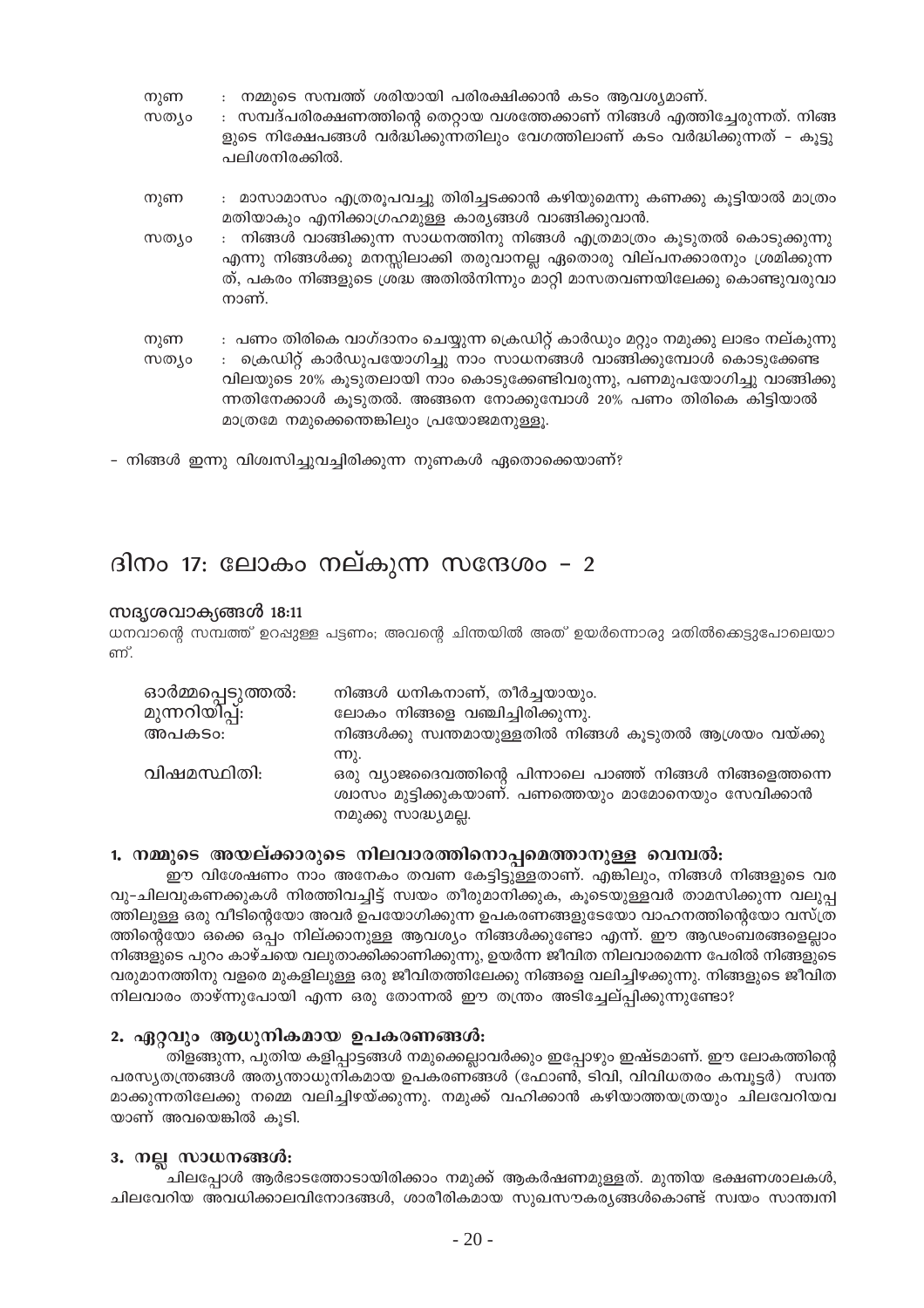നുണ : നമ്മുടെ സമ്പത്ത് ശരിയായി പരിരക്ഷിക്കാൻ കടം ആവശ്യമാണ്.

സത്യം : സമ്പദ്പരിരക്ഷണത്തിന്റെ തെറ്റായ വശത്തേക്കാണ് നിങ്ങൾ എത്തിച്ചേരുന്നത്. നിങ്ങളുടെ നിക്ഷേപങ്ങൾ വർദ്ധിക്കുന്നതിലും വേഗത്തിലാണ് കടം വർദ്ധിക്കുന്നത് – കൂട്ടുപലിശനിരക്കിൽ.

നുണ : മാസാമാസം എത്രരൂപവച്ചു തിരിച്ചടക്കാൻ കഴിയുമെന്നു കണക്കു കൂട്ടിയാൽ മാത്രം മതിയാകും എനിക്കാഗ്രഹമുള്ള കാര്യങ്ങൾ വാങ്ങിക്കുവാൻ.

സത്യം : നിങ്ങൾ വാങ്ങിക്കുന്ന സാധനത്തിനു നിങ്ങൾ എത്രമാത്രം കൂടുതൽ കൊടുക്കുന്നു എന്നു നിങ്ങൾക്കു മനസ്സിലാക്കി തരുവാനല്ല ഏതൊരു വില്പനക്കാരനും ശ്രമിക്കുന്നത്, പകരം നിങ്ങളുടെ ശ്രദ്ധ അതിൽനിന്നും മാറ്റി മാസതവണയിലേക്കു കൊണ്ടുവരുവാനാണ്.

നുണ : പണം തിരികെ വാഗ്ദാനം ചെയ്യുന്ന ക്രെഡിറ്റ് കാർഡും മറ്റും നമുക്കു ലാഭം നല്കുന്നു

സത്യം : ക്രെഡിറ്റ് കാർഡുപയോഗിച്ചു നാം സാധനങ്ങൾ വാങ്ങിക്കുമ്പോൾ കൊടുക്കേണ്ട വിലയുടെ 20% കൂടുതലായി നാം കൊടുക്കേണ്ടിവരുന്നു, പണമുപയോഗിച്ചു വാങ്ങിക്കുന്നതിനേക്കാൾ കൂടുതൽ. അങ്ങനെ നോക്കുമ്പോൾ 20% പണം തിരികെ കിട്ടിയാൽ മാത്രമേ നമുക്കെന്തെങ്കിലും പ്രയോജനമനുള്ളൂ.

– നിങ്ങൾ ഇന്നു വിശ്വസിച്ചുവച്ചിരിക്കുന്ന നുണകൾ ഏതൊക്കെയാണ്?

# ദിനം 17: ലോകം നല്കുന്ന സന്ദേശം – 2

### സദൃശവാക്യങ്ങൾ 18:11

ധനവാന്റെ സമ്പത്ത് ഉറപ്പുള്ള പട്ടണം; അവന്റെ ചിന്തയിൽ അത് ഉയർന്നൊരു മതിൽക്കെട്ടുപോലെയാണ്.

ഓർമ്മപ്പെടുത്തൽ: നിങ്ങൾ ധനികനാണ്, തീർച്ചയായും.

മുന്നറിയിപ്പ്: ലോകം നിങ്ങളെ വഞ്ചിച്ചിരിക്കുന്നു.

അപകടം: നിങ്ങൾക്കു സ്വന്തമായുള്ളതിൽ നിങ്ങൾ കൂടുതൽ ആശ്രയം വയ്ക്കുന്നു.

വിഷമസ്ഥിതി: ഒരു വ്യാജദൈവത്തിന്റെ പിന്നാലെ പാഞ്ഞ് നിങ്ങൾ നിങ്ങളെത്തന്നെ ശ്വാസം മുട്ടിക്കുകയാണ്. പണത്തെയും മാമോനെയും സേവിക്കാൻ നമുക്കു സാദ്ധ്യമല്ല.

### 1. നമ്മുടെ അയല്ക്കാരുടെ നിലവാരത്തിനൊപ്പമെത്താനുള്ള വെമ്പൽ:

ഈ വിശേഷണം നാം അനേകം തവണ കേട്ടിട്ടുള്ളതാണ്. എങ്കിലും, നിങ്ങൾ നിങ്ങളുടെ വരവു-ചിലവുകണക്കുകൾ നിരത്തിവച്ചിട്ട് സ്വയം തീരുമാനിക്കുക, കൂടെയുള്ളവർ താമസിക്കുന്ന വലുപ്പത്തിലുള്ള ഒരു വീടിന്റെയോ അവർ ഉപയോഗിക്കുന്ന ഉപകരണങ്ങളുടേയോ വാഹനത്തിന്റെയോ വസ്ത്രത്തിന്റെയോ ഒക്കെ ഒപ്പം നില്ക്കാനുള്ള ആവശ്യം നിങ്ങൾക്കുണ്ടോ എന്ന്. ഈ ആഢംബരങ്ങളെല്ലാം നിങ്ങളുടെ പുറം കാഴ്ചയെ വലുതാക്കിക്കാണിക്കുന്നു, ഉയർന്ന ജീവിത നിലവാരമെന്ന പേരിൽ നിങ്ങളുടെ വരുമാനത്തിനു വളരെ മുകളിലുള്ള ഒരു ജീവിതത്തിലേക്കു നിങ്ങളെ വലിച്ചിഴക്കുന്നു. നിങ്ങളുടെ ജീവിത നിലവാരം താഴ്ന്നുപോയി എന്ന ഒരു തോന്നൽ ഈ തന്ത്രം അടിച്ചേല്പ്പിക്കുന്നുണ്ടോ?

### 2. ഏറ്റവും ആധുനികമായ ഉപകരണങ്ങൾ:

തിളങ്ങുന്ന, പുതിയ കളിപ്പാട്ടങ്ങൾ നമുക്കെല്ലാവർക്കും ഇപ്പോഴും ഇഷ്ടമാണ്. ഈ ലോകത്തിന്റെ പരസ്യതന്ത്രങ്ങൾ അത്യന്താധുനികമായ ഉപകരണങ്ങൾ (ഫോൺ, ടിവി, വിവിധതരം കമ്പ്യൂട്ടർ) സ്വന്തമാക്കുന്നതിലേക്കു നമ്മെ വലിച്ചിഴയ്ക്കുന്നു. നമുക്ക് വഹിക്കാൻ കഴിയാത്തയത്രയും ചിലവേറിയവയാണ് അവയെങ്കിൽ കൂടി.

### 3. നല്ല സാധനങ്ങൾ:

ചിലപ്പോൾ ആർഭാടത്തോടായിരിക്കാം നമുക്ക് ആകർഷണമുള്ളത്. മുന്തിയ ഭക്ഷണശാലകൾ, ചിലവേറിയ അവധിക്കാലവിനോദങ്ങൾ, ശാരീരികമായ സുഖസൗകര്യങ്ങൾകൊണ്ട് സ്വയം സാന്ത്വനി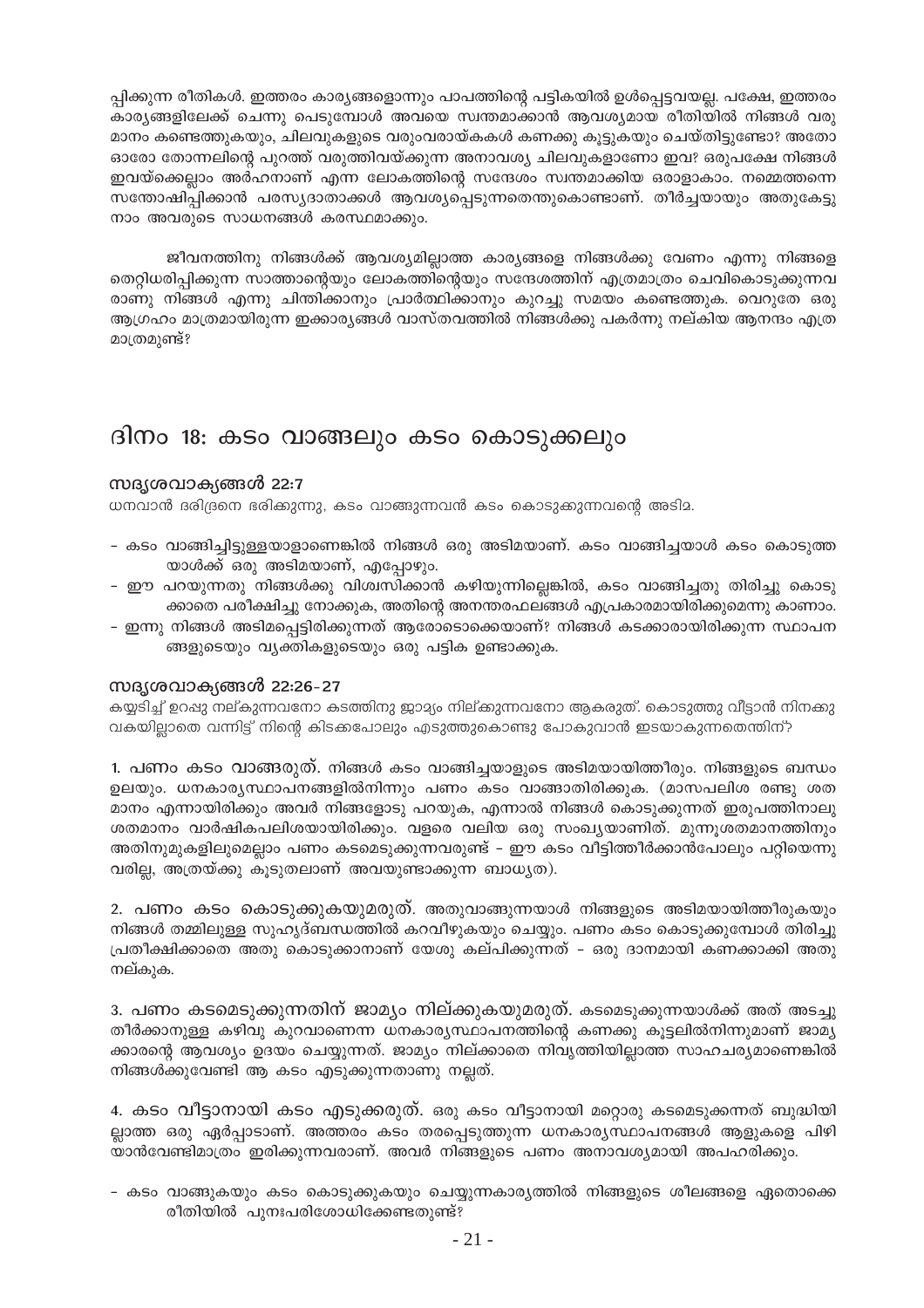പ്പിക്കുന്ന രീതികൾ. ഇത്തരം കാര്യങ്ങളൊന്നും പാപത്തിന്റെ പട്ടികയിൽ ഉൾപ്പെട്ടവയല്ല. പക്ഷേ, ഇത്തരം കാര്യങ്ങളിലേക്ക് ചെന്നു പെടുമ്പോൾ അവയെ സ്വന്തമാക്കാൻ ആവശ്യമായ രീതിയിൽ നിങ്ങൾ വരുമാനം കണ്ടെത്തുകയും, ചിലവുകളുടെ വരുംവരായ്കകൾ കണക്കു കൂട്ടുകയും ചെയ്തിട്ടുണ്ടോ? അതോ ഓരോ തോന്നലിന്റെ പുറത്ത് വരുത്തിവയ്ക്കുന്ന അനാവശ്യ ചിലവുകളാണോ ഇവ? ഒരുപക്ഷേ നിങ്ങൾ ഇവയ്ക്കെല്ലാം അർഹനാണ് എന്ന ലോകത്തിന്റെ സന്ദേശം സ്വന്തമാക്കിയ ഒരാളാകാം. നമ്മെത്തന്നെ സന്തോഷിപ്പിക്കാൻ പരസ്യദാതാക്കൾ ആവശ്യപ്പെടുന്നതെന്തുകൊണ്ടാണ്. തീർച്ചയായും അതുകേട്ടു നാം അവരുടെ സാധനങ്ങൾ കരസ്ഥമാക്കും.

ജീവനത്തിനു നിങ്ങൾക്ക് ആവശ്യമില്ലാത്ത കാര്യങ്ങളെ നിങ്ങൾക്കു വേണം എന്നു നിങ്ങളെ തെറ്റിധരിപ്പിക്കുന്ന സാത്താന്റെയും ലോകത്തിന്റെയും സന്ദേശത്തിന് എത്രമാത്രം ചെവികൊടുക്കുന്നവരാണു നിങ്ങൾ എന്നു ചിന്തിക്കാനും പ്രാർത്ഥിക്കാനും കുറച്ചു സമയം കണ്ടെത്തുക. വെറുതേ ഒരു ആഗ്രഹം മാത്രമായിരുന്ന ഇക്കാര്യങ്ങൾ വാസ്തവത്തിൽ നിങ്ങൾക്കു പകർന്നു നല്കിയ ആനന്ദം എത്രമാത്രമുണ്ട്?

## ദിനം 18: കടം വാങ്ങലും കടം കൊടുക്കലും

### സദൃശവാക്യങ്ങൾ 22:7

ധനവാൻ ദരിദ്രനെ ഭരിക്കുന്നു, കടം വാങ്ങുന്നവൻ കടം കൊടുക്കുന്നവന്റെ അടിമ.

- കടം വാങ്ങിച്ചിട്ടുള്ളയാളാണെങ്കിൽ നിങ്ങൾ ഒരു അടിമയാണ്. കടം വാങ്ങിച്ചയാൾ കടം കൊടുത്തയാൾക്ക് ഒരു അടിമയാണ്, എപ്പോഴും.
- ഈ പറയുന്നതു നിങ്ങൾക്കു വിശ്വസിക്കാൻ കഴിയുന്നില്ലെങ്കിൽ, കടം വാങ്ങിച്ചതു തിരിച്ചു കൊടുക്കാതെ പരീക്ഷിച്ചു നോക്കുക, അതിന്റെ അനന്തരഫലങ്ങൾ എപ്രകാരമായിരിക്കുമെന്നു കാണാം.
- ഇന്നു നിങ്ങൾ അടിമപ്പെട്ടിരിക്കുന്നത് ആരോടൊക്കെയാണ്? നിങ്ങൾ കടക്കാരായിരിക്കുന്ന സ്ഥാപനങ്ങളുടെയും വ്യക്തികളുടെയും ഒരു പട്ടിക ഉണ്ടാക്കുക.

### സദൃശവാക്യങ്ങൾ 22:26-27

കയ്യടിച്ച് ഉറപ്പു നല്കുന്നവനോ കടത്തിനു ജാമ്യം നില്ക്കുന്നവനോ ആകരുത്. കൊടുത്തു വീട്ടാൻ നിനക്കു വകയില്ലാതെ വന്നിട്ട് നിന്റെ കിടക്കപോലും എടുത്തുകൊണ്ടു പോകുവാൻ ഇടയാകുന്നതെന്തിന്?

**1. പണം കടം വാങ്ങരുത്.** നിങ്ങൾ കടം വാങ്ങിച്ചയാളുടെ അടിമയായിത്തീരും. നിങ്ങളുടെ ബന്ധം ഉലയും. ധനകാര്യസ്ഥാപനങ്ങളിൽനിന്നും പണം കടം വാങ്ങാതിരിക്കുക. (മാസപലിശ രണ്ടു ശതമാനം എന്നായിരിക്കും അവർ നിങ്ങളോടു പറയുക, എന്നാൽ നിങ്ങൾ കൊടുക്കുന്നത് ഇരുപത്തിനാലു ശതമാനം വാർഷികപലിശയായിരിക്കും. വളരെ വലിയ ഒരു സംഖ്യയാണിത്. മുന്നൂശതമാനത്തിനും അതിനുമുകളിലുമെല്ലാം പണം കടമെടുക്കുന്നവരുണ്ട് - ഈ കടം വീട്ടിത്തീർക്കാൻപോലും പറ്റിയെന്നു വരില്ല, അത്രയ്ക്കു കൂടുതലാണ് അവയുണ്ടാക്കുന്ന ബാധ്യത).

**2. പണം കടം കൊടുക്കുകയുമരുത്.** അതുവാങ്ങുന്നയാൾ നിങ്ങളുടെ അടിമയായിത്തീരുകയും നിങ്ങൾ തമ്മിലുള്ള സുഹൃദ്ബന്ധത്തിൽ കറവീഴുകയും ചെയ്യും. പണം കടം കൊടുക്കുമ്പോൾ തിരിച്ചു പ്രതീക്ഷിക്കാതെ അതു കൊടുക്കാനാണ് യേശു കല്പിക്കുന്നത് - ഒരു ദാനമായി കണക്കാക്കി അതു നല്കുക.

**3. പണം കടമെടുക്കുന്നതിന് ജാമ്യം നില്ക്കുകയുമരുത്.** കടമെടുക്കുന്നയാൾക്ക് അത് അടച്ചു തീർക്കാനുള്ള കഴിവു കുറവാണെന്ന ധനകാര്യസ്ഥാപനത്തിന്റെ കണക്കു കൂട്ടലിൽനിന്നുമാണ് ജാമ്യക്കാരന്റെ ആവശ്യം ഉദയം ചെയ്യുന്നത്. ജാമ്യം നില്ക്കാതെ നിവൃത്തിയില്ലാത്ത സാഹചര്യമാണെങ്കിൽ നിങ്ങൾക്കുവേണ്ടി ആ കടം എടുക്കുന്നതാണു നല്ലത്.

**4. കടം വീട്ടാനായി കടം എടുക്കരുത്.** ഒരു കടം വീട്ടാനായി മറ്റൊരു കടമെടുക്കന്നത് ബുദ്ധിയില്ലാത്ത ഒരു ഏർപ്പാടാണ്. അത്തരം കടം തരപ്പെടുത്തുന്ന ധനകാര്യസ്ഥാപനങ്ങൾ ആളുകളെ പിഴിയാൻവേണ്ടിമാത്രം ഇരിക്കുന്നവരാണ്. അവർ നിങ്ങളുടെ പണം അനാവശ്യമായി അപഹരിക്കും.

- കടം വാങ്ങുകയും കടം കൊടുക്കുകയും ചെയ്യുന്നകാര്യത്തിൽ നിങ്ങളുടെ ശീലങ്ങളെ ഏതൊക്കെ രീതിയിൽ പുനഃപരിശോധിക്കേണ്ടതുണ്ട്?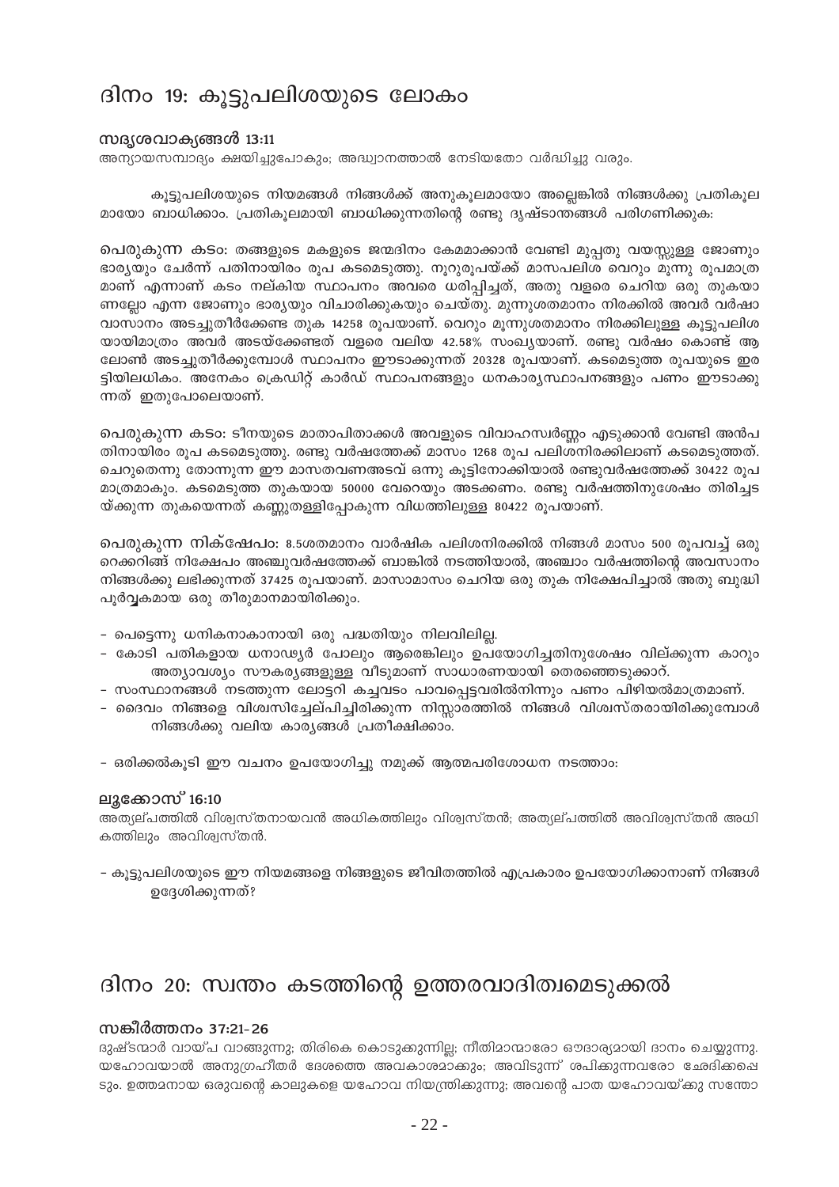# ദിനം 19: കൂട്ടുപലിശയുടെ ലോകം

### സദൃശവാക്യങ്ങൾ 13:11

അന്യായസമ്പാദ്യം ക്ഷയിച്ചുപോകും; അദ്ധ്വാനത്താൽ നേടിയതോ വർദ്ധിച്ചു വരും.

കൂട്ടുപലിശയുടെ നിയമങ്ങൾ നിങ്ങൾക്ക് അനുകൂലമായോ അല്ലെങ്കിൽ നിങ്ങൾക്കു പ്രതികൂലമായോ ബാധിക്കാം. പ്രതികൂലമായി ബാധിക്കുന്നതിന്റെ രണ്ടു ദൃഷ്ടാന്തങ്ങൾ പരിഗണിക്കുക:

**പെരുകുന്ന കടം:** തങ്ങളുടെ മകളുടെ ജന്മദിനം കേമമാക്കാൻ വേണ്ടി മുപ്പതു വയസ്സുള്ള ജോണും ഭാര്യയും ചേർന്ന് പതിനായിരം രൂപ കടമെടുത്തു. നൂറുരൂപയ്ക്ക് മാസപലിശ വെറും മൂന്നു രൂപമാത്രമാണ് എന്നാണ് കടം നല്കിയ സ്ഥാപനം അവരെ ധരിപ്പിച്ചത്, അതു വളരെ ചെറിയ ഒരു തുകയാണല്ലോ എന്ന ജോണും ഭാര്യയും വിചാരിക്കുകയും ചെയ്തു. മൂന്നുശതമാനം നിരക്കിൽ അവർ വർഷാവസാനം അടച്ചുതീർക്കേണ്ട തുക 14258 രൂപയാണ്. വെറും മൂന്നുശതമാനം നിരക്കിലുള്ള കൂട്ടുപലിശയായിമാത്രം അവർ അടയ്ക്കേണ്ടത് വളരെ വലിയ 42.58% സംഖ്യയാണ്. രണ്ടു വർഷം കൊണ്ട് ആ ലോൺ അടച്ചുതീർക്കുമ്പോൾ സ്ഥാപനം ഈടാക്കുന്നത് 20328 രൂപയാണ്. കടമെടുത്ത രൂപയുടെ ഇരട്ടിയിലധികം. അനേകം ക്രെഡിറ്റ് കാർഡ് സ്ഥാപനങ്ങളും ധനകാര്യസ്ഥാപനങ്ങളും പണം ഈടാക്കുന്നത് ഇതുപോലെയാണ്.

**പെരുകുന്ന കടം:** ടീനയുടെ മാതാപിതാക്കൾ അവളുടെ വിവാഹസ്വർണ്ണം എടുക്കാൻ വേണ്ടി അൻപതിനായിരം രൂപ കടമെടുത്തു. രണ്ടു വർഷത്തേക്ക് മാസം 1268 രൂപ പലിശനിരക്കിലാണ് കടമെടുത്തത്. ചെറുതെന്നു തോന്നുന്ന ഈ മാസതവണഅടവ് ഒന്നു കൂട്ടിനോക്കിയാൽ രണ്ടുവർഷത്തേക്ക് 30422 രൂപ മാത്രമാകും. കടമെടുത്ത തുകയായ 50000 വേറെയും അടക്കണം. രണ്ടു വർഷത്തിനുശേഷം തിരിച്ചടയ്ക്കുന്ന തുകയെന്നത് കണ്ണുതള്ളിപ്പോകുന്ന വിധത്തിലുള്ള 80422 രൂപയാണ്.

**പെരുകുന്ന നിക്ഷേപം:** 8.5ശതമാനം വാർഷിക പലിശനിരക്കിൽ നിങ്ങൾ മാസം 500 രൂപവച്ച് ഒരു റെക്കറിങ്ങ് നിക്ഷേപം അഞ്ചുവർഷത്തേക്ക് ബാങ്കിൽ നടത്തിയാൽ, അഞ്ചാം വർഷത്തിന്റെ അവസാനം നിങ്ങൾക്കു ലഭിക്കുന്നത് 37425 രൂപയാണ്. മാസാമാസം ചെറിയ ഒരു തുക നിക്ഷേപിച്ചാൽ അതു ബുദ്ധിപൂർവ്വകമായ ഒരു തീരുമാനമായിരിക്കും.

- പെട്ടെന്നു ധനികനാകാനായി ഒരു പദ്ധതിയും നിലവിലില്ല.
- കോടി പതികളായ ധനാഢ്യർ പോലും ആരെങ്കിലും ഉപയോഗിച്ചതിനുശേഷം വില്ക്കുന്ന കാറും അത്യാവശ്യം സൗകര്യങ്ങളുള്ള വീടുമാണ് സാധാരണയായി തെരഞ്ഞെടുക്കാറ്.
- സംസ്ഥാനങ്ങൾ നടത്തുന്ന ലോട്ടറി കച്ചവടം പാവപ്പെട്ടവരിൽനിന്നും പണം പിഴിയൽമാത്രമാണ്.
- ദൈവം നിങ്ങളെ വിശ്വസിച്ചേല്പിച്ചിരിക്കുന്ന നിസ്സാരത്തിൽ നിങ്ങൾ വിശ്വസ്തരായിരിക്കുമ്പോൾ നിങ്ങൾക്കു വലിയ കാര്യങ്ങൾ പ്രതീക്ഷിക്കാം.

- ഒരിക്കൽകൂടി ഈ വചനം ഉപയോഗിച്ചു നമുക്ക് ആത്മപരിശോധന നടത്താം:

### ലൂക്കോസ് 16:10

അത്യല്പത്തിൽ വിശ്വസ്തനായവൻ അധികത്തിലും വിശ്വസ്തൻ; അത്യല്പത്തിൽ അവിശ്വസ്തൻ അധികത്തിലും അവിശ്വസ്തൻ.

- കൂട്ടുപലിശയുടെ ഈ നിയമങ്ങളെ നിങ്ങളുടെ ജീവിതത്തിൽ എപ്രകാരം ഉപയോഗിക്കാനാണ് നിങ്ങൾ ഉദ്ദേശിക്കുന്നത്?

# ദിനം 20: സ്വന്തം കടത്തിന്റെ ഉത്തരവാദിത്വമെടുക്കൽ

### സങ്കീർത്തനം 37:21-26

ദുഷ്ടന്മാർ വായ്പ വാങ്ങുന്നു; തിരികെ കൊടുക്കുന്നില്ല; നീതിമാന്മാരോ ഔദാര്യമായി ദാനം ചെയ്യുന്നു. യഹോവയാൽ അനുഗ്രഹീതർ ദേശത്തെ അവകാശമാക്കും; അവിടുന്ന് ശപിക്കുന്നവരോ ഛേദിക്കപ്പെടും. ഉത്തമനായ ഒരുവന്റെ കാലുകളെ യഹോവ നിയന്ത്രിക്കുന്നു; അവന്റെ പാത യഹോവയ്ക്കു സന്തോ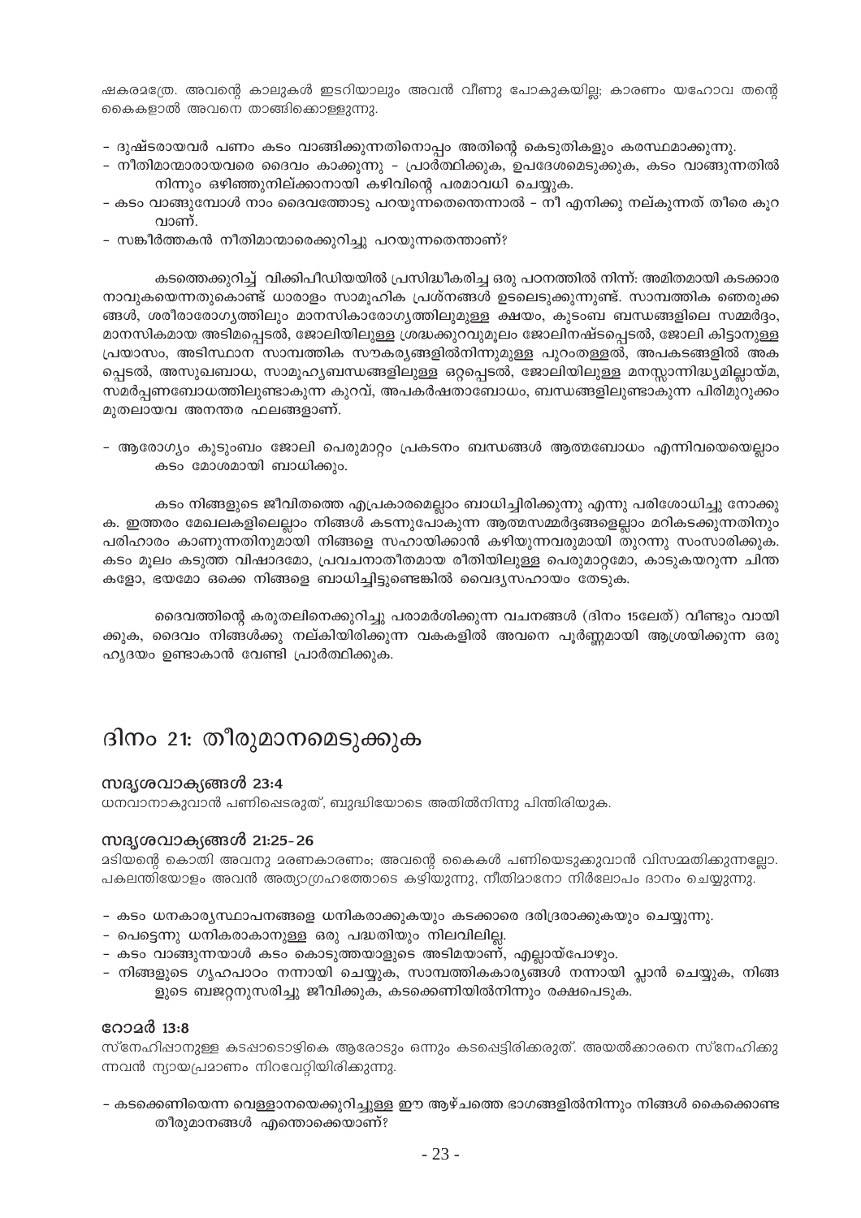ഷകരമത്രേ. അവന്റെ കാലുകൾ ഇടറിയാലും അവൻ വീണു പോകുകയില്ല; കാരണം യഹോവ തന്റെ കൈകളാൽ അവനെ താങ്ങിക്കൊള്ളുന്നു.

- ദുഷ്ടരായവർ പണം കടം വാങ്ങിക്കുന്നതിനൊപ്പം അതിന്റെ കെടുതികളും കരസ്ഥമാക്കുന്നു.
- നീതിമാന്മാരായവരെ ദൈവം കാക്കുന്നു – പ്രാർത്ഥിക്കുക, ഉപദേശമെടുക്കുക, കടം വാങ്ങുന്നതിൽ നിന്നും ഒഴിഞ്ഞുനില്ക്കാനായി കഴിവിന്റെ പരമാവധി ചെയ്യുക.
- കടം വാങ്ങുമ്പോൾ നാം ദൈവത്തോടു പറയുന്നതെന്തെന്നാൽ – നീ എനിക്കു നല്കുന്നത് തീരെ കുറവാണ്.
- സങ്കീർത്തകൻ നീതിമാന്മാരെക്കുറിച്ചു പറയുന്നതെന്താണ്?

കടത്തെക്കുറിച്ച് വിക്കിപീഡിയയിൽ പ്രസിദ്ധീകരിച്ച ഒരു പഠനത്തിൽ നിന്ന്: അമിതമായി കടക്കാരനാവുകയെന്നതുകൊണ്ട് ധാരാളം സാമൂഹിക പ്രശ്നങ്ങൾ ഉടലെടുക്കുന്നുണ്ട്. സാമ്പത്തിക ഞെരുക്കങ്ങൾ, ശരീരാരോഗ്യത്തിലും മാനസികാരോഗ്യത്തിലുമുള്ള ക്ഷയം, കുടുംബ ബന്ധങ്ങളിലെ സമ്മർദ്ദം, മാനസികമായ അടിമപ്പെടൽ, ജോലിയിലുള്ള ശ്രദ്ധക്കുറവുമൂലം ജോലിനഷ്ടപ്പെടൽ, ജോലി കിട്ടാനുള്ള പ്രയാസം, അടിസ്ഥാന സാമ്പത്തിക സൗകര്യങ്ങളിൽനിന്നുമുള്ള പുറംതള്ളൽ, അപകടങ്ങളിൽ അകപ്പെടൽ, അസുഖബാധ, സാമൂഹ്യബന്ധങ്ങളിലുള്ള ഒറ്റപ്പെടൽ, ജോലിയിലുള്ള മനസ്സാന്നിദ്ധ്യമില്ലായ്മ, സമർപ്പണബോധത്തിലുണ്ടാകുന്ന കുറവ്, അപകർഷതാബോധം, ബന്ധങ്ങളിലുണ്ടാകുന്ന പിരിമുറുക്കം മുതലായവ അനന്തര ഫലങ്ങളാണ്.

- ആരോഗ്യം കുടുംബം ജോലി പെരുമാറ്റം പ്രകടനം ബന്ധങ്ങൾ ആത്മബോധം എന്നിവയെയെല്ലാം കടം മോശമായി ബാധിക്കും.

കടം നിങ്ങളുടെ ജീവിതത്തെ എപ്രകാരമെല്ലാം ബാധിച്ചിരിക്കുന്നു എന്നു പരിശോധിച്ചു നോക്കുക. ഇത്തരം മേഖലകളിലെല്ലാം നിങ്ങൾ കടന്നുപോകുന്ന ആത്മസമ്മർദ്ദങ്ങളെല്ലാം മറികടക്കുന്നതിനും പരിഹാരം കാണുന്നതിനുമായി നിങ്ങളെ സഹായിക്കാൻ കഴിയുന്നവരുമായി തുറന്നു സംസാരിക്കുക. കടം മൂലം കടുത്ത വിഷാദമോ, പ്രവചനാതീതമായ രീതിയിലുള്ള പെരുമാറ്റമോ, കാടുകയറുന്ന ചിന്തകളോ, ഭയമോ ഒക്കെ നിങ്ങളെ ബാധിച്ചിട്ടുണ്ടെങ്കിൽ വൈദ്യസഹായം തേടുക.

ദൈവത്തിന്റെ കരുതലിനെക്കുറിച്ചു പരാമർശിക്കുന്ന വചനങ്ങൾ (ദിനം 15ലേത്) വീണ്ടും വായിക്കുക, ദൈവം നിങ്ങൾക്കു നല്കിയിരിക്കുന്ന വകകളിൽ അവനെ പൂർണ്ണമായി ആശ്രയിക്കുന്ന ഒരു ഹൃദയം ഉണ്ടാകാൻ വേണ്ടി പ്രാർത്ഥിക്കുക.

# ദിനം 21: തീരുമാനമെടുക്കുക

### സദൃശവാക്യങ്ങൾ 23:4

ധനവാനാകുവാൻ പണിപ്പെടരുത്, ബുദ്ധിയോടെ അതിൽനിന്നു പിന്തിരിയുക.

### സദൃശവാക്യങ്ങൾ 21:25-26

മടിയന്റെ കൊതി അവനു മരണകാരണം; അവന്റെ കൈകൾ പണിയെടുക്കുവാൻ വിസമ്മതിക്കുന്നല്ലോ. പകലന്തിയോളം അവൻ അത്യാഗ്രഹത്തോടെ കഴിയുന്നു, നീതിമാനോ നിർലോപം ദാനം ചെയ്യുന്നു.

- കടം ധനകാര്യസ്ഥാപനങ്ങളെ ധനികരാക്കുകയും കടക്കാരെ ദരിദ്രരാക്കുകയും ചെയ്യുന്നു.
- പെട്ടെന്നു ധനികരാകാനുള്ള ഒരു പദ്ധതിയും നിലവിലില്ല.
- കടം വാങ്ങുന്നയാൾ കടം കൊടുത്തയാളുടെ അടിമയാണ്, എല്ലായ്പോഴും.
- നിങ്ങളുടെ ഗൃഹപാഠം നന്നായി ചെയ്യുക, സാമ്പത്തികകാര്യങ്ങൾ നന്നായി പ്ലാൻ ചെയ്യുക, നിങ്ങളുടെ ബജറ്റനുസരിച്ചു ജീവിക്കുക, കടക്കെണിയിൽനിന്നും രക്ഷപെടുക.

### റോമർ 13:8

സ്നേഹിപ്പാനുള്ള കടപ്പാടൊഴികെ ആരോടും ഒന്നും കടപ്പെട്ടിരിക്കരുത്. അയൽക്കാരനെ സ്നേഹിക്കുന്നവൻ ന്യായപ്രമാണം നിറവേറ്റിയിരിക്കുന്നു.

- കടക്കെണിയെന്ന വെല്ലാനയെക്കുറിച്ചുള്ള ഈ ആഴ്ചത്തെ ഭാഗങ്ങളിൽനിന്നും നിങ്ങൾ കൈക്കൊണ്ട തീരുമാനങ്ങൾ എന്തൊക്കെയാണ്?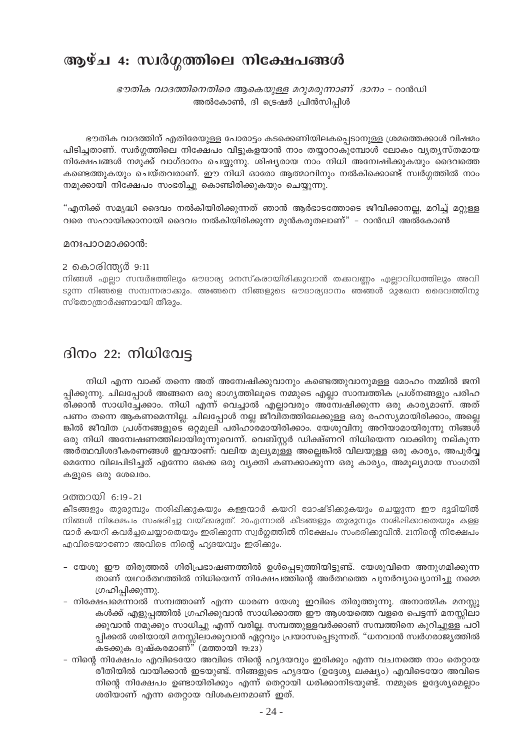# ആഴ്ച 4: സ്വർഗ്ഗത്തിലെ നിക്ഷേപങ്ങൾ

*ഭൗതിക വാദത്തിനെതിരെ ആകെയുള്ള മറുമരുന്നാണ് ദാനം* - റാൻഡി അൽകോൺ, ദി ട്രെഷർ പ്രിൻസിപ്പിൾ

ഭൗതിക വാദത്തിന് എതിരേയുള്ള പോരാട്ടം കടക്കെണിയിലകപ്പെടാനുള്ള ശ്രമത്തെക്കാൾ വിഷമം പിടിച്ചതാണ്. സ്വർഗ്ഗത്തിലെ നിക്ഷേപം വിട്ടുകളയാൻ നാം തയ്യാറാകുമ്പോൾ ലോകം വ്യത്യസ്തമായ നിക്ഷേപങ്ങൾ നമുക്ക് വാഗ്ദാനം ചെയ്യുന്നു. ശിഷ്യരായ നാം നിധി അന്വേഷിക്കുകയും ദൈവത്തെ കണ്ടെത്തുകയും ചെയ്തവരാണ്. ഈ നിധി ഓരോ ആത്മാവിനും നൽകിക്കൊണ്ട് സ്വർഗ്ഗത്തിൽ നാം നമുക്കായി നിക്ഷേപം സംഭരിച്ചു കൊണ്ടിരിക്കുകയും ചെയ്യുന്നു.

"എനിക്ക് സമൃദ്ധി ദൈവം നൽകിയിരിക്കുന്നത് ഞാൻ ആർഭാടത്തോടെ ജീവിക്കാനല്ല, മറിച്ച് മറ്റുള്ളവരെ സഹായിക്കാനായി ദൈവം നൽകിയിരിക്കുന്ന മുൻകരുതലാണ്" - റാൻഡി അൽകോൺ

മനഃപാഠമാക്കാൻ:

2 കൊരിന്ത്യർ 9:11
നിങ്ങൾ എല്ലാ സന്ദർഭത്തിലും ഔദാര്യ മനസ്കരായിരിക്കുവാൻ തക്കവണ്ണം എല്ലാവിധത്തിലും അവിടുന്ന നിങ്ങളെ സമ്പന്നരാക്കും. അങ്ങനെ നിങ്ങളുടെ ഔദാര്യദാനം ഞങ്ങൾ മുഖേന ദൈവത്തിനു സ്തോത്രാർപ്പണമായി തീരും.

# ദിനം 22: നിധിവേട്ട

നിധി എന്ന വാക്ക് തന്നെ അത് അന്വേഷിക്കുവാനും കണ്ടെത്തുവാനുമുള്ള മോഹം നമ്മിൽ ജനിപ്പിക്കുന്നു. ചിലപ്പോൾ അങ്ങനെ ഒരു ഭാഗ്യത്തിലൂടെ നമ്മുടെ എല്ലാ സാമ്പത്തിക പ്രശ്നങ്ങളും പരിഹരിക്കാൻ സാധിച്ചേക്കാം. നിധി എന്ന് വെച്ചാൽ എല്ലാവരും അന്വേഷിക്കുന്ന ഒരു കാര്യമാണ്. അത് പണം തന്നെ ആകണമെന്നില്ല. ചിലപ്പോൾ നല്ല ജീവിതത്തിലേക്കുള്ള ഒരു രഹസ്യമായിരിക്കാം, അല്ലെങ്കിൽ ജീവിത പ്രശ്നങ്ങളുടെ ഒറ്റമൂലി പരിഹാരമായിരിക്കാം. യേശുവിനു അറിയാമായിരുന്നു നിങ്ങൾ ഒരു നിധി അന്വേഷണത്തിലായിരുന്നുവെന്ന്. വെബ്സ്റ്റർ ഡിക്ഷ്ണറി നിധിയെന്ന വാക്കിനു നല്കുന്ന അർത്ഥവിശദീകരണങ്ങൾ ഇവയാണ്: വലിയ മൂല്യമുള്ള അല്ലെങ്കിൽ വിലയുള്ള ഒരു കാര്യം, അപൂർവ്വമെന്നോ വിലപിടിച്ചത് എന്നോ ഒക്കെ ഒരു വ്യക്തി കണക്കാക്കുന്ന ഒരു കാര്യം, അമൂല്യമായ സംഗതികളുടെ ഒരു ശേഖരം.

മത്തായി 6:19-21
കീടങ്ങളും തുരുമ്പും നശിപ്പിക്കുകയും കള്ളന്മാർ കയറി മോഷ്ടിക്കുകയും ചെയ്യുന്ന ഈ ഭൂമിയിൽ നിങ്ങൾ നിക്ഷേപം സംഭരിച്ചു വയ്ക്കരുത്. 20എന്നാൽ കീടങ്ങളും തുരുമ്പും നശിപ്പിക്കാതെയും കള്ളന്മാർ കയറി കവർച്ചചെയ്യാതെയും ഇരിക്കുന്ന സ്വർഗ്ഗത്തിൽ നിക്ഷേപം സംഭരിക്കുവിൻ. 21നിന്റെ നിക്ഷേപം എവിടെയാണോ അവിടെ നിന്റെ ഹൃദയവും ഇരിക്കും.

- യേശു ഈ തിരുത്തൽ ഗിരിപ്രഭാഷണത്തിൽ ഉൾപ്പെടുത്തിയിട്ടുണ്ട്. യേശുവിനെ അനുഗമിക്കുന്നതാണ് യഥാർത്ഥത്തിൽ നിധിയെന്ന് നിക്ഷേപത്തിന്റെ അർത്ഥത്തെ പുനർവ്യാഖ്യാനിച്ചു നമ്മെ ഗ്രഹിപ്പിക്കുന്നു.
- നിക്ഷേപമെന്നാൽ സമ്പത്താണ് എന്ന ധാരണ യേശു ഇവിടെ തിരുത്തുന്നു. അനാത്മിക മനസ്സുകൾക്ക് എളുപ്പത്തിൽ ഗ്രഹിക്കുവാൻ സാധിക്കാത്ത ഈ ആശയത്തെ വളരെ പെട്ടന്ന് മനസ്സിലാക്കുവാൻ നമുക്കും സാധിച്ചു എന്ന് വരില്ല. സമ്പത്തുള്ളവർക്കാണ് സമ്പത്തിനെ കുറിച്ചുള്ള പഠിപ്പിക്കൽ ശരിയായി മനസ്സിലാക്കുവാൻ ഏറ്റവും പ്രയാസപ്പെടുന്നത്. "ധനവാൻ സ്വർഗരാജ്യത്തിൽ കടക്കുക ദുഷ്കരമാണ്" (മത്തായി 19:23)
- നിന്റെ നിക്ഷേപം എവിടെയോ അവിടെ നിന്റെ ഹൃദയവും ഇരിക്കും എന്ന വചനത്തെ നാം തെറ്റായ രീതിയിൽ വായിക്കാൻ ഇടയുണ്ട്. നിങ്ങളുടെ ഹൃദയം (ഉദ്ദേശ്യ ലക്ഷ്യം) എവിടെയോ അവിടെ നിന്റെ നിക്ഷേപം ഉണ്ടായിരിക്കും എന്ന് തെറ്റായി ധരിക്കാനിടയുണ്ട്. നമ്മുടെ ഉദ്ദേശ്യമെല്ലാം ശരിയാണ് എന്ന തെറ്റായ വിശകലനമാണ് ഇത്.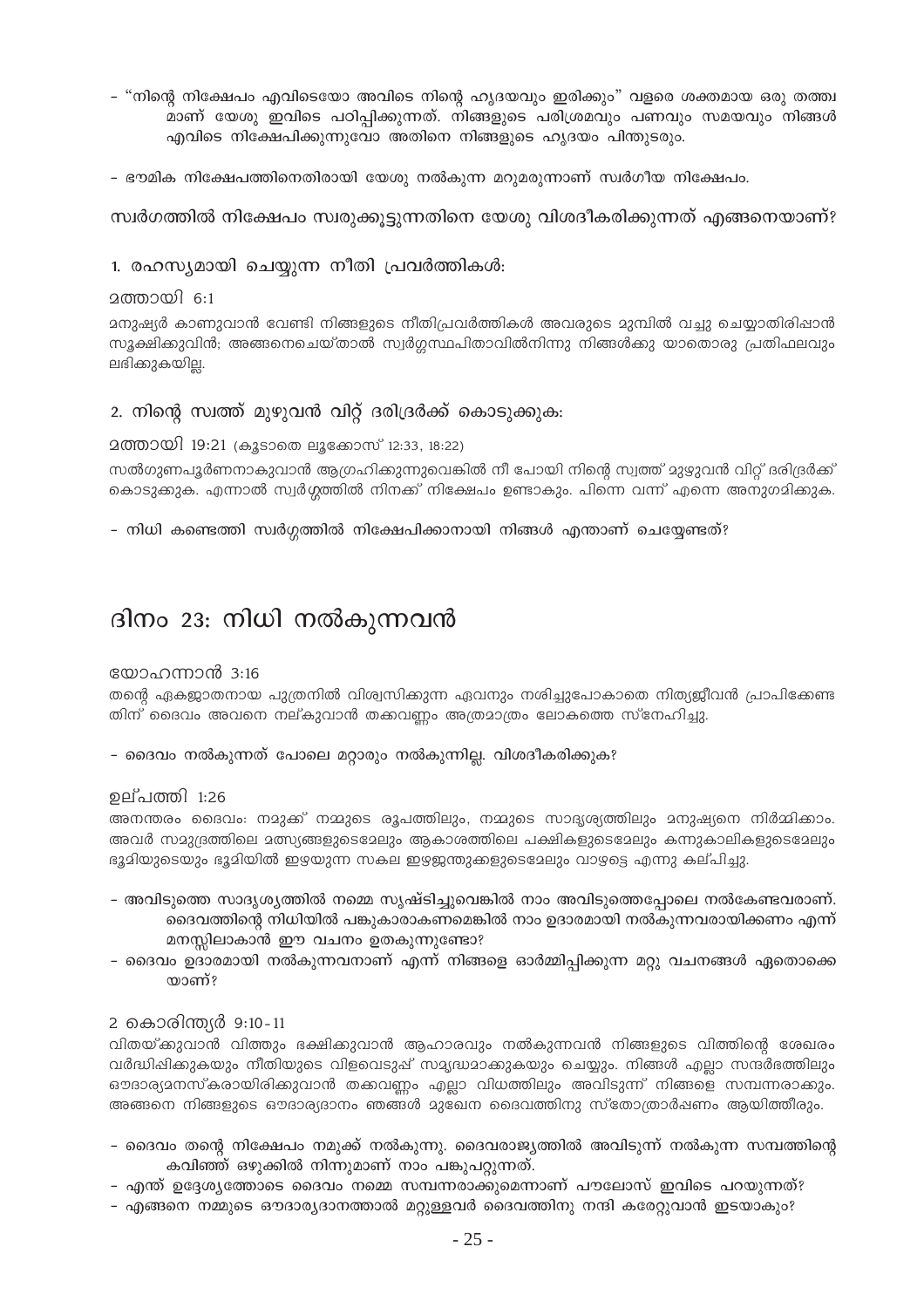- "നിന്റെ നിക്ഷേപം എവിടെയോ അവിടെ നിന്റെ ഹൃദയവും ഇരിക്കും" വളരെ ശക്തമായ ഒരു തത്ത്വമാണ് യേശു ഇവിടെ പഠിപ്പിക്കുന്നത്. നിങ്ങളുടെ പരിശ്രമവും പണവും സമയവും നിങ്ങൾ എവിടെ നിക്ഷേപിക്കുന്നുവോ അതിനെ നിങ്ങളുടെ ഹൃദയം പിന്തുടരും.

- ഭൗമിക നിക്ഷേപത്തിനെതിരായി യേശു നൽകുന്ന മറുമരുന്നാണ് സ്വർഗീയ നിക്ഷേപം.

### സ്വർഗത്തിൽ നിക്ഷേപം സ്വരുക്കൂട്ടുന്നതിനെ യേശു വിശദീകരിക്കുന്നത് എങ്ങനെയാണ്?

#### 1. രഹസ്യമായി ചെയ്യുന്ന നീതി പ്രവർത്തികൾ:

മത്തായി 6:1

മനുഷ്യർ കാണുവാൻ വേണ്ടി നിങ്ങളുടെ നീതിപ്രവർത്തികൾ അവരുടെ മുമ്പിൽ വച്ചു ചെയ്യാതിരിപ്പാൻ സൂക്ഷിക്കുവിൻ; അങ്ങനെചെയ്താൽ സ്വർഗ്ഗസ്ഥപിതാവിൽനിന്നു നിങ്ങൾക്കു യാതൊരു പ്രതിഫലവും ലഭിക്കുകയില്ല.

#### 2. നിന്റെ സ്വത്ത് മുഴുവൻ വിറ്റ് ദരിദ്രർക്ക് കൊടുക്കുക:

മത്തായി 19:21 (കൂടാതെ ലൂക്കോസ് 12:33, 18:22)

സൽഗുണപൂർണനാകുവാൻ ആഗ്രഹിക്കുന്നുവെങ്കിൽ നീ പോയി നിന്റെ സ്വത്ത് മുഴുവൻ വിറ്റ് ദരിദ്രർക്ക് കൊടുക്കുക. എന്നാൽ സ്വർഗ്ഗത്തിൽ നിനക്ക് നിക്ഷേപം ഉണ്ടാകും. പിന്നെ വന്ന് എന്നെ അനുഗമിക്കുക.

- നിധി കണ്ടെത്തി സ്വർഗ്ഗത്തിൽ നിക്ഷേപിക്കാനായി നിങ്ങൾ എന്താണ് ചെയ്യേണ്ടത്?

## ദിനം 23: നിധി നൽകുന്നവൻ

യോഹന്നാൻ 3:16

തന്റെ ഏകജാതനായ പുത്രനിൽ വിശ്വസിക്കുന്ന ഏവനും നശിച്ചുപോകാതെ നിത്യജീവൻ പ്രാപിക്കേണ്ടതിന് ദൈവം അവനെ നല്കുവാൻ തക്കവണ്ണം അത്രമാത്രം ലോകത്തെ സ്നേഹിച്ചു.

- ദൈവം നൽകുന്നത് പോലെ മറ്റാരും നൽകുന്നില്ല. വിശദീകരിക്കുക?

ഉല്പത്തി 1:26

അനന്തരം ദൈവം: നമുക്ക് നമ്മുടെ രൂപത്തിലും, നമ്മുടെ സാദൃശ്യത്തിലും മനുഷ്യനെ നിർമ്മിക്കാം. അവർ സമുദ്രത്തിലെ മത്സ്യങ്ങളുടെമേലും ആകാശത്തിലെ പക്ഷികളുടെമേലും കന്നുകാലികളുടെമേലും ഭൂമിയുടെയും ഭൂമിയിൽ ഇഴയുന്ന സകല ഇഴജന്തുക്കളുടെമേലും വാഴട്ടെ എന്നു കല്പിച്ചു.

- അവിടുത്തെ സാദൃശ്യത്തിൽ നമ്മെ സൃഷ്ടിച്ചുവെങ്കിൽ നാം അവിടുത്തെപ്പോലെ നൽകേണ്ടവരാണ്. ദൈവത്തിന്റെ നിധിയിൽ പങ്കുകാരാകണമെങ്കിൽ നാം ഉദാരമായി നൽകുന്നവരായിക്കണം എന്ന് മനസ്സിലാകാൻ ഈ വചനം ഉതകുന്നുണ്ടോ?
- ദൈവം ഉദാരമായി നൽകുന്നവനാണ് എന്ന് നിങ്ങളെ ഓർമ്മിപ്പിക്കുന്ന മറ്റു വചനങ്ങൾ ഏതൊക്കെയാണ്?

2 കൊരിന്ത്യർ 9:10-11

വിതയ്ക്കുവാൻ വിത്തും ഭക്ഷിക്കുവാൻ ആഹാരവും നൽകുന്നവൻ നിങ്ങളുടെ വിത്തിന്റെ ശേഖരം വർദ്ധിപ്പിക്കുകയും നീതിയുടെ വിളവെടുപ്പ് സമൃദ്ധമാക്കുകയും ചെയ്യും. നിങ്ങൾ എല്ലാ സന്ദർഭത്തിലും ഔദാര്യമനസ്കരായിരിക്കുവാൻ തക്കവണ്ണം എല്ലാ വിധത്തിലും അവിടുന്ന് നിങ്ങളെ സമ്പന്നരാക്കും. അങ്ങനെ നിങ്ങളുടെ ഔദാര്യദാനം ഞങ്ങൾ മുഖേന ദൈവത്തിനു സ്തോത്രാർപ്പണം ആയിത്തീരും.

- ദൈവം തന്റെ നിക്ഷേപം നമുക്ക് നൽകുന്നു. ദൈവരാജ്യത്തിൽ അവിടുന്ന് നൽകുന്ന സമ്പത്തിന്റെ കവിഞ്ഞ് ഒഴുക്കിൽ നിന്നുമാണ് നാം പങ്കുപറ്റുന്നത്.
- എന്ത് ഉദ്ദേശ്യത്തോടെ ദൈവം നമ്മെ സമ്പന്നരാക്കുമെന്നാണ് പൗലോസ് ഇവിടെ പറയുന്നത്?
- എങ്ങനെ നമ്മുടെ ഔദാര്യദാനത്താൽ മറ്റുള്ളവർ ദൈവത്തിനു നന്ദി കരേറ്റുവാൻ ഇടയാകും?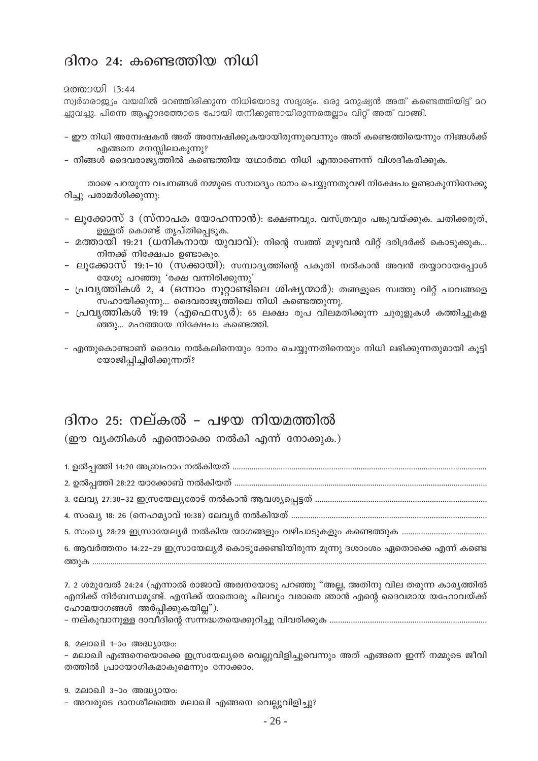# ദിനം 24: കണ്ടെത്തിയ നിധി

മത്തായി 13:44

സ്വർഗരാജ്യം വയലിൽ മറഞ്ഞിരിക്കുന്ന നിധിയോടു സദൃശ്യം. ഒരു മനുഷ്യൻ അത് കണ്ടെത്തിയിട്ട് മറച്ചുവച്ചു. പിന്നെ ആഹ്ലാദത്തോടെ പോയി തനിക്കുണ്ടായിരുന്നതെല്ലാം വിറ്റ് അത് വാങ്ങി.

- ഈ നിധി അന്വേഷകൻ അത് അന്വേഷിക്കുകയായിരുന്നുവെന്നും അത് കണ്ടെത്തിയെന്നും നിങ്ങൾക്ക് എങ്ങനെ മനസ്സിലാകുന്നു?
- നിങ്ങൾ ദൈവരാജ്യത്തിൽ കണ്ടെത്തിയ യഥാർത്ഥ നിധി എന്താണെന്ന് വിശദീകരിക്കുക.

താഴെ പറയുന്ന വചനങ്ങൾ നമ്മുടെ സമ്പാദ്യം ദാനം ചെയ്യുന്നതുവഴി നിക്ഷേപം ഉണ്ടാകുന്നിനെക്കുറിച്ചു പരാമർശിക്കുന്നു:

- ലൂക്കോസ് 3 (സ്നാപക യോഹന്നാൻ): ഭക്ഷണവും, വസ്ത്രവും പങ്കുവയ്ക്കുക. ചതിക്കരുത്, ഉള്ളത് കൊണ്ട് തൃപ്തിപ്പെടുക.
- മത്തായി 19:21 (ധനികനായ യുവാവ്): നിന്റെ സ്വത്ത് മുഴുവൻ വിറ്റ് ദരിദ്രർക്ക് കൊടുക്കുക... നിനക്ക് നിക്ഷേപം ഉണ്ടാകും.
- ലൂക്കോസ് 19:1-10 (സക്കായി): സമ്പാദ്യത്തിന്റെ പകുതി നൽകാൻ അവൻ തയ്യാറായപ്പോൾ യേശു പറഞ്ഞു 'രക്ഷ വന്നിരിക്കുന്നു'
- പ്രവൃത്തികൾ 2, 4 (ഒന്നാം നൂറ്റാണ്ടിലെ ശിഷ്യന്മാർ): തങ്ങളുടെ സ്വത്തു വിറ്റ് പാവങ്ങളെ സഹായിക്കുന്നു... ദൈവരാജ്യത്തിലെ നിധി കണ്ടെത്തുന്നു.
- പ്രവൃത്തികൾ 19:19 (എഫെസ്യർ): 65 ലക്ഷം രൂപ വിലമതിക്കുന്ന ചുരുളുകൾ കത്തിച്ചുകളഞ്ഞു... മഹത്തായ നിക്ഷേപം കണ്ടെത്തി.

- എന്തുകൊണ്ടാണ് ദൈവം നൽകലിനെയും ദാനം ചെയ്യുന്നതിനെയും നിധി ലഭിക്കുന്നതുമായി കൂട്ടിയോജിപ്പിച്ചിരിക്കുന്നത്?

# ദിനം 25: നല്കൽ - പഴയ നിയമത്തിൽ

(ഈ വ്യക്തികൾ എന്തൊക്കെ നൽകി എന്ന് നോക്കുക.)

1. ഉൽപ്പത്തി 14:20 അബ്രഹാം നൽകിയത് .......................................................................................................
2. ഉൽപ്പത്തി 28:22 യാക്കോബ് നൽകിയത് .......................................................................................................
3. ലേവ്യ 27:30-32 ഇസ്രയേല്യരോട് നൽകാൻ ആവശ്യപ്പെട്ടത് .......................................................................
4. സംഖ്യ 18: 26 (നെഹമ്യാവ് 10:38) ലേവ്യർ നൽകിയത് .................................................................................
5. സംഖ്യ 28:29 ഇസ്രായേല്യർ നൽകിയ യാഗങ്ങളും വഴിപാടുകളും കണ്ടെത്തുക .......................................
6. ആവർത്തനം 14:22-29 ഇസ്രായേല്യർ കൊടുക്കേണ്ടിയിരുന്ന മൂന്നു ദശാംശം ഏതൊക്കെ എന്ന് കണ്ടെത്തുക .......................................................................................................

7. 2 ശമുവേൽ 24:24 (എന്നാൽ രാജാവ് അരവനയോടു പറഞ്ഞു "അല്ല, അതിനു വില തരുന്ന കാര്യത്തിൽ എനിക്ക് നിർബന്ധമുണ്ട്. എനിക്ക് യാതൊരു ചിലവും വരാതെ ഞാൻ എന്റെ ദൈവമായ യഹോവയ്ക്ക് ഹോമയാഗങ്ങൾ അർപ്പിക്കുകയില്ല").
- നല്കുവാനുള്ള ദാവീദിന്റെ സന്നദ്ധതയെക്കുറിച്ചു വിവരിക്കുക .......................................................................

8. മലാഖി 1-ാം അദ്ധ്യായം:
- മലാഖി എങ്ങനെയൊക്കെ ഇസ്രയേല്യരെ വെല്ലുവിളിച്ചുവെന്നും അത് എങ്ങനെ ഇന്ന് നമ്മുടെ ജീവിതത്തിൽ പ്രായോഗികമാകുമെന്നും നോക്കാം.

9. മലാഖി 3-ാം അദ്ധ്യായം:
- അവരുടെ ദാനശീലത്തെ മലാഖി എങ്ങനെ വെല്ലുവിളിച്ചു?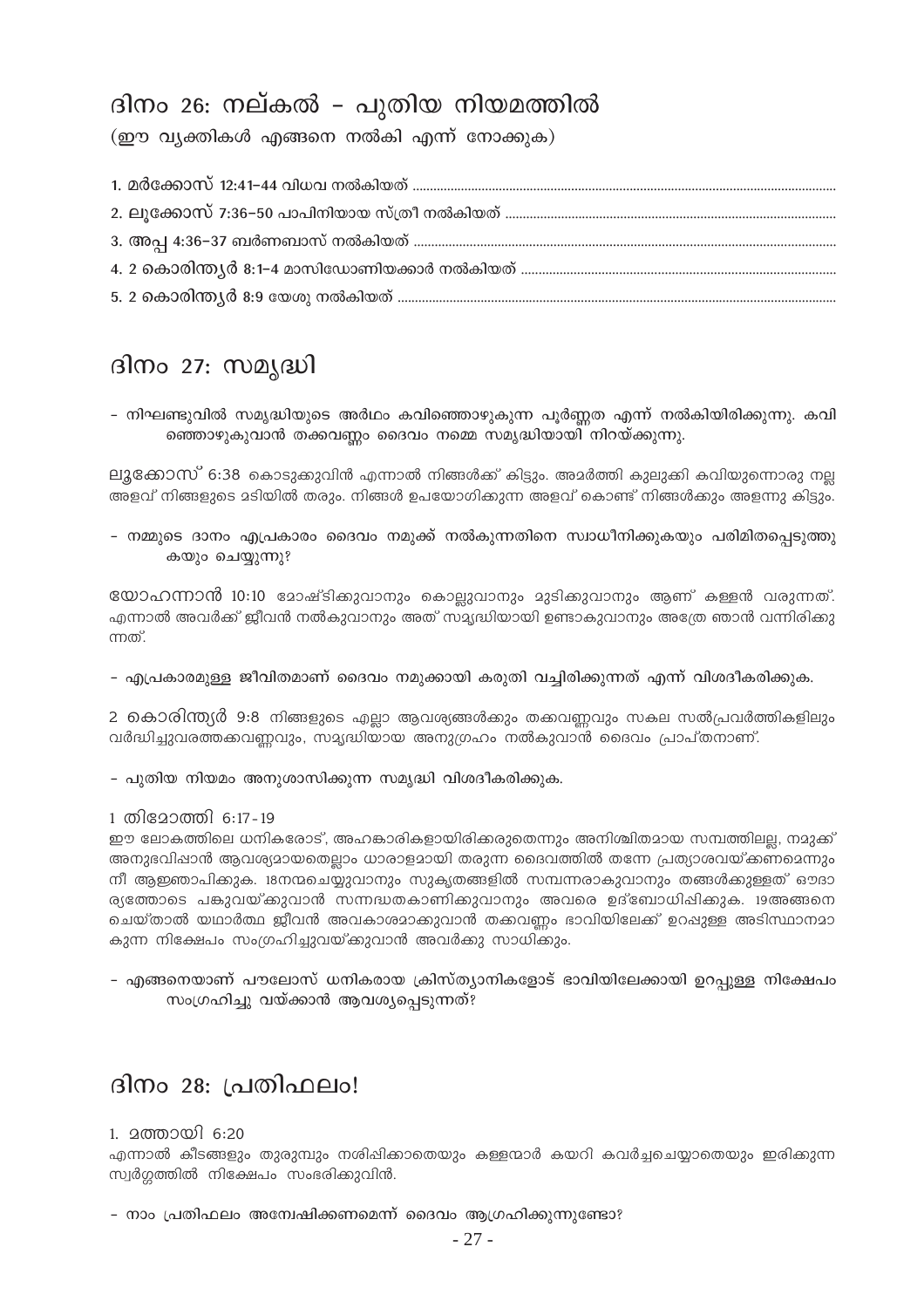## ദിനം 26: നല്കൽ - പുതിയ നിയമത്തിൽ

(ഈ വ്യക്തികൾ എങ്ങനെ നൽകി എന്ന് നോക്കുക)

1. **മർക്കോസ് 12:41-44** വിധവ നൽകിയത് ........................................................................................................
2. **ലൂക്കോസ് 7:36-50** പാപിനിയായ സ്ത്രീ നൽകിയത് ........................................................................................
3. **അപ്പ 4:36-37** ബർണബാസ് നൽകിയത് ...................................................................................................
4. **2 കൊരിന്ത്യർ 8:1-4** മാസിഡോണിയക്കാർ നൽകിയത് ..................................................................................
5. **2 കൊരിന്ത്യർ 8:9** യേശു നൽകിയത് ...........................................................................................................

## ദിനം 27: സമൃദ്ധി

- നിഘണ്ടുവിൽ സമൃദ്ധിയുടെ അർത്ഥം കവിഞ്ഞൊഴുകുന്ന പൂർണ്ണത എന്ന് നൽകിയിരിക്കുന്നു. കവിഞ്ഞൊഴുകുവാൻ തക്കവണ്ണം ദൈവം നമ്മെ സമൃദ്ധിയായി നിറയ്ക്കുന്നു.

ലൂക്കോസ് 6:38 കൊടുക്കുവിൻ എന്നാൽ നിങ്ങൾക്ക് കിട്ടും. അമർത്തി കുലുക്കി കവിയുന്നൊരു നല്ല അളവ് നിങ്ങളുടെ മടിയിൽ തരും. നിങ്ങൾ ഉപയോഗിക്കുന്ന അളവ് കൊണ്ട് നിങ്ങൾക്കും അളന്നു കിട്ടും.

- നമ്മുടെ ദാനം എപ്രകാരം ദൈവം നമുക്ക് നൽകുന്നതിനെ സ്വാധീനിക്കുകയും പരിമിതപ്പെടുത്തുകയും ചെയ്യുന്നു?

യോഹന്നാൻ 10:10 മോഷ്ടിക്കുവാനും കൊല്ലുവാനും മുടിക്കുവാനും ആണ് കള്ളൻ വരുന്നത്. എന്നാൽ അവർക്ക് ജീവൻ നൽകുവാനും അത് സമൃദ്ധിയായി ഉണ്ടാകുവാനും അത്രേ ഞാൻ വന്നിരിക്കുന്നത്.

- എപ്രകാരമുള്ള ജീവിതമാണ് ദൈവം നമുക്കായി കരുതി വച്ചിരിക്കുന്നത് എന്ന് വിശദീകരിക്കുക.

2 കൊരിന്ത്യർ 9:8 നിങ്ങളുടെ എല്ലാ ആവശ്യങ്ങൾക്കും തക്കവണ്ണവും സകല സൽപ്രവർത്തികളിലും വർദ്ധിച്ചുവരത്തക്കവണ്ണവും, സമൃദ്ധിയായ അനുഗ്രഹം നൽകുവാൻ ദൈവം പ്രാപ്തനാണ്.

- പുതിയ നിയമം അനുശാസിക്കുന്ന സമൃദ്ധി വിശദീകരിക്കുക.

1 തിമോത്തി 6:17-19

ഈ ലോകത്തിലെ ധനികരോട്, അഹങ്കാരികളായിരിക്കരുതെന്നും അനിശ്ചിതമായ സമ്പത്തിലല്ല, നമുക്ക് അനുഭവിപ്പാൻ ആവശ്യമായതെല്ലാം ധാരാളമായി തരുന്ന ദൈവത്തിൽ തന്നേ പ്രത്യാശവയ്ക്കണമെന്നും നീ ആജ്ഞാപിക്കുക. 18നന്മചെയ്യുവാനും സുകൃതങ്ങളിൽ സമ്പന്നരാകുവാനും തങ്ങൾക്കുള്ളത് ഔദാര്യത്തോടെ പങ്കുവയ്ക്കുവാൻ സന്നദ്ധതകാണിക്കുവാനും അവരെ ഉദ്ബോധിപ്പിക്കുക. 19അങ്ങനെ ചെയ്താൽ യഥാർത്ഥ ജീവൻ അവകാശമാക്കുവാൻ തക്കവണ്ണം ഭാവിയിലേക്ക് ഉറപ്പുള്ള അടിസ്ഥാനമാകുന്ന നിക്ഷേപം സംഗ്രഹിച്ചുവയ്ക്കുവാൻ അവർക്കു സാധിക്കും.

- എങ്ങനെയാണ് പൗലോസ് ധനികരായ ക്രിസ്ത്യാനികളോട് ഭാവിയിലേക്കായി ഉറപ്പുള്ള നിക്ഷേപം സംഗ്രഹിച്ചു വയ്ക്കാൻ ആവശ്യപ്പെടുന്നത്?

## ദിനം 28: പ്രതിഫലം!

1. മത്തായി 6:20

എന്നാൽ കീടങ്ങളും തുരുമ്പും നശിപ്പിക്കാതെയും കള്ളന്മാർ കയറി കവർച്ചചെയ്യാതെയും ഇരിക്കുന്ന സ്വർഗ്ഗത്തിൽ നിക്ഷേപം സംഭരിക്കുവിൻ.

- നാം പ്രതിഫലം അന്വേഷിക്കണമെന്ന് ദൈവം ആഗ്രഹിക്കുന്നുണ്ടോ?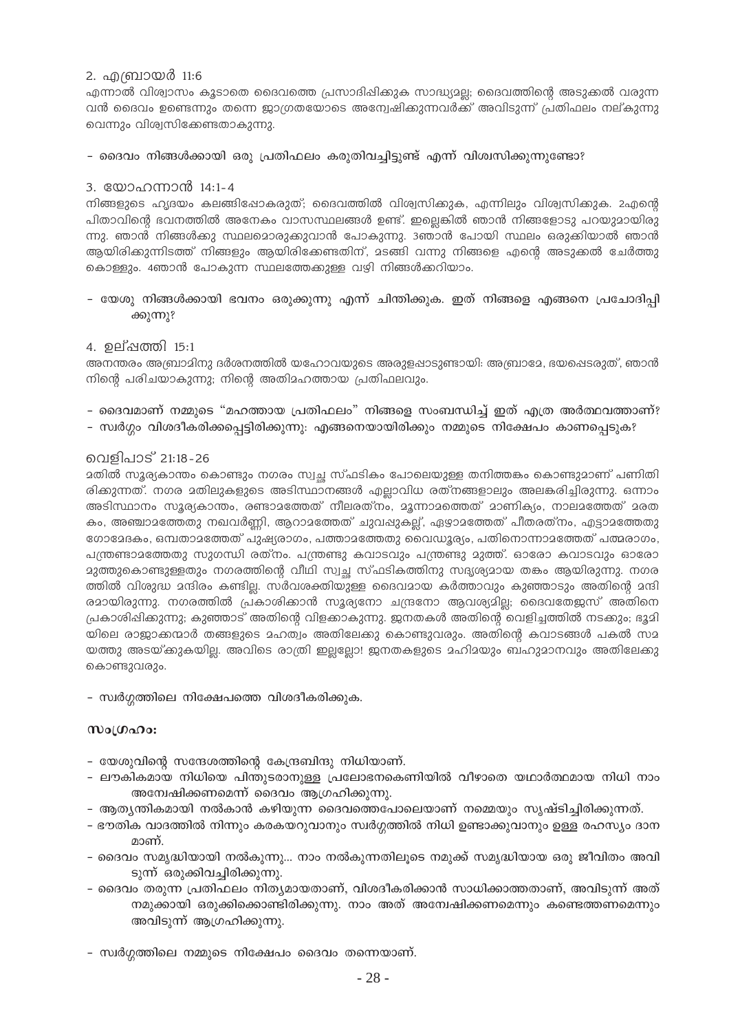2. എബ്രായർ 11:6

എന്നാൽ വിശ്വാസം കൂടാതെ ദൈവത്തെ പ്രസാദിപ്പിക്കുക സാദ്ധ്യമല്ല; ദൈവത്തിന്റെ അടുക്കൽ വരുന്ന വൻ ദൈവം ഉണ്ടെന്നും തന്നെ ജാഗ്രതയോടെ അന്വേഷിക്കുന്നവർക്ക് അവിടുന്ന് പ്രതിഫലം നല്കുന്നു വെന്നും വിശ്വസിക്കേണ്ടതാകുന്നു.

- **ദൈവം നിങ്ങൾക്കായി ഒരു പ്രതിഫലം കരുതിവച്ചിട്ടുണ്ട് എന്ന് വിശ്വസിക്കുന്നുണ്ടോ?**

3. യോഹന്നാൻ 14:1-4

നിങ്ങളുടെ ഹൃദയം കലങ്ങിപ്പോകരുത്; ദൈവത്തിൽ വിശ്വസിക്കുക, എന്നിലും വിശ്വസിക്കുക. 2എന്റെ പിതാവിന്റെ ഭവനത്തിൽ അനേകം വാസസ്ഥലങ്ങൾ ഉണ്ട്. ഇല്ലെങ്കിൽ ഞാൻ നിങ്ങളോടു പറയുമായിരു ന്നു. ഞാൻ നിങ്ങൾക്കു സ്ഥലമൊരുക്കുവാൻ പോകുന്നു. 3ഞാൻ പോയി സ്ഥലം ഒരുക്കിയാൽ ഞാൻ ആയിരിക്കുന്നിടത്ത് നിങ്ങളും ആയിരിക്കേണ്ടതിന്, മടങ്ങി വന്നു നിങ്ങളെ എന്റെ അടുക്കൽ ചേർത്തു കൊള്ളും. 4ഞാൻ പോകുന്ന സ്ഥലത്തേക്കുള്ള വഴി നിങ്ങൾക്കറിയാം.

- **യേശു നിങ്ങൾക്കായി ഭവനം ഒരുക്കുന്നു എന്ന് ചിന്തിക്കുക. ഇത് നിങ്ങളെ എങ്ങനെ പ്രചോദിപ്പി ക്കുന്നു?**

4. ഉല്പത്തി 15:1

അനന്തരം അബ്രാമിനു ദർശനത്തിൽ യഹോവയുടെ അരുളപ്പാടുണ്ടായി: അബ്രാമേ, ഭയപ്പെടരുത്, ഞാൻ നിന്റെ പരിചയാകുന്നു; നിന്റെ അതിമഹത്തായ പ്രതിഫലവും.

- **ദൈവമാണ് നമ്മുടെ "മഹത്തായ പ്രതിഫലം" നിങ്ങളെ സംബന്ധിച്ച് ഇത് എത്ര അർത്ഥവത്താണ്?**
- **സ്വർഗ്ഗം വിശദീകരിക്കപ്പെട്ടിരിക്കുന്നു: എങ്ങനെയായിരിക്കും നമ്മുടെ നിക്ഷേപം കാണപ്പെടുക?**

വെളിപാട് 21:18-26

മതിൽ സൂര്യകാന്തം കൊണ്ടും നഗരം സ്വച്ഛ സ്ഫടികം പോലെയുള്ള തനിത്തങ്കം കൊണ്ടുമാണ് പണിതി രിക്കുന്നത്. നഗര മതിലുകളുടെ അടിസ്ഥാനങ്ങൾ എല്ലാവിധ രത്നങ്ങളാലും അലങ്കരിച്ചിരുന്നു. ഒന്നാം അടിസ്ഥാനം സൂര്യകാന്തം, രണ്ടാമത്തേത് നീലരത്നം, മൂന്നാമത്തെത് മാണിക്യം, നാലമത്തേത് മരത കം, അഞ്ചാമത്തേതു നഖവർണ്ണി, ആറാമത്തേത് ചുവപ്പുകല്ല്, ഏഴാമത്തേത് പീതരത്നം, എട്ടാമത്തേതു ഗോമേദകം, ഒമ്പതാമത്തേത് പുഷ്യരാഗം, പത്താമത്തേതു വൈഡൂര്യം, പതിനൊന്നാമത്തേത് പത്മരാഗം, പന്ത്രണ്ടാമത്തേതു സുഗന്ധി രത്നം. പന്ത്രണ്ടു കവാടവും പന്ത്രണ്ടു മുത്ത്. ഓരോ കവാടവും ഓരോ മുത്തുകൊണ്ടുള്ളതും നഗരത്തിന്റെ വീഥി സ്വച്ഛ സ്ഫടികത്തിനു സദൃശ്യമായ തങ്കം ആയിരുന്നു. നഗര ത്തിൽ വിശുദ്ധ മന്ദിരം കണ്ടില്ല. സർവശക്തിയുള്ള ദൈവമായ കർത്താവും കുഞ്ഞാടും അതിന്റെ മന്ദി രമായിരുന്നു. നഗരത്തിൽ പ്രകാശിക്കാൻ സൂര്യനോ ചന്ദ്രനോ ആവശ്യമില്ല; ദൈവതേജസ് അതിനെ പ്രകാശിപ്പിക്കുന്നു; കുഞ്ഞാട് അതിന്റെ വിളക്കാകുന്നു. ജനതകൾ അതിന്റെ വെളിച്ചത്തിൽ നടക്കും; ഭൂമി യിലെ രാജാക്കന്മാർ തങ്ങളുടെ മഹത്വം അതിലേക്കു കൊണ്ടുവരും. അതിന്റെ കവാടങ്ങൾ പകൽ സമ യത്തു അടയ്ക്കുകയില്ല. അവിടെ രാത്രി ഇല്ലല്ലോ! ജനതകളുടെ മഹിമയും ബഹുമാനവും അതിലേക്കു കൊണ്ടുവരും.

- **സ്വർഗ്ഗത്തിലെ നിക്ഷേപത്തെ വിശദീകരിക്കുക.**

**സംഗ്രഹം:**

- യേശുവിന്റെ സന്ദേശത്തിന്റെ കേന്ദ്രബിന്ദു നിധിയാണ്.
- ലൗകികമായ നിധിയെ പിന്തുടരാനുള്ള പ്രലോഭനകെണിയിൽ വീഴാതെ യഥാർത്ഥമായ നിധി നാം അന്വേഷിക്കണമെന്ന് ദൈവം ആഗ്രഹിക്കുന്നു.
- ആത്യന്തികമായി നൽകാൻ കഴിയുന്ന ദൈവത്തെപോലെയാണ് നമ്മെയും സൃഷ്ടിച്ചിരിക്കുന്നത്.
- ഭൗതിക വാദത്തിൽ നിന്നും കരകയറുവാനും സ്വർഗ്ഗത്തിൽ നിധി ഉണ്ടാക്കുവാനും ഉള്ള രഹസ്യം ദാന മാണ്.
- ദൈവം സമൃദ്ധിയായി നൽകുന്നു... നാം നൽകുന്നതിലൂടെ നമുക്ക് സമൃദ്ധിയായ ഒരു ജീവിതം അവി ടുന്ന് ഒരുക്കിവച്ചിരിക്കുന്നു.
- ദൈവം തരുന്ന പ്രതിഫലം നിത്യമായതാണ്, വിശദീകരിക്കാൻ സാധിക്കാത്തതാണ്, അവിടുന്ന് അത് നമുക്കായി ഒരുക്കിക്കൊണ്ടിരിക്കുന്നു. നാം അത് അന്വേഷിക്കണമെന്നും കണ്ടെത്തണമെന്നും അവിടുന്ന് ആഗ്രഹിക്കുന്നു.

- സ്വർഗ്ഗത്തിലെ നമ്മുടെ നിക്ഷേപം ദൈവം തന്നെയാണ്.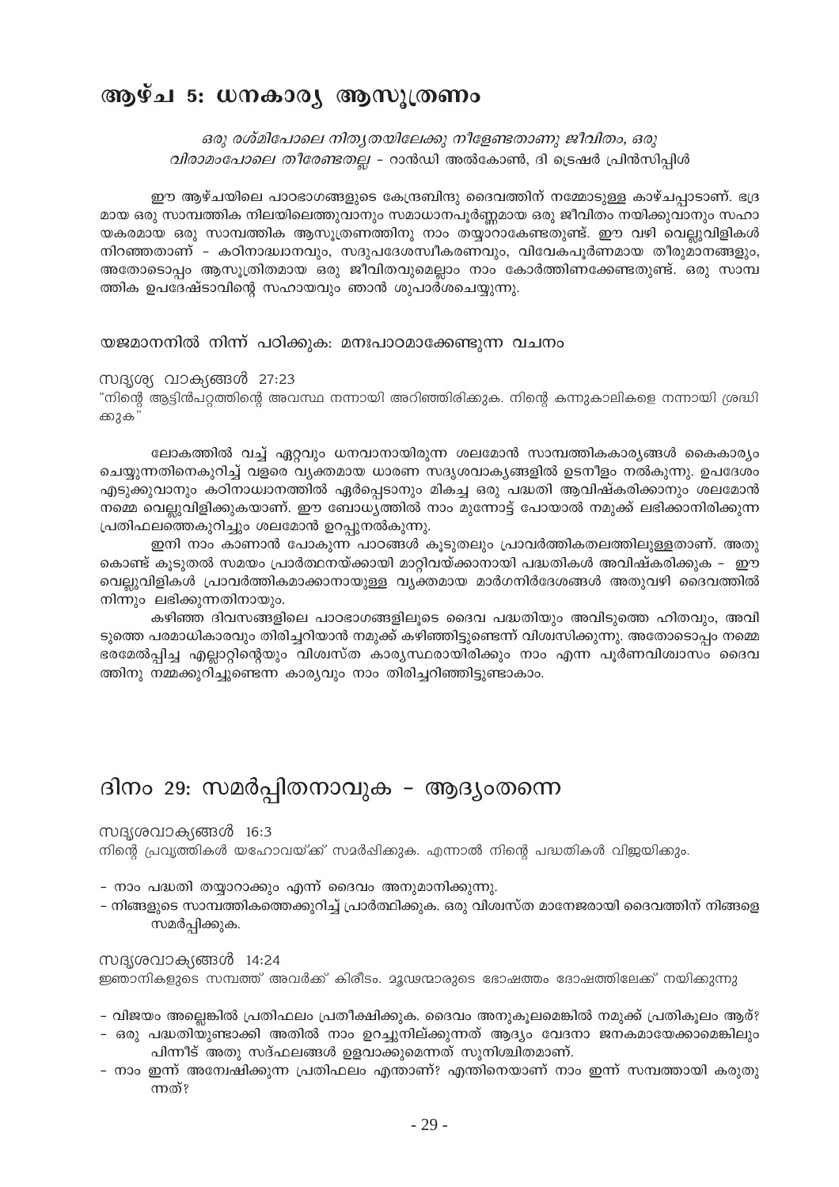# ആഴ്ച 5: ധനകാര്യ ആസൂത്രണം

*ഒരു രശ്മിപോലെ നിത്യതയിലേക്കു നീളേണ്ടതാണു ജീവിതം, ഒരു വിരാമംപോലെ തീരേണ്ടതല്ല* - റാൻഡി അൽകോൺ, ദി ട്രെഷർ പ്രിൻസിപ്പിൾ

ഈ ആഴ്ചയിലെ പാഠഭാഗങ്ങളുടെ കേന്ദ്രബിന്ദു ദൈവത്തിന് നമ്മോടുള്ള കാഴ്ചപ്പാടാണ്. ഭദ്രമായ ഒരു സാമ്പത്തിക നിലയിലെത്തുവാനും സമാധാനപൂർണ്ണമായ ഒരു ജീവിതം നയിക്കുവാനും സഹായകരമായ ഒരു സാമ്പത്തിക ആസൂത്രണത്തിനു നാം തയ്യാറാകേണ്ടതുണ്ട്. ഈ വഴി വെല്ലുവിളികൾ നിറഞ്ഞതാണ് - കഠിനാദ്ധ്വാനവും, സദുപദേശസ്വീകരണവും, വിവേകപൂർണമായ തീരുമാനങ്ങളും, അതോടൊപ്പം ആസൂത്രിതമായ ഒരു ജീവിതവുമെല്ലാം നാം കോർത്തിണക്കേണ്ടതുണ്ട്. ഒരു സാമ്പത്തിക ഉപദേഷ്ടാവിന്റെ സഹായവും ഞാൻ ശുപാർശചെയ്യുന്നു.

## യജമാനനിൽ നിന്ന് പഠിക്കുക: മനഃപാഠമാക്കേണ്ടുന്ന വചനം

സദൃശ്യ വാക്യങ്ങൾ 27:23
"നിന്റെ ആട്ടിൻപറ്റത്തിന്റെ അവസ്ഥ നന്നായി അറിഞ്ഞിരിക്കുക. നിന്റെ കന്നുകാലികളെ നന്നായി ശ്രദ്ധിക്കുക"

ലോകത്തിൽ വച്ച് ഏറ്റവും ധനവാനായിരുന്ന ശലമോൻ സാമ്പത്തികകാര്യങ്ങൾ കൈകാര്യം ചെയ്യുന്നതിനെകുറിച്ച് വളരെ വ്യക്തമായ ധാരണ സദൃശവാക്യങ്ങളിൽ ഉടനീളം നൽകുന്നു. ഉപദേശം എടുക്കുവാനും കഠിനാധ്വാനത്തിൽ ഏർപ്പെടാനും മികച്ച ഒരു പദ്ധതി ആവിഷ്കരിക്കാനും ശലമോൻ നമ്മെ വെല്ലുവിളിക്കുകയാണ്. ഈ ബോധ്യത്തിൽ നാം മുന്നോട്ട് പോയാൽ നമുക്ക് ലഭിക്കാനിരിക്കുന്ന പ്രതിഫലത്തെകുറിച്ചും ശലമോൻ ഉറപ്പുനൽകുന്നു.

ഇനി നാം കാണാൻ പോകുന്ന പാഠങ്ങൾ കൂടുതലും പ്രാവർത്തികതലത്തിലുള്ളതാണ്. അതുകൊണ്ട് കൂടുതൽ സമയം പ്രാർത്ഥനയ്ക്കായി മാറ്റിവയ്ക്കാനായി പദ്ധതികൾ അവിഷ്കരിക്കുക - ഈ വെല്ലുവിളികൾ പ്രാവർത്തികമാക്കാനായുള്ള വ്യക്തമായ മാർഗനിർദേശങ്ങൾ അതുവഴി ദൈവത്തിൽ നിന്നും ലഭിക്കുന്നതിനായും.

കഴിഞ്ഞ ദിവസങ്ങളിലെ പാഠഭാഗങ്ങളിലൂടെ ദൈവ പദ്ധതിയും അവിടുത്തെ ഹിതവും, അവിടുത്തെ പരമാധികാരവും തിരിച്ചറിയാൻ നമുക്ക് കഴിഞ്ഞിട്ടുണ്ടെന്ന് വിശ്വസിക്കുന്നു. അതോടൊപ്പം നമ്മെ ഭരമേൽപ്പിച്ച എല്ലാറ്റിന്റെയും വിശ്വസ്ത കാര്യസ്ഥരായിരിക്കും നാം എന്ന പൂർണവിശ്വാസം ദൈവത്തിനു നമ്മക്കുറിച്ചുണ്ടെന്ന കാര്യവും നാം തിരിച്ചറിഞ്ഞിട്ടുണ്ടാകാം.

# ദിനം 29: സമർപ്പിതനാവുക - ആദ്യംതന്നെ

സദൃശവാക്യങ്ങൾ 16:3
നിന്റെ പ്രവൃത്തികൾ യഹോവയ്ക്ക് സമർപ്പിക്കുക. എന്നാൽ നിന്റെ പദ്ധതികൾ വിജയിക്കും.

- നാം പദ്ധതി തയ്യാറാക്കും എന്ന് ദൈവം അനുമാനിക്കുന്നു.
- നിങ്ങളുടെ സാമ്പത്തികത്തെക്കുറിച്ച് പ്രാർത്ഥിക്കുക. ഒരു വിശ്വസ്ത മാനേജരായി ദൈവത്തിന് നിങ്ങളെ സമർപ്പിക്കുക.

സദൃശവാക്യങ്ങൾ 14:24
ജ്ഞാനികളുടെ സമ്പത്ത് അവർക്ക് കിരീടം. മൂഢന്മാരുടെ ഭോഷത്തം ദോഷത്തിലേക്ക് നയിക്കുന്നു

- വിജയം അല്ലെങ്കിൽ പ്രതിഫലം പ്രതീക്ഷിക്കുക. ദൈവം അനുകൂലമെങ്കിൽ നമുക്ക് പ്രതികൂലം ആര്?
- ഒരു പദ്ധതിയുണ്ടാക്കി അതിൽ നാം ഉറച്ചുനില്ക്കുന്നത് ആദ്യം വേദനാ ജനകമായേക്കാമെങ്കിലും പിന്നീട് അതു സദ്ഫലങ്ങൾ ഉളവാക്കുമെന്നത് സുനിശ്ചിതമാണ്.
- നാം ഇന്ന് അന്വേഷിക്കുന്ന പ്രതിഫലം എന്താണ്? എന്തിനെയാണ് നാം ഇന്ന് സമ്പത്തായി കരുതുന്നത്?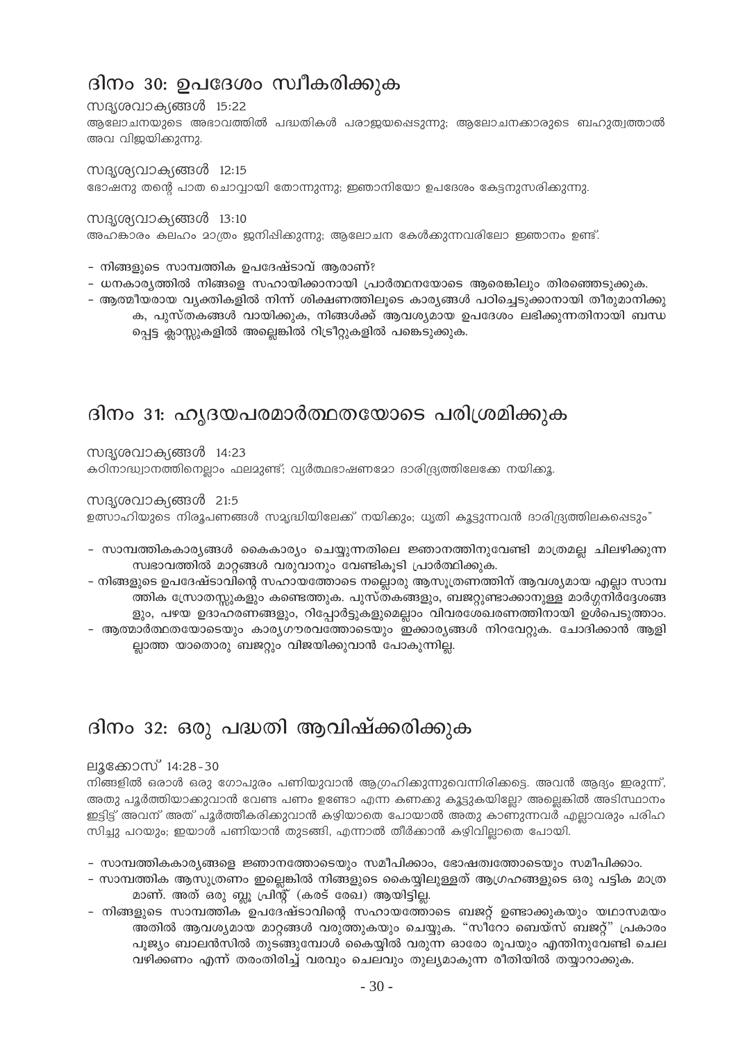## ദിനം 30: ഉപദേശം സ്വീകരിക്കുക

സദൃശവാക്യങ്ങൾ 15:22
ആലോചനയുടെ അഭാവത്തിൽ പദ്ധതികൾ പരാജയപ്പെടുന്നു; ആലോചനക്കാരുടെ ബഹുത്വത്താൽ അവ വിജയിക്കുന്നു.

സദൃശ്യവാക്യങ്ങൾ 12:15
ഭോഷനു തന്റെ പാത ചൊവ്വായി തോന്നുന്നു; ജ്ഞാനിയോ ഉപദേശം കേട്ടനുസരിക്കുന്നു.

സദൃശ്യവാക്യങ്ങൾ 13:10
അഹങ്കാരം കലഹം മാത്രം ജനിപ്പിക്കുന്നു; ആലോചന കേൾക്കുന്നവരിലോ ജ്ഞാനം ഉണ്ട്.

- നിങ്ങളുടെ സാമ്പത്തിക ഉപദേഷ്ടാവ് ആരാണ്?
- ധനകാര്യത്തിൽ നിങ്ങളെ സഹായിക്കാനായി പ്രാർത്ഥനയോടെ ആരെങ്കിലും തിരഞ്ഞെടുക്കുക.
- ആത്മീയരായ വ്യക്തികളിൽ നിന്ന് ശിക്ഷണത്തിലൂടെ കാര്യങ്ങൾ പഠിച്ചെടുക്കാനായി തീരുമാനിക്കുക, പുസ്തകങ്ങൾ വായിക്കുക, നിങ്ങൾക്ക് ആവശ്യമായ ഉപദേശം ലഭിക്കുന്നതിനായി ബന്ധപ്പെട്ട ക്ലാസ്സുകളിൽ അല്ലെങ്കിൽ റിട്രീറ്റുകളിൽ പങ്കെടുക്കുക.

## ദിനം 31: ഹൃദയപരമാർത്ഥതയോടെ പരിശ്രമിക്കുക

സദൃശവാക്യങ്ങൾ 14:23
കഠിനാദ്ധ്വാനത്തിനെല്ലാം ഫലമുണ്ട്; വ്യർത്ഥഭാഷണമോ ദാരിദ്ര്യത്തിലേക്കേ നയിക്കൂ.

സദൃശവാക്യങ്ങൾ 21:5
ഉത്സാഹിയുടെ നിരൂപണങ്ങൾ സമൃദ്ധിയിലേക്ക് നയിക്കും; ധൃതി കൂട്ടുന്നവൻ ദാരിദ്ര്യത്തിലകപ്പെടും"

- സാമ്പത്തികകാര്യങ്ങൾ കൈകാര്യം ചെയ്യുന്നതിലെ ജ്ഞാനത്തിനുവേണ്ടി മാത്രമല്ല ചിലഴിക്കുന്ന സ്വഭാവത്തിൽ മാറ്റങ്ങൾ വരുവാനും വേണ്ടികൂടി പ്രാർത്ഥിക്കുക.
- നിങ്ങളുടെ ഉപദേഷ്ടാവിന്റെ സഹായത്തോടെ നല്ലൊരു ആസൂത്രണത്തിന് ആവശ്യമായ എല്ലാ സാമ്പത്തിക സ്രോതസ്സുകളും കണ്ടെത്തുക. പുസ്തകങ്ങളും, ബജറ്റുണ്ടാക്കാനുള്ള മാർഗ്ഗനിർദ്ദേശങ്ങളും, പഴയ ഉദാഹരണങ്ങളും, റിപ്പോർട്ടുകളുമെല്ലാം വിവരശേഖരണത്തിനായി ഉൾപ്പെടുത്താം.
- ആത്മാർത്ഥതയോടെയും കാര്യഗൗരവത്തോടെയും ഇക്കാര്യങ്ങൾ നിറവേറ്റുക. ചോദിക്കാൻ ആളില്ലാത്ത യാതൊരു ബജറ്റും വിജയിക്കുവാൻ പോകുന്നില്ല.

## ദിനം 32: ഒരു പദ്ധതി ആവിഷ്ക്കരിക്കുക

ലൂക്കോസ് 14:28-30
നിങ്ങളിൽ ഒരാൾ ഒരു ഗോപുരം പണിയുവാൻ ആഗ്രഹിക്കുന്നുവെന്നിരിക്കട്ടെ. അവൻ ആദ്യം ഇരുന്ന്, അതു പൂർത്തിയാക്കുവാൻ വേണ്ട പണം ഉണ്ടോ എന്ന കണക്കു കൂട്ടുകയില്ലേ? അല്ലെങ്കിൽ അടിസ്ഥാനം ഇട്ടിട്ട് അവന് അത് പൂർത്തീകരിക്കുവാൻ കഴിയാതെ പോയാൽ അതു കാണുന്നവർ എല്ലാവരും പരിഹസിച്ചു പറയും; ഇയാൾ പണിയാൻ തുടങ്ങി, എന്നാൽ തീർക്കാൻ കഴിവില്ലാതെ പോയി.

- സാമ്പത്തികകാര്യങ്ങളെ ജ്ഞാനത്തോടെയും സമീപിക്കാം, ഭോഷത്വത്തോടെയും സമീപിക്കാം.
- സാമ്പത്തിക ആസൂത്രണം ഇല്ലെങ്കിൽ നിങ്ങളുടെ കൈയ്യിലുള്ളത് ആഗ്രഹങ്ങളുടെ ഒരു പട്ടിക മാത്രമാണ്. അത് ഒരു ബ്ലൂ പ്രിന്റ് (കരട് രേഖ) ആയിട്ടില്ല.
- നിങ്ങളുടെ സാമ്പത്തിക ഉപദേഷ്ടാവിന്റെ സഹായത്തോടെ ബജറ്റ് ഉണ്ടാക്കുകയും യഥാസമയം അതിൽ ആവശ്യമായ മാറ്റങ്ങൾ വരുത്തുകയും ചെയ്യുക. "സീറോ ബെയ്സ് ബജറ്റ്" പ്രകാരം പൂജ്യം ബാലൻസിൽ തുടങ്ങുമ്പോൾ കൈയ്യിൽ വരുന്ന ഓരോ രൂപയും എന്തിനുവേണ്ടി ചെലവഴിക്കണം എന്ന് തരംതിരിച്ച് വരവും ചെലവും തുല്യമാകുന്ന രീതിയിൽ തയ്യാറാക്കുക.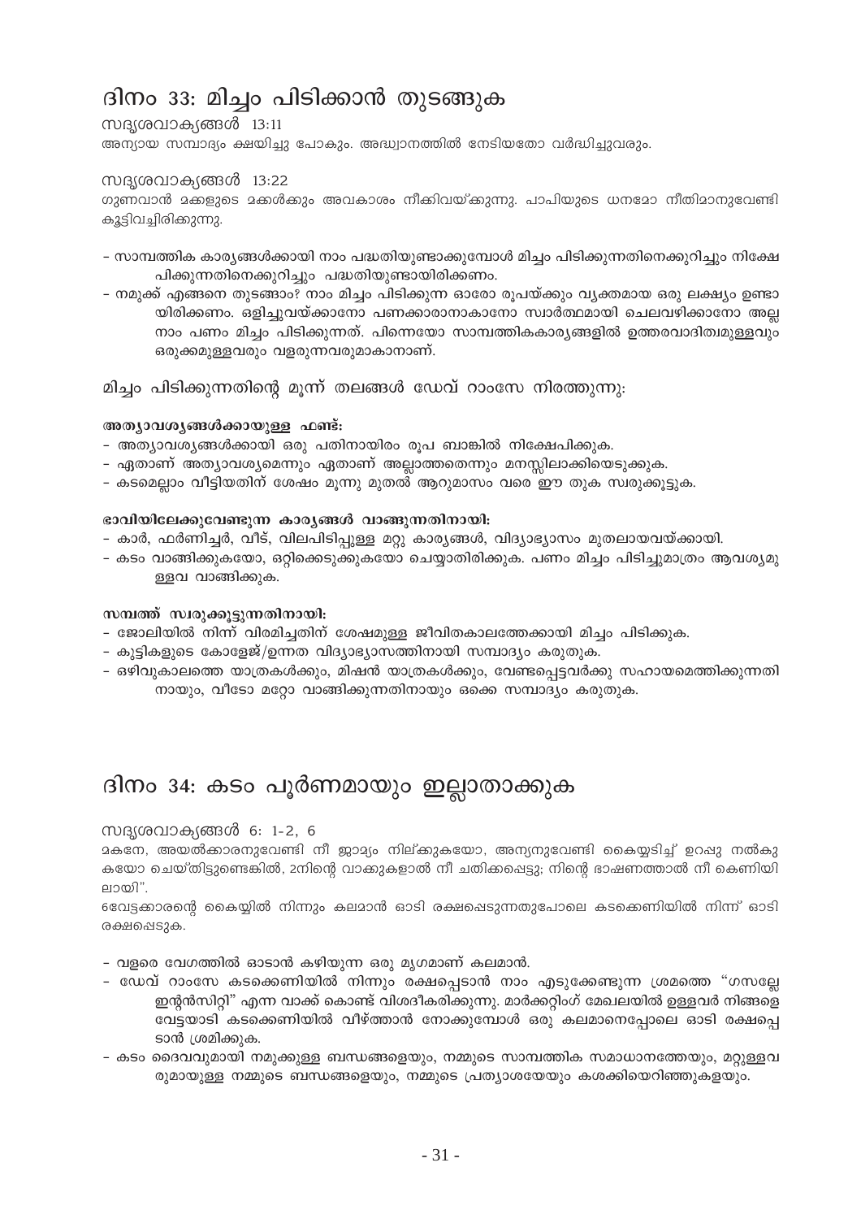# ദിനം 33: മിച്ചം പിടിക്കാൻ തുടങ്ങുക

സദൃശവാക്യങ്ങൾ 13:11

അന്യായ സമ്പാദ്യം ക്ഷയിച്ചു പോകും. അദ്ധ്വാനത്തിൽ നേടിയതോ വർദ്ധിച്ചുവരും.

സദൃശവാക്യങ്ങൾ 13:22

ഗുണവാൻ മക്കളുടെ മക്കൾക്കും അവകാശം നീക്കിവയ്ക്കുന്നു. പാപിയുടെ ധനമോ നീതിമാനുവേണ്ടി കൂട്ടിവച്ചിരിക്കുന്നു.

- സാമ്പത്തിക കാര്യങ്ങൾക്കായി നാം പദ്ധതിയുണ്ടാക്കുമ്പോൾ മിച്ചം പിടിക്കുന്നതിനെക്കുറിച്ചും നിക്ഷേപിക്കുന്നതിനെക്കുറിച്ചും പദ്ധതിയുണ്ടായിരിക്കണം.
- നമുക്ക് എങ്ങനെ തുടങ്ങാം? നാം മിച്ചം പിടിക്കുന്ന ഓരോ രൂപയ്ക്കും വ്യക്തമായ ഒരു ലക്ഷ്യം ഉണ്ടായിരിക്കണം. ഒളിച്ചുവയ്ക്കാനോ പണക്കാരനാകാനോ സ്വാർത്ഥമായി ചെലവഴിക്കാനോ അല്ല നാം പണം മിച്ചം പിടിക്കുന്നത്. പിന്നെയോ സാമ്പത്തികകാര്യങ്ങളിൽ ഉത്തരവാദിത്വമുള്ളവരും ഒരുക്കമുള്ളവരും വളരുന്നവരുമാകാനാണ്.

## മിച്ചം പിടിക്കുന്നതിന്റെ മൂന്ന് തലങ്ങൾ ഡേവ് റാംസേ നിരത്തുന്നു:

**അത്യാവശ്യങ്ങൾക്കായുള്ള ഫണ്ട്:**
- അത്യാവശ്യങ്ങൾക്കായി ഒരു പതിനായിരം രൂപ ബാങ്കിൽ നിക്ഷേപിക്കുക.
- ഏതാണ് അത്യാവശ്യമെന്നും ഏതാണ് അല്ലാത്തതെന്നും മനസ്സിലാക്കിയെടുക്കുക.
- കടമെല്ലാം വീട്ടിയതിന് ശേഷം മൂന്നു മുതൽ ആറുമാസം വരെ ഈ തുക സ്വരുക്കൂട്ടുക.

**ഭാവിയിലേക്കുവേണ്ടുന്ന കാര്യങ്ങൾ വാങ്ങുന്നതിനായി:**
- കാർ, ഫർണിച്ചർ, വീട്, വിലപിടിപ്പുള്ള മറ്റു കാര്യങ്ങൾ, വിദ്യാഭ്യാസം മുതലായവയ്ക്കായി.
- കടം വാങ്ങിക്കുകയോ, ഒറ്റിക്കെടുക്കുകയോ ചെയ്യാതിരിക്കുക. പണം മിച്ചം പിടിച്ചുമാത്രം ആവശ്യമുള്ളവ വാങ്ങിക്കുക.

**സമ്പത്ത് സ്വരുക്കൂട്ടുന്നതിനായി:**
- ജോലിയിൽ നിന്ന് വിരമിച്ചതിന് ശേഷമുള്ള ജീവിതകാലത്തേക്കായി മിച്ചം പിടിക്കുക.
- കുട്ടികളുടെ കോളേജ്/ഉന്നത വിദ്യാഭ്യാസത്തിനായി സമ്പാദ്യം കരുതുക.
- ഒഴിവുകാലത്തെ യാത്രകൾക്കും, മിഷൻ യാത്രകൾക്കും, വേണ്ടപ്പെട്ടവർക്കു സഹായമെത്തിക്കുന്നതിനായും, വീടോ മറ്റോ വാങ്ങിക്കുന്നതിനായും ഒക്കെ സമ്പാദ്യം കരുതുക.

# ദിനം 34: കടം പൂർണമായും ഇല്ലാതാക്കുക

സദൃശവാക്യങ്ങൾ 6: 1-2, 6

മകനേ, അയൽക്കാരനുവേണ്ടി നീ ജാമ്യം നില്ക്കുകയോ, അന്യനുവേണ്ടി കൈയ്യടിച്ച് ഉറപ്പു നൽകുകയോ ചെയ്തിട്ടുണ്ടെങ്കിൽ, 2നിന്റെ വാക്കുകളാൽ നീ ചതിക്കപ്പെട്ടു; നിന്റെ ഭാഷണത്താൽ നീ കെണിയിലായി".

6വേട്ടക്കാരന്റെ കൈയ്യിൽ നിന്നും കലമാൻ ഓടി രക്ഷപ്പെടുന്നതുപോലെ കടക്കെണിയിൽ നിന്ന് ഓടി രക്ഷപ്പെടുക.

- വളരെ വേഗത്തിൽ ഓടാൻ കഴിയുന്ന ഒരു മൃഗമാണ് കലമാൻ.
- ഡേവ് റാംസേ കടക്കെണിയിൽ നിന്നും രക്ഷപ്പെടാൻ നാം എടുക്കേണ്ടുന്ന ശ്രമത്തെ "ഗസല്ലേ ഇന്റൻസിറ്റി" എന്ന വാക്ക് കൊണ്ട് വിശദീകരിക്കുന്നു. മാർക്കറ്റിംഗ് മേഖലയിൽ ഉള്ളവർ നിങ്ങളെ വേട്ടയാടി കടക്കെണിയിൽ വീഴ്ത്താൻ നോക്കുമ്പോൾ ഒരു കലമാനെപ്പോലെ ഓടി രക്ഷപ്പെടാൻ ശ്രമിക്കുക.
- കടം ദൈവവുമായി നമുക്കുള്ള ബന്ധങ്ങളെയും, നമ്മുടെ സാമ്പത്തിക സമാധാനത്തേയും, മറ്റുള്ളവരുമായുള്ള നമ്മുടെ ബന്ധങ്ങളെയും, നമ്മുടെ പ്രത്യാശയേയും കശക്കിയെറിഞ്ഞുകളയും.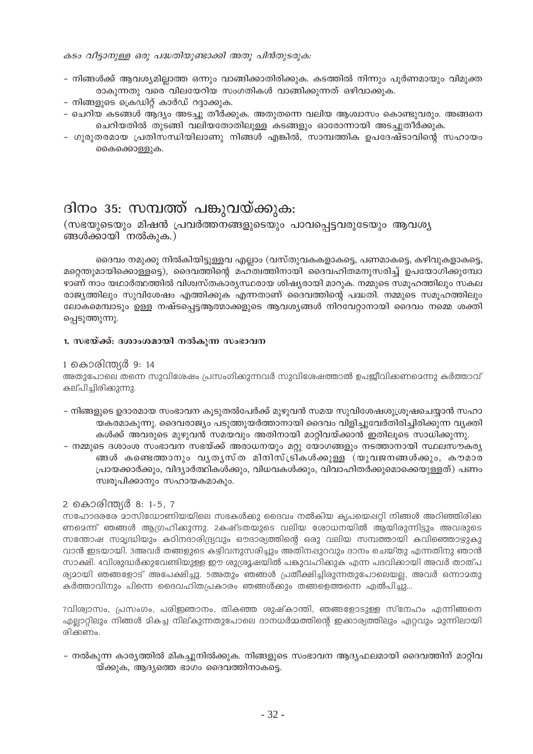*കടം വീട്ടാനുള്ള ഒരു പദ്ധതിയുണ്ടാക്കി അതു പിൻതുടരുക:*

- നിങ്ങൾക്ക് ആവശ്യമില്ലാത്ത ഒന്നും വാങ്ങിക്കാതിരിക്കുക. കടത്തിൽ നിന്നും പൂർണമായും വിമുക്ത രാകുന്നതു വരെ വിലയേറിയ സംഗതികൾ വാങ്ങിക്കുന്നത് ഒഴിവാക്കുക.
- നിങ്ങളുടെ ക്രെഡിറ്റ് കാർഡ് റദ്ദാക്കുക.
- ചെറിയ കടങ്ങൾ ആദ്യം അടച്ചു തീർക്കുക. അതുതന്നെ വലിയ ആശ്വാസം കൊണ്ടുവരും. അങ്ങനെ ചെറിയതിൽ തുടങ്ങി വലിയതോതിലുള്ള കടങ്ങളും ഓരോന്നായി അടച്ചുതീർക്കുക.
- ഗുരുതരമായ പ്രതിസന്ധിയിലാണു നിങ്ങൾ എങ്കിൽ, സാമ്പത്തിക ഉപദേഷ്ടാവിന്റെ സഹായം കൈക്കൊള്ളുക.

# ദിനം 35: സമ്പത്ത് പങ്കുവയ്ക്കുക:

(സഭയുടെയും മിഷൻ പ്രവർത്തനങ്ങളുടെയും പാവപ്പെട്ടവരുടേയും ആവശ്യ ങ്ങൾക്കായി നൽകുക.)

ദൈവം നമുക്കു നിൽകിയിട്ടുള്ളവ എല്ലാം (വസ്തുവകകളാകട്ടെ, പണമാകട്ടെ, കഴിവുകളാകട്ടെ, മറ്റെന്തുമായിക്കൊള്ളട്ടെ), ദൈവത്തിന്റെ മഹത്വത്തിനായി ദൈവഹിതമനുസരിച്ച് ഉപയോഗിക്കുമ്പോ ഴാണ് നാം യഥാർത്ഥത്തിൽ വിശ്വസ്തകാര്യസ്ഥരായ ശിഷ്യരായി മാറുക. നമ്മുടെ സമൂഹത്തിലും സകല രാജ്യത്തിലും സുവിശേഷം എത്തിക്കുക എന്നതാണ് ദൈവത്തിന്റെ പദ്ധതി. നമ്മുടെ സമൂഹത്തിലും ലോകമെമ്പാടും ഉള്ള നഷ്ടപ്പെട്ടആത്മാക്കളുടെ ആവശ്യങ്ങൾ നിറവേറ്റാനായി ദൈവം നമ്മെ ശക്തി പ്പെടുത്തുന്നു.

### 1. സഭയ്ക്ക്: ദശാംശമായി നൽകുന്ന സംഭാവന

1 കൊരിന്ത്യർ 9: 14
അതുപോലെ തന്നെ സുവിശേഷം പ്രസംഗിക്കുന്നവർ സുവിശേഷത്താൽ ഉപജീവിക്കണമെന്നു കർത്താവ് കല്പിച്ചിരിക്കുന്നു.

- നിങ്ങളുടെ ഉദാരമായ സംഭാവന കൂടുതൽപേർക്ക് മുഴുവൻ സമയ സുവിശേഷശുശ്രൂഷചെയ്യാൻ സഹാ യകരമാകുന്നു. ദൈവരാജ്യം പടുത്തുയർത്താനായി ദൈവം വിളിച്ചുവേർതിരിച്ചിരിക്കുന്ന വ്യക്തി കൾക്ക് അവരുടെ മുഴുവൻ സമയവും അതിനായി മാറ്റിവയ്ക്കാൻ ഇതിലൂടെ സാധിക്കുന്നു.
- നമ്മുടെ ദശാംശ സംഭാവന സഭയ്ക്ക് അരാധനയും മറ്റു യോഗങ്ങളും നടത്താനായി സ്ഥലസൗകര്യ ങ്ങൾ കണ്ടെത്താനും വ്യത്യസ്ത മിനിസ്ട്രികൾക്കുള്ള (യുവജനങ്ങൾക്കും, കൗമാര പ്രായക്കാർക്കും, വിദ്യാർത്ഥികൾക്കും, വിധവകൾക്കും, വിവാഹിതർക്കുമൊക്കെയുള്ളത്) പണം സ്വരൂപിക്കാനും സഹായകമാകും.

2 കൊരിന്ത്യർ 8: 1-5, 7
സഹോദരരേ മാസിഡോണിയയിലെ സഭകൾക്കു ദൈവം നൽകിയ കൃപയെപ്പറ്റി നിങ്ങൾ അറിഞ്ഞിരിക്ക ണമെന്ന് ഞങ്ങൾ ആഗ്രഹിക്കുന്നു. 2കഷ്ടതയുടെ വലിയ ശോധനയിൽ ആയിരുന്നിട്ടും അവരുടെ സന്തോഷ സമൃദ്ധിയും കഠിനദാരിദ്ര്യവും ഔദാര്യത്തിന്റെ ഒരു വലിയ സമ്പത്തായി കവിഞ്ഞൊഴുകു വാൻ ഇടയായി. 3അവർ തങ്ങളുടെ കഴിവനുസരിച്ചും അതിനപ്പുറവും ദാനം ചെയ്തു എന്നതിനു ഞാൻ സാക്ഷി. 4വിശുദ്ധർക്കുവേണ്ടിയുള്ള ഈ ശുശ്രൂഷയിൽ പങ്കുവഹിക്കുക എന്ന പദവിക്കായി അവർ താത്പ ര്യമായി ഞങ്ങളോട് അപേക്ഷിച്ചു. 5അതും ഞങ്ങൾ പ്രതീക്ഷിച്ചിരുന്നതുപോലെയല്ല, അവർ ഒന്നാമതു കർത്താവിനും പിന്നെ ദൈവഹിതപ്രകാരം ഞങ്ങൾക്കും തങ്ങളെത്തന്നെ ഏൽപിച്ചു...

7വിശ്വാസം, പ്രസംഗം, പരിജ്ഞാനം, തികഞ്ഞ ശുഷ്കാന്തി, ഞങ്ങളോടുള്ള സ്നേഹം എന്നിങ്ങനെ എല്ലാറ്റിലും നിങ്ങൾ മികച്ച നില്ക്കുന്നതുപോലെ ദാനധർമ്മത്തിന്റെ ഇക്കാര്യത്തിലും ഏറ്റവും മുന്നിലായി രിക്കണം.

- നൽകുന്ന കാര്യത്തിൽ മികച്ചുനിൽക്കുക. നിങ്ങളുടെ സംഭാവന ആദ്യഫലമായി ദൈവത്തിന് മാറ്റിവ യ്ക്കുക, ആദ്യത്തെ ഭാഗം ദൈവത്തിനാകട്ടെ.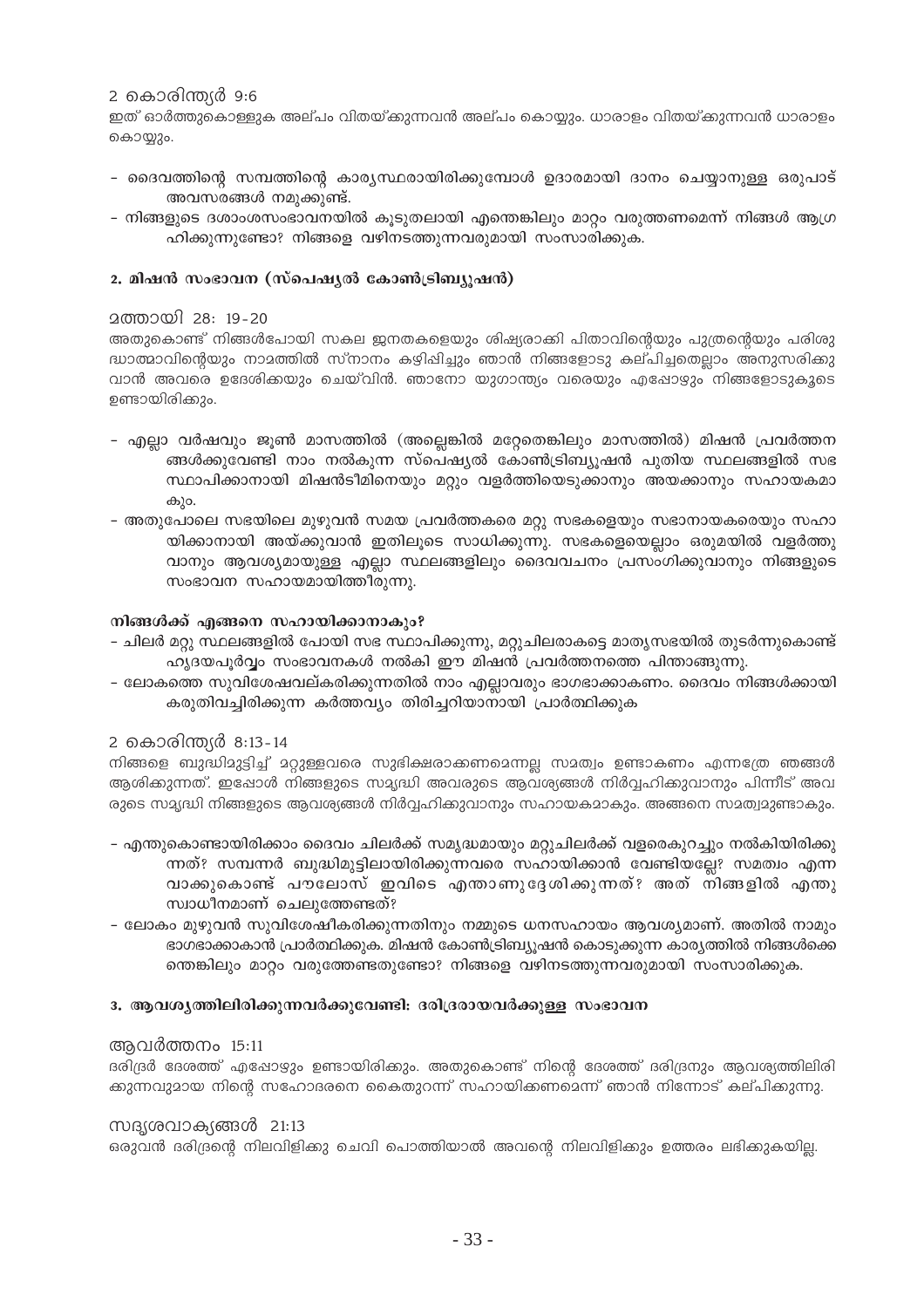2 കൊരിന്ത്യർ 9:6

ഇത് ഓർത്തുകൊള്ളുക അല്പം വിതയ്ക്കുന്നവൻ അല്പം കൊയ്യും. ധാരാളം വിതയ്ക്കുന്നവൻ ധാരാളം കൊയ്യും.

- ദൈവത്തിന്റെ സമ്പത്തിന്റെ കാര്യസ്ഥരായിരിക്കുമ്പോൾ ഉദാരമായി ദാനം ചെയ്യാനുള്ള ഒരുപാട് അവസരങ്ങൾ നമുക്കുണ്ട്.
- നിങ്ങളുടെ ദശാംശസംഭാവനയിൽ കൂടുതലായി എന്തെങ്കിലും മാറ്റം വരുത്തണമെന്ന് നിങ്ങൾ ആഗ്രഹിക്കുന്നുണ്ടോ? നിങ്ങളെ വഴിനടത്തുന്നവരുമായി സംസാരിക്കുക.

### 2. മിഷൻ സംഭാവന (സ്പെഷ്യൽ കോൺട്രിബ്യൂഷൻ)

മത്തായി 28: 19-20

അതുകൊണ്ട് നിങ്ങൾപോയി സകല ജനതകളെയും ശിഷ്യരാക്കി പിതാവിന്റെയും പുത്രന്റെയും പരിശുദ്ധാത്മാവിന്റെയും നാമത്തിൽ സ്നാനം കഴിപ്പിച്ചും ഞാൻ നിങ്ങളോടു കല്പിച്ചതെല്ലാം അനുസരിക്കുവാൻ അവരെ ഉദേശിക്കയും ചെയ്വിൻ. ഞാനോ യുഗാന്ത്യം വരെയും എപ്പോഴും നിങ്ങളോടുകൂടെ ഉണ്ടായിരിക്കും.

- എല്ലാ വർഷവും ജൂൺ മാസത്തിൽ (അല്ലെങ്കിൽ മറ്റേതെങ്കിലും മാസത്തിൽ) മിഷൻ പ്രവർത്തനങ്ങൾക്കുവേണ്ടി നാം നൽകുന്ന സ്പെഷ്യൽ കോൺട്രിബ്യൂഷൻ പുതിയ സ്ഥലങ്ങളിൽ സഭ സ്ഥാപിക്കാനായി മിഷൻടീമിനെയും മറ്റും വളർത്തിയെടുക്കാനും അയക്കാനും സഹായകമാകും.
- അതുപോലെ സഭയിലെ മുഴുവൻ സമയ പ്രവർത്തകരെ മറ്റു സഭകളെയും സഭാനായകരെയും സഹായിക്കാനായി അയ്ക്കുവാൻ ഇതിലൂടെ സാധിക്കുന്നു. സഭകളെയെല്ലാം ഒരുമയിൽ വളർത്തുവാനും ആവശ്യമായുള്ള എല്ലാ സ്ഥലങ്ങളിലും ദൈവവചനം പ്രസംഗിക്കുവാനും നിങ്ങളുടെ സംഭാവന സഹായമായിത്തീരുന്നു.

**നിങ്ങൾക്ക് എങ്ങനെ സഹായിക്കാനാകും?**

- ചിലർ മറ്റു സ്ഥലങ്ങളിൽ പോയി സഭ സ്ഥാപിക്കുന്നു, മറ്റുചിലരാകട്ടെ മാതൃസഭയിൽ തുടർന്നുകൊണ്ട് ഹൃദയപൂർവ്വം സംഭാവനകൾ നൽകി ഈ മിഷൻ പ്രവർത്തനത്തെ പിന്താങ്ങുന്നു.
- ലോകത്തെ സുവിശേഷവല്കരിക്കുന്നതിൽ നാം എല്ലാവരും ഭാഗഭാക്കാകണം. ദൈവം നിങ്ങൾക്കായി കരുതിവച്ചിരിക്കുന്ന കർത്തവ്യം തിരിച്ചറിയാനായി പ്രാർത്ഥിക്കുക

2 കൊരിന്ത്യർ 8:13-14

നിങ്ങളെ ബുദ്ധിമുട്ടിച്ച് മറ്റുള്ളവരെ സുഭിക്ഷരാക്കണമെന്നല്ല സമത്വം ഉണ്ടാകണം എന്നത്രേ ഞങ്ങൾ ആശിക്കുന്നത്. ഇപ്പോൾ നിങ്ങളുടെ സമൃദ്ധി അവരുടെ ആവശ്യങ്ങൾ നിർവ്വഹിക്കുവാനും പിന്നീട് അവരുടെ സമൃദ്ധി നിങ്ങളുടെ ആവശ്യങ്ങൾ നിർവ്വഹിക്കുവാനും സഹായകമാകും. അങ്ങനെ സമത്വമുണ്ടാകും.

- എന്തുകൊണ്ടായിരിക്കാം ദൈവം ചിലർക്ക് സമൃദ്ധമായും മറ്റുചിലർക്ക് വളരെകുറച്ചും നൽകിയിരിക്കുന്നത്? സമ്പന്നർ ബുദ്ധിമുട്ടിലായിരിക്കുന്നവരെ സഹായിക്കാൻ വേണ്ടിയല്ലേ? സമത്വം എന്ന വാക്കുകൊണ്ട് പൗലോസ് ഇവിടെ എന്താണുദ്ദേശിക്കുന്നത്? അത് നിങ്ങളിൽ എന്തു സ്വാധീനമാണ് ചെലുത്തേണ്ടത്?
- ലോകം മുഴുവൻ സുവിശേഷീകരിക്കുന്നതിനും നമ്മുടെ ധനസഹായം ആവശ്യമാണ്. അതിൽ നാമും ഭാഗഭാക്കാകാൻ പ്രാർത്ഥിക്കുക. മിഷൻ കോൺട്രിബ്യൂഷൻ കൊടുക്കുന്ന കാര്യത്തിൽ നിങ്ങൾക്കെന്തെങ്കിലും മാറ്റം വരുത്തേണ്ടതുണ്ടോ? നിങ്ങളെ വഴിനടത്തുന്നവരുമായി സംസാരിക്കുക.

### 3. ആവശ്യത്തിലിരിക്കുന്നവർക്കുവേണ്ടി: ദരിദ്രരായവർക്കുള്ള സംഭാവന

ആവർത്തനം 15:11

ദരിദ്രർ ദേശത്ത് എപ്പോഴും ഉണ്ടായിരിക്കും. അതുകൊണ്ട് നിന്റെ ദേശത്ത് ദരിദ്രനും ആവശ്യത്തിലിരിക്കുന്നവുമായ നിന്റെ സഹോദരനെ കൈതുറന്ന് സഹായിക്കണമെന്ന് ഞാൻ നിന്നോട് കല്പിക്കുന്നു.

സദൃശവാക്യങ്ങൾ 21:13

ഒരുവൻ ദരിദ്രന്റെ നിലവിളിക്കു ചെവി പൊത്തിയാൽ അവന്റെ നിലവിളിക്കും ഉത്തരം ലഭിക്കുകയില്ല.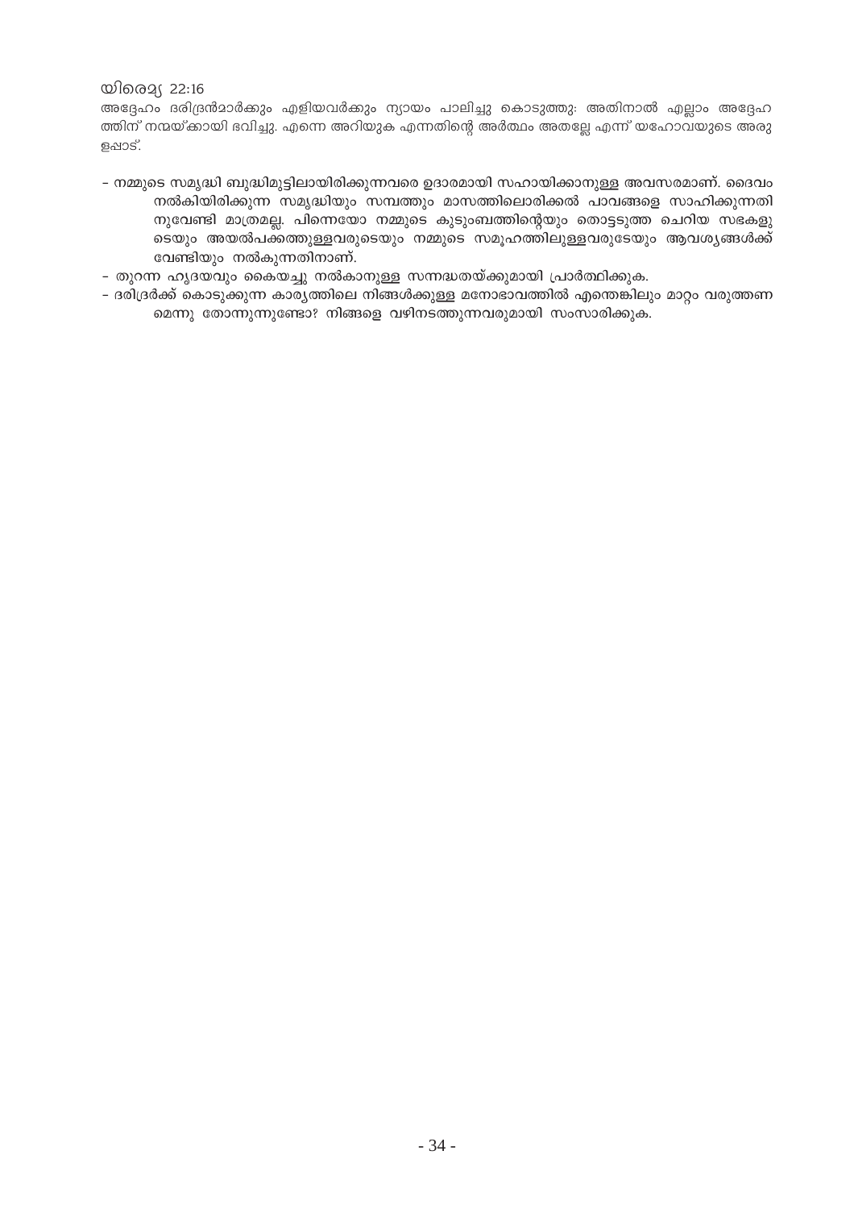യിരെമ്യ 22:16

അദ്ദേഹം ദരിദ്രൻമാർക്കും എളിയവർക്കും ന്യായം പാലിച്ചു കൊടുത്തു: അതിനാൽ എല്ലാം അദ്ദേഹത്തിന് നന്മയ്ക്കായി ഭവിച്ചു. എന്നെ അറിയുക എന്നതിന്റെ അർത്ഥം അതല്ലേ എന്ന് യഹോവയുടെ അരുളപ്പാട്.

- നമ്മുടെ സമൃദ്ധി ബുദ്ധിമുട്ടിലായിരിക്കുന്നവരെ ഉദാരമായി സഹായിക്കാനുള്ള അവസരമാണ്. ദൈവം നൽകിയിരിക്കുന്ന സമൃദ്ധിയും സമ്പത്തും മാസത്തിലൊരിക്കൽ പാവങ്ങളെ സാഹിക്കുന്നതിനുവേണ്ടി മാത്രമല്ല. പിന്നെയോ നമ്മുടെ കുടുംബത്തിന്റെയും തൊട്ടടുത്ത ചെറിയ സഭകളുടെയും അയൽപക്കത്തുള്ളവരുടെയും നമ്മുടെ സമൂഹത്തിലുള്ളവരുടേയും ആവശ്യങ്ങൾക്ക് വേണ്ടിയും നൽകുന്നതിനാണ്.
- തുറന്ന ഹൃദയവും കൈയച്ചു നൽകാനുള്ള സന്നദ്ധതയ്ക്കുമായി പ്രാർത്ഥിക്കുക.
- ദരിദ്രർക്ക് കൊടുക്കുന്ന കാര്യത്തിലെ നിങ്ങൾക്കുള്ള മനോഭാവത്തിൽ എന്തെങ്കിലും മാറ്റം വരുത്തണമെന്നു തോന്നുന്നുണ്ടോ? നിങ്ങളെ വഴിനടത്തുന്നവരുമായി സംസാരിക്കുക.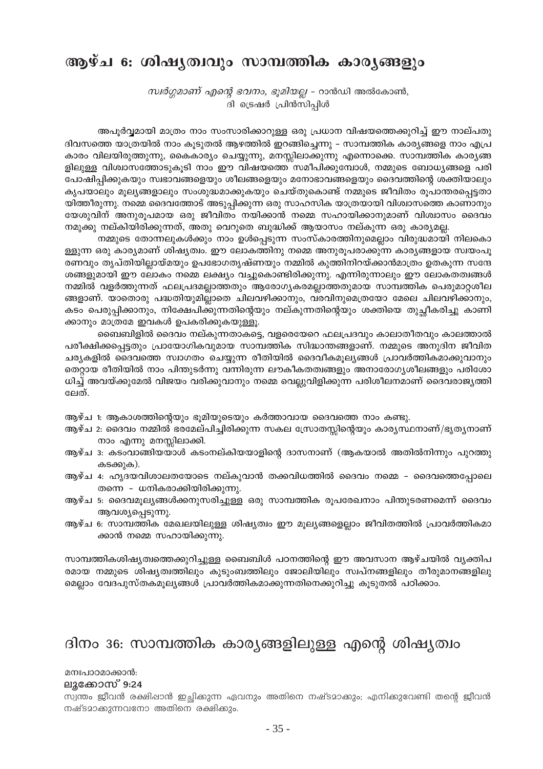# ആഴ്ച 6: ശിഷ്യത്വവും സാമ്പത്തിക കാര്യങ്ങളും

*സ്വർഗ്ഗമാണ് എന്റെ ഭവനം, ഭൂമിയല്ല* - റാൻഡി അൽകോൺ, ദി ട്രെഷർ പ്രിൻസിപ്പിൾ

അപൂർവ്വമായി മാത്രം നാം സംസാരിക്കാറുള്ള ഒരു പ്രധാന വിഷയത്തെക്കുറിച്ച് ഈ നാല്പതു ദിവസത്തെ യാത്രയിൽ നാം കൂടുതൽ ആഴത്തിൽ ഇറങ്ങിച്ചെന്നു – സാമ്പത്തിക കാര്യങ്ങളെ നാം എപ്രകാരം വിലയിരുത്തുന്നു, കൈകാര്യം ചെയ്യുന്നു, മനസ്സിലാക്കുന്നു എന്നൊക്കെ. സാമ്പത്തിക കാര്യങ്ങളിലുള്ള വിശ്വാസത്തോടുകൂടി നാം ഈ വിഷയത്തെ സമീപിക്കുമ്പോൾ, നമ്മുടെ ബോധ്യങ്ങളെ പരിപോഷിപ്പിക്കുകയും സ്വഭാവങ്ങളെയും ശീലങ്ങളെയും മനോഭാവങ്ങളെയും ദൈവത്തിന്റെ ശക്തിയാലും കൃപയാലും മൂല്യങ്ങളാലും സംശുദ്ധമാക്കുകയും ചെയ്തുകൊണ്ട് നമ്മുടെ ജീവിതം രൂപാന്തരപ്പെട്ടതായിത്തീരുന്നു. നമ്മെ ദൈവത്തോട് അടുപ്പിക്കുന്ന ഒരു സാഹസിക യാത്രയായി വിശ്വാസത്തെ കാണാനും യേശുവിന് അനുരൂപമായ ഒരു ജീവിതം നയിക്കാൻ നമ്മെ സഹായിക്കാനുമാണ് വിശ്വാസം ദൈവം നമുക്കു നല്കിയിരിക്കുന്നത്, അതു വെറുതെ ബുദ്ധിക്ക് ആയാസം നല്കുന്ന ഒരു കാര്യമല്ല.

നമ്മുടെ തോന്നലുകൾക്കും നാം ഉൾപ്പെടുന്ന സംസ്കാരത്തിനുമെല്ലാം വിരുദ്ധമായി നിലകൊള്ളുന്ന ഒരു കാര്യമാണ് ശിഷ്യത്വം. ഈ ലോകത്തിനു നമ്മെ അനുരൂപരാക്കുന്ന കാര്യങ്ങളായ സ്വയംപൂരണവും തൃപ്തിയില്ലായ്മയും ഉപഭോഗതൃഷ്ണയും നമ്മിൽ കുത്തിനിറയ്ക്കാൻമാത്രം ഉതകുന്ന സന്ദേശങ്ങളുമായി ഈ ലോകം നമ്മെ ലക്ഷ്യം വച്ചുകൊണ്ടിരിക്കുന്നു. എന്നിരുന്നാലും ഈ ലോകതത്വങ്ങൾ നമ്മിൽ വളർത്തുന്നത് ഫലപ്രദമല്ലാത്തതും ആരോഗ്യകരമല്ലാത്തതുമായ സാമ്പത്തിക പെരുമാറ്റശീലങ്ങളാണ്. യാതൊരു പദ്ധതിയുമില്ലാതെ ചിലവഴിക്കാനും, വരവിനുമെത്രയോ മേലെ ചിലവഴിക്കാനും, കടം പെരുപ്പിക്കാനും, നിക്ഷേപിക്കുന്നതിന്റെയും നല്കുന്നതിന്റെയും ശക്തിയെ തുച്ഛീകരിച്ചു കാണിക്കാനും മാത്രമേ ഇവകൾ ഉപകരിക്കുകയുള്ളൂ.

ബൈബിളിൽ ദൈവം നല്കുന്നതാകട്ടെ, വളരെയേറെ ഫലപ്രദവും കാലാതീതവും കാലത്താൽ പരീക്ഷിക്കപ്പെട്ടതും പ്രായോഗികവുമായ സാമ്പത്തിക സിദ്ധാന്തങ്ങളാണ്. നമ്മുടെ അനുദിന ജീവിത ചര്യകളിൽ ദൈവത്തെ സ്വാഗതം ചെയ്യുന്ന രീതിയിൽ ദൈവീകമൂല്യങ്ങൾ പ്രാവർത്തികമാക്കുവാനും തെറ്റായ രീതിയിൽ നാം പിന്തുടർന്നു വന്നിരുന്ന ലൗകീകതത്വങ്ങളും അനാരോഗ്യശീലങ്ങളും പരിശോധിച്ച് അവയ്ക്കുമേൽ വിജയം വരിക്കുവാനും നമ്മെ വെല്ലുവിളിക്കുന്ന പരിശീലനമാണ് ദൈവരാജ്യത്തിലേത്.

ആഴ്ച 1: ആകാശത്തിന്റെയും ഭൂമിയുടെയും കർത്താവായ ദൈവത്തെ നാം കണ്ടു.
ആഴ്ച 2: ദൈവം നമ്മിൽ ഭരമേല്പിച്ചിരിക്കുന്ന സകല സ്രോതസ്സിന്റെയും കാര്യസ്ഥനാണ്/ഭൃത്യനാണ് നാം എന്നു മനസ്സിലാക്കി.
ആഴ്ച 3: കടംവാങ്ങിയയാൾ കടംനല്കിയയാളിന്റെ ദാസനാണ് (ആകയാൽ അതിൽനിന്നും പുറത്തു കടക്കുക).
ആഴ്ച 4: ഹൃദയവിശാലതയോടെ നല്കുവാൻ തക്കവിധത്തിൽ ദൈവം നമ്മെ – ദൈവത്തെപ്പോലെ തന്നെ – ധനികരാക്കിയിരിക്കുന്നു.
ആഴ്ച 5: ദൈവമൂല്യങ്ങൾക്കനുസരിച്ചുള്ള ഒരു സാമ്പത്തിക രൂപരേഖനാം പിന്തുടരണമെന്ന് ദൈവം ആവശ്യപ്പെടുന്നു.
ആഴ്ച 6: സാമ്പത്തിക മേഖലയിലുള്ള ശിഷ്യത്വം ഈ മൂല്യങ്ങളെല്ലാം ജീവിതത്തിൽ പ്രാവർത്തികമാക്കാൻ നമ്മെ സഹായിക്കുന്നു.

സാമ്പത്തികശിഷ്യത്വത്തെക്കുറിച്ചുള്ള ബൈബിൾ പഠനത്തിന്റെ ഈ അവസാന ആഴ്ചയിൽ വ്യക്തിപരമായ നമ്മുടെ ശിഷ്യത്വത്തിലും കുടുംബത്തിലും ജോലിയിലും സ്വപ്നങ്ങളിലും തീരുമാനങ്ങളിലുമെല്ലാം വേദപുസ്തകമൂല്യങ്ങൾ പ്രാവർത്തികമാക്കുന്നതിനെക്കുറിച്ചു കൂടുതൽ പഠിക്കാം.

# ദിനം 36: സാമ്പത്തിക കാര്യങ്ങളിലുള്ള എന്റെ ശിഷ്യത്വം

മനഃപാഠമാക്കാൻ:

**ലൂക്കോസ് 9:24**

സ്വന്തം ജീവൻ രക്ഷിപ്പാൻ ഇച്ഛിക്കുന്ന ഏവനും അതിനെ നഷ്ടമാക്കും; എനിക്കുവേണ്ടി തന്റെ ജീവൻ നഷ്ടമാക്കുന്നവനോ അതിനെ രക്ഷിക്കും.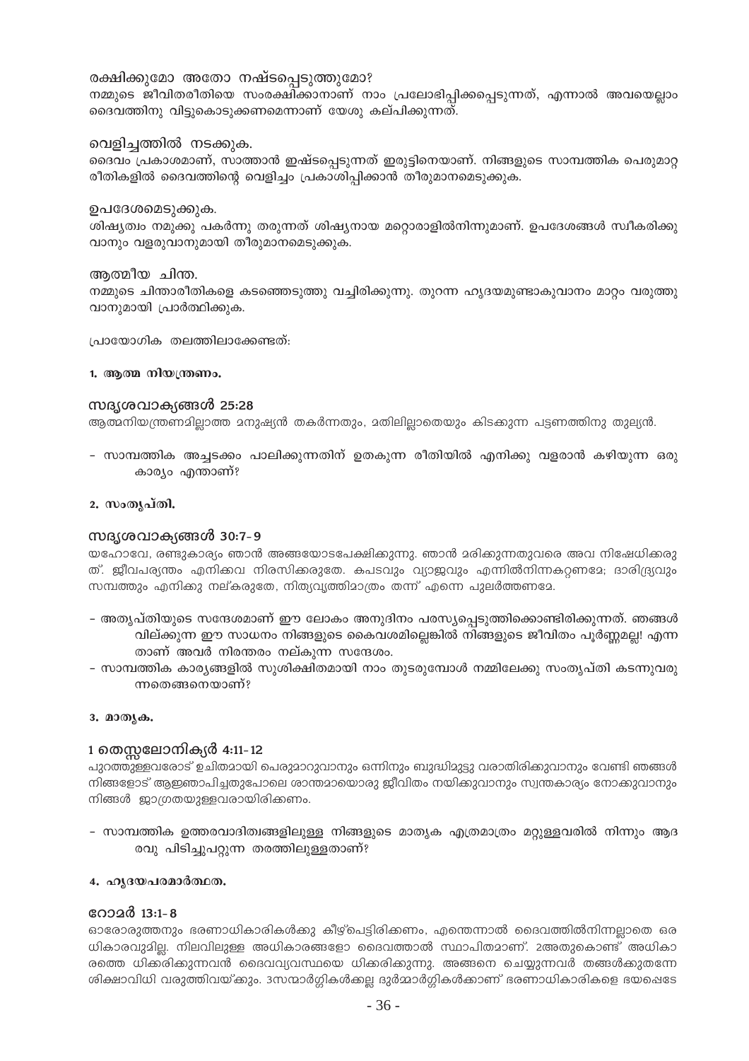### രക്ഷിക്കുമോ അതോ നഷ്ടപ്പെടുത്തുമോ?

നമ്മുടെ ജീവിതരീതിയെ സംരക്ഷിക്കാനാണ് നാം പ്രലോഭിപ്പിക്കപ്പെടുന്നത്, എന്നാൽ അവയെല്ലാം ദൈവത്തിനു വിട്ടുകൊടുക്കണമെന്നാണ് യേശു കല്പിക്കുന്നത്.

### വെളിച്ചത്തിൽ നടക്കുക.

ദൈവം പ്രകാശമാണ്, സാത്താൻ ഇഷ്ടപ്പെടുന്നത് ഇരുട്ടിനെയാണ്. നിങ്ങളുടെ സാമ്പത്തിക പെരുമാറ്റ രീതികളിൽ ദൈവത്തിന്റെ വെളിച്ചം പ്രകാശിപ്പിക്കാൻ തീരുമാനമെടുക്കുക.

### ഉപദേശമെടുക്കുക.

ശിഷ്യത്വം നമുക്കു പകർന്നു തരുന്നത് ശിഷ്യനായ മറ്റൊരാളിൽനിന്നുമാണ്. ഉപദേശങ്ങൾ സ്വീകരിക്കുവാനും വളരുവാനുമായി തീരുമാനമെടുക്കുക.

### ആത്മീയ ചിന്ത.

നമ്മുടെ ചിന്താരീതികളെ കടഞ്ഞെടുത്തു വച്ചിരിക്കുന്നു. തുറന്ന ഹൃദയമുണ്ടാകുവാനം മാറ്റം വരുത്തുവാനുമായി പ്രാർത്ഥിക്കുക.

പ്രായോഗിക തലത്തിലാക്കേണ്ടത്:

**1. ആത്മ നിയന്ത്രണം.**

### സദൃശവാക്യങ്ങൾ 25:28

ആത്മനിയന്ത്രണമില്ലാത്ത മനുഷ്യൻ തകർന്നതും, മതിലില്ലാതെയും കിടക്കുന്ന പട്ടണത്തിനു തുല്യൻ.

- സാമ്പത്തിക അച്ചടക്കം പാലിക്കുന്നതിന് ഉതകുന്ന രീതിയിൽ എനിക്കു വളരാൻ കഴിയുന്ന ഒരു കാര്യം എന്താണ്?

**2. സംതൃപ്തി.**

### സദൃശവാക്യങ്ങൾ 30:7-9

യഹോവേ, രണ്ടുകാര്യം ഞാൻ അങ്ങയോടപേക്ഷിക്കുന്നു. ഞാൻ മരിക്കുന്നതുവരെ അവ നിഷേധിക്കരുത്. ജീവപര്യന്തം എനിക്കവ നിരസിക്കരുതേ. കപടവും വ്യാജവും എന്നിൽനിന്നകറ്റണമേ; ദാരിദ്ര്യവും സമ്പത്തും എനിക്കു നല്കരുതേ, നിത്യവൃത്തിമാത്രം തന്ന് എന്നെ പുലർത്തണമേ.

- അതൃപ്തിയുടെ സന്ദേശമാണ് ഈ ലോകം അനുദിനം പരസ്യപ്പെടുത്തിക്കൊണ്ടിരിക്കുന്നത്. ഞങ്ങൾ വില്ക്കുന്ന ഈ സാധനം നിങ്ങളുടെ കൈവശമില്ലെങ്കിൽ നിങ്ങളുടെ ജീവിതം പൂർണ്ണമല്ല! എന്നതാണ് അവർ നിരന്തരം നല്കുന്ന സന്ദേശം.
- സാമ്പത്തിക കാര്യങ്ങളിൽ സുശിക്ഷിതമായി നാം തുടരുമ്പോൾ നമ്മിലേക്കു സംതൃപ്തി കടന്നുവരുന്നതെങ്ങനെയാണ്?

**3. മാതൃക.**

### 1 തെസ്സലോനിക്യർ 4:11-12

പുറത്തുള്ളവരോട് ഉചിതമായി പെരുമാറുവാനും ഒന്നിനും ബുദ്ധിമുട്ടു വരാതിരിക്കുവാനും വേണ്ടി ഞങ്ങൾ നിങ്ങളോട് ആജ്ഞാപിച്ചതുപോലെ ശാന്തമായൊരു ജീവിതം നയിക്കുവാനും സ്വന്തകാര്യം നോക്കുവാനും നിങ്ങൾ ജാഗ്രതയുള്ളവരായിരിക്കണം.

- സാമ്പത്തിക ഉത്തരവാദിത്വങ്ങളിലുള്ള നിങ്ങളുടെ മാതൃക എത്രമാത്രം മറ്റുള്ളവരിൽ നിന്നും ആദരവു പിടിച്ചുപറ്റുന്ന തരത്തിലുള്ളതാണ്?

**4. ഹൃദയപരമാർത്ഥത.**

### റോമർ 13:1-8

ഓരോരുത്തനും ഭരണാധികാരികൾക്കു കീഴ്പ്പെട്ടിരിക്കണം, എന്തെന്നാൽ ദൈവത്തിൽനിന്നല്ലാതെ ഒരധികാരവുമില്ല. നിലവിലുള്ള അധികാരങ്ങളോ ദൈവത്താൽ സ്ഥാപിതമാണ്. 2അതുകൊണ്ട് അധികാരത്തെ ധിക്കരിക്കുന്നവൻ ദൈവവ്യവസ്ഥയെ ധിക്കരിക്കുന്നു. അങ്ങനെ ചെയ്യുന്നവർ തങ്ങൾക്കുതന്നേ ശിക്ഷാവിധി വരുത്തിവയ്ക്കും. 3സന്മാർഗ്ഗികൾക്കല്ല ദുർമ്മാർഗ്ഗികൾക്കാണ് ഭരണാധികാരികളെ ഭയപ്പെടേ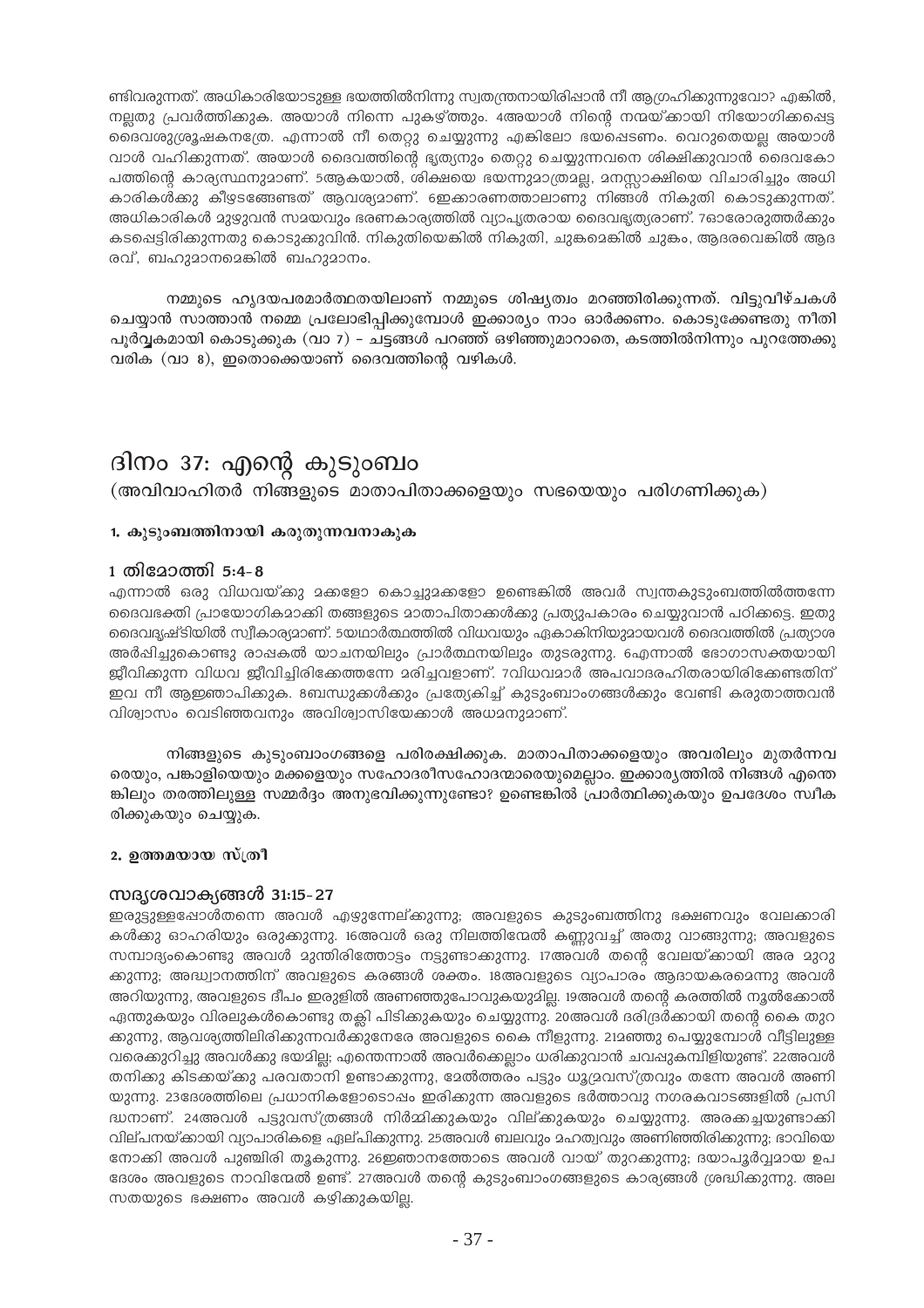ണ്ടിവരുന്നത്. അധികാരിയോടുള്ള ഭയത്തിൽനിന്നു സ്വതന്ത്രനായിരിപ്പാൻ നീ ആഗ്രഹിക്കുന്നുവോ? എങ്കിൽ, നല്ലതു പ്രവർത്തിക്കുക. അയാൾ നിന്നെ പുകഴ്ത്തും. 4അയാൾ നിന്റെ നന്മയ്ക്കായി നിയോഗിക്കപ്പെട്ട ദൈവശുശ്രൂഷകനത്രേ. എന്നാൽ നീ തെറ്റു ചെയ്യുന്നു എങ്കിലോ ഭയപ്പെടണം. വെറുതെയല്ല അയാൾ വാൾ വഹിക്കുന്നത്. അയാൾ ദൈവത്തിന്റെ ഭൃത്യനും തെറ്റു ചെയ്യുന്നവനെ ശിക്ഷിക്കുവാൻ ദൈവകോപത്തിന്റെ കാര്യസ്ഥനുമാണ്. 5ആകയാൽ, ശിക്ഷയെ ഭയന്നുമാത്രമല്ല, മനസ്സാക്ഷിയെ വിചാരിച്ചും അധികാരികൾക്കു കീഴടങ്ങേണ്ടത് ആവശ്യമാണ്. 6ഇക്കാരണത്താലാണു നിങ്ങൾ നികുതി കൊടുക്കുന്നത്. അധികാരികൾ മുഴുവൻ സമയവും ഭരണകാര്യത്തിൽ വ്യാപൃതരായ ദൈവഭൃത്യരാണ്. 7ഓരോരുത്തർക്കും കടപ്പെട്ടിരിക്കുന്നതു കൊടുക്കുവിൻ. നികുതിയെങ്കിൽ നികുതി, ചുങ്കമെങ്കിൽ ചുങ്കം, ആദരവെങ്കിൽ ആദരവ്, ബഹുമാനമെങ്കിൽ ബഹുമാനം.

**നമ്മുടെ ഹൃദയപരമാർത്ഥതയിലാണ് നമ്മുടെ ശിഷ്യത്വം മറഞ്ഞിരിക്കുന്നത്. വിട്ടുവീഴ്ചകൾ ചെയ്യാൻ സാത്താൻ നമ്മെ പ്രലോഭിപ്പിക്കുമ്പോൾ ഇക്കാര്യം നാം ഓർക്കണം. കൊടുക്കേണ്ടതു നീതിപൂർവ്വകമായി കൊടുക്കുക (വാ 7) – ചട്ടങ്ങൾ പറഞ്ഞ് ഒഴിഞ്ഞുമാറാതെ, കടത്തിൽനിന്നും പുറത്തേക്കു വരിക (വാ 8), ഇതൊക്കെയാണ് ദൈവത്തിന്റെ വഴികൾ.**

# ദിനം 37: എന്റെ കുടുംബം

(അവിവാഹിതർ നിങ്ങളുടെ മാതാപിതാക്കളെയും സഭയെയും പരിഗണിക്കുക)

### 1. കുടുംബത്തിനായി കരുതുന്നവനാകുക

### 1 തിമോത്തി 5:4-8

എന്നാൽ ഒരു വിധവയ്ക്കു മക്കളോ കൊച്ചുമക്കളോ ഉണ്ടെങ്കിൽ അവർ സ്വന്തകുടുംബത്തിൽത്തന്നേ ദൈവഭക്തി പ്രായോഗികമാക്കി തങ്ങളുടെ മാതാപിതാക്കൾക്കു പ്രത്യുപകാരം ചെയ്യുവാൻ പഠിക്കട്ടെ. ഇതു ദൈവദൃഷ്ടിയിൽ സ്വീകാര്യമാണ്. 5യഥാർത്ഥത്തിൽ വിധവയും ഏകാകിനിയുമായവൾ ദൈവത്തിൽ പ്രത്യാശ അർപ്പിച്ചുകൊണ്ടു രാപകൽ യാചനയിലും പ്രാർത്ഥനയിലും തുടരുന്നു. 6എന്നാൽ ഭോഗാസക്തയായി ജീവിക്കുന്ന വിധവ ജീവിച്ചിരിക്കേത്തന്നേ മരിച്ചവളാണ്. 7വിധവമാർ അപവാദരഹിതരായിരിക്കേണ്ടതിന് ഇവ നീ ആജ്ഞാപിക്കുക. 8ബന്ധുക്കൾക്കും പ്രത്യേകിച്ച് കുടുംബാംഗങ്ങൾക്കും വേണ്ടി കരുതാത്തവൻ വിശ്വാസം വെടിഞ്ഞവനും അവിശ്വാസിയേക്കാൾ അധമനുമാണ്.

**നിങ്ങളുടെ കുടുംബാംഗങ്ങളെ പരിരക്ഷിക്കുക. മാതാപിതാക്കളെയും അവരിലും മുതിർന്നവരെയും, പങ്കാളിയെയും മക്കളെയും സഹോദരീസഹോദരന്മാരെയുമെല്ലാം. ഇക്കാര്യത്തിൽ നിങ്ങൾ എന്തെങ്കിലും തരത്തിലുള്ള സമ്മർദ്ദം അനുഭവിക്കുന്നുണ്ടോ? ഉണ്ടെങ്കിൽ പ്രാർത്ഥിക്കുകയും ഉപദേശം സ്വീകരിക്കുകയും ചെയ്യുക.**

### 2. ഉത്തമയായ സ്ത്രീ

### സദൃശവാക്യങ്ങൾ 31:15-27

ഇരുട്ടുള്ളപ്പോൾതന്നെ അവൾ എഴുന്നേല്ക്കുന്നു; അവളുടെ കുടുംബത്തിനു ഭക്ഷണവും വേലക്കാരികൾക്കു ഓഹരിയും ഒരുക്കുന്നു. 16അവൾ ഒരു നിലത്തിന്മേൽ കണ്ണുവച്ച് അതു വാങ്ങുന്നു; അവളുടെ സമ്പാദ്യംകൊണ്ടു അവൾ മുന്തിരിത്തോട്ടം നട്ടുണ്ടാക്കുന്നു. 17അവൾ തന്റെ വേലയ്ക്കായി അര മുറുക്കുന്നു; അദ്ധ്വാനത്തിന് അവളുടെ കരങ്ങൾ ശക്തം. 18അവളുടെ വ്യാപാരം ആദായകരമെന്നു അവൾ അറിയുന്നു, അവളുടെ ദീപം ഇരുളിൽ അണഞ്ഞുപോവുകയുമില്ല. 19അവൾ തന്റെ കരത്തിൽ നൂൽക്കോൽ ഏന്തുകയും വിരലുകൾകൊണ്ടു തക്ലി പിടിക്കുകയും ചെയ്യുന്നു. 20അവൾ ദരിദ്രർക്കായി തന്റെ കൈ തുറക്കുന്നു, ആവശ്യത്തിലിരിക്കുന്നവർക്കുനേരേ അവളുടെ കൈ നീളുന്നു. 21മഞ്ഞു പെയ്യുമ്പോൾ വീട്ടിലുള്ളവരെക്കുറിച്ചു അവൾക്കു ഭയമില്ല; എന്തെന്നാൽ അവർക്കെല്ലാം ധരിക്കുവാൻ ചവപ്പുകമ്പിളിയുണ്ട്. 22അവൾ തനിക്കു കിടക്കയ്ക്കു പരവതാനി ഉണ്ടാക്കുന്നു, മേൽത്തരം പട്ടും ധൂമ്രവസ്ത്രവും തന്നേ അവൾ അണിയുന്നു. 23ദേശത്തിലെ പ്രധാനികളോടൊപ്പം ഇരിക്കുന്ന അവളുടെ ഭർത്താവു നഗരകവാടങ്ങളിൽ പ്രസിദ്ധനാണ്. 24അവൾ പട്ടുവസ്ത്രങ്ങൾ നിർമ്മിക്കുകയും വില്ക്കുകയും ചെയ്യുന്നു. അരക്കച്ചയുണ്ടാക്കി വില്പനയ്ക്കായി വ്യാപാരികളെ ഏല്പിക്കുന്നു. 25അവൾ ബലവും മഹത്വവും അണിഞ്ഞിരിക്കുന്നു; ഭാവിയെ നോക്കി അവൾ പുഞ്ചിരി തൂകുന്നു. 26ജ്ഞാനത്തോടെ അവൾ വായ് തുറക്കുന്നു; ദയാപൂർവ്വമായ ഉപദേശം അവളുടെ നാവിന്മേൽ ഉണ്ട്. 27അവൾ തന്റെ കുടുംബാംഗങ്ങളുടെ കാര്യങ്ങൾ ശ്രദ്ധിക്കുന്നു. അലസതയുടെ ഭക്ഷണം അവൾ കഴിക്കുകയില്ല.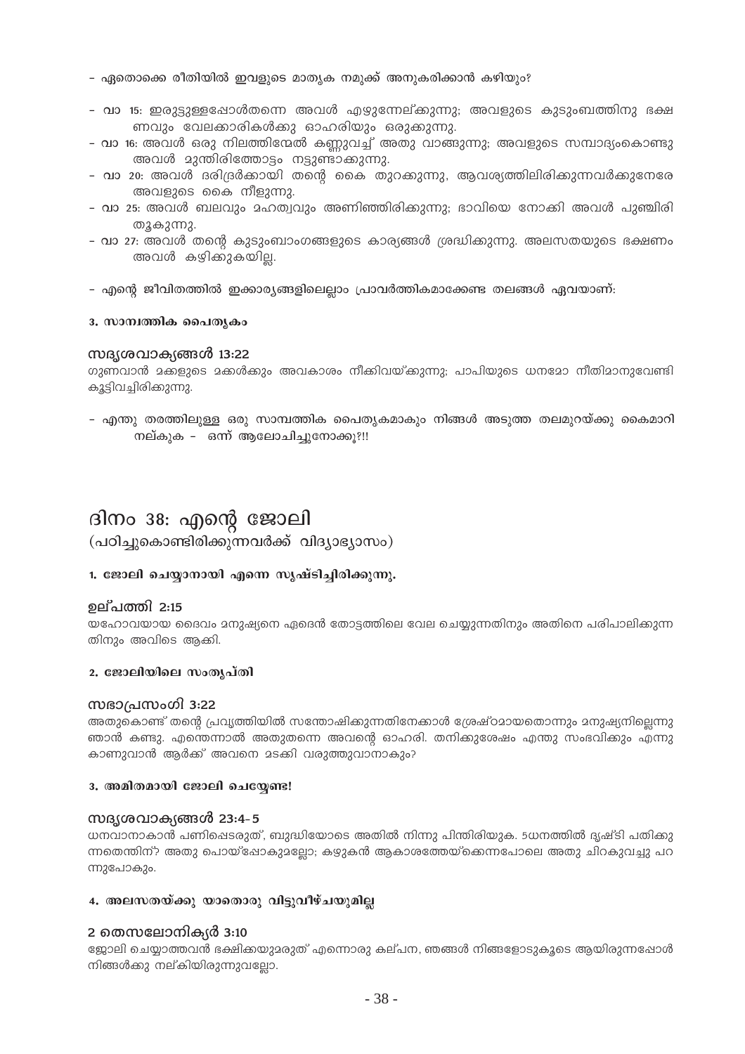- ഏതൊക്കെ രീതിയിൽ ഇവളുടെ മാതൃക നമുക്ക് അനുകരിക്കാൻ കഴിയും?

- വാ 15: ഇരുട്ടുള്ളപ്പോൾതന്നെ അവൾ എഴുന്നേല്ക്കുന്നു; അവളുടെ കുടുംബത്തിനു ഭക്ഷണവും വേലക്കാരികൾക്കു ഓഹരിയും ഒരുക്കുന്നു.
- വാ 16: അവൾ ഒരു നിലത്തിന്മേൽ കണ്ണുവച്ച് അതു വാങ്ങുന്നു; അവളുടെ സമ്പാദ്യംകൊണ്ടു അവൾ മുന്തിരിത്തോട്ടം നട്ടുണ്ടാക്കുന്നു.
- വാ 20: അവൾ ദരിദ്രർക്കായി തന്റെ കൈ തുറക്കുന്നു, ആവശ്യത്തിലിരിക്കുന്നവർക്കുനേരേ അവളുടെ കൈ നീളുന്നു.
- വാ 25: അവൾ ബലവും മഹത്വവും അണിഞ്ഞിരിക്കുന്നു; ഭാവിയെ നോക്കി അവൾ പുഞ്ചിരി തൂകുന്നു.
- വാ 27: അവൾ തന്റെ കുടുംബാംഗങ്ങളുടെ കാര്യങ്ങൾ ശ്രദ്ധിക്കുന്നു. അലസതയുടെ ഭക്ഷണം അവൾ കഴിക്കുകയില്ല.

- എന്റെ ജീവിതത്തിൽ ഇക്കാര്യങ്ങളിലെല്ലാം പ്രാവർത്തികമാക്കേണ്ട തലങ്ങൾ ഏവയാണ്:

#### 3. സാമ്പത്തിക പൈതൃകം

### സദൃശവാക്യങ്ങൾ 13:22

ഗുണവാൻ മക്കളുടെ മക്കൾക്കും അവകാശം നീക്കിവയ്ക്കുന്നു; പാപിയുടെ ധനമോ നീതിമാനുവേണ്ടി കൂട്ടിവച്ചിരിക്കുന്നു.

- എന്തു തരത്തിലുള്ള ഒരു സാമ്പത്തിക പൈതൃകമാകും നിങ്ങൾ അടുത്ത തലമുറയ്ക്കു കൈമാറി നല്കുക - ഒന്ന് ആലോചിച്ചുനോക്കൂ?!!

# ദിനം 38: എന്റെ ജോലി

(പഠിച്ചുകൊണ്ടിരിക്കുന്നവർക്ക് വിദ്യാഭ്യാസം)

#### 1. ജോലി ചെയ്യാനായി എന്നെ സൃഷ്ടിച്ചിരിക്കുന്നു.

### ഉല്പത്തി 2:15

യഹോവയായ ദൈവം മനുഷ്യനെ ഏദെൻ തോട്ടത്തിലെ വേല ചെയ്യുന്നതിനും അതിനെ പരിപാലിക്കുന്നതിനും അവിടെ ആക്കി.

#### 2. ജോലിയിലെ സംതൃപ്തി

### സഭാപ്രസംഗി 3:22

അതുകൊണ്ട് തന്റെ പ്രവൃത്തിയിൽ സന്തോഷിക്കുന്നതിനേക്കാൾ ശ്രേഷ്ഠമായതൊന്നും മനുഷ്യനില്ലെന്നു ഞാൻ കണ്ടു. എന്തെന്നാൽ അതുതന്നെ അവന്റെ ഓഹരി. തനിക്കുശേഷം എന്തു സംഭവിക്കും എന്നു കാണുവാൻ ആർക്ക് അവനെ മടക്കി വരുത്തുവാനാകും?

#### 3. അമിതമായി ജോലി ചെയ്യേണ്ട!

### സദൃശവാക്യങ്ങൾ 23:4-5

ധനവാനാകാൻ പണിപ്പെടരുത്, ബുദ്ധിയോടെ അതിൽ നിന്നു പിന്തിരിയുക. 5ധനത്തിൽ ദൃഷ്ടി പതിക്കുന്നതെന്തിന്? അതു പൊയ്പ്പോകുമല്ലോ; കഴുകൻ ആകാശത്തേയ്ക്കെന്നപോലെ അതു ചിറകുവച്ചു പറന്നുപോകും.

#### 4. അലസതയ്ക്കു യാതൊരു വിട്ടുവീഴ്ചയുമില്ല

### 2 തെസലോനിക്യർ 3:10

ജോലി ചെയ്യാത്തവൻ ഭക്ഷിക്കയുമരുത് എന്നൊരു കല്പന, ഞങ്ങൾ നിങ്ങളോടുകൂടെ ആയിരുന്നപ്പോൾ നിങ്ങൾക്കു നല്കിയിരുന്നുവല്ലോ.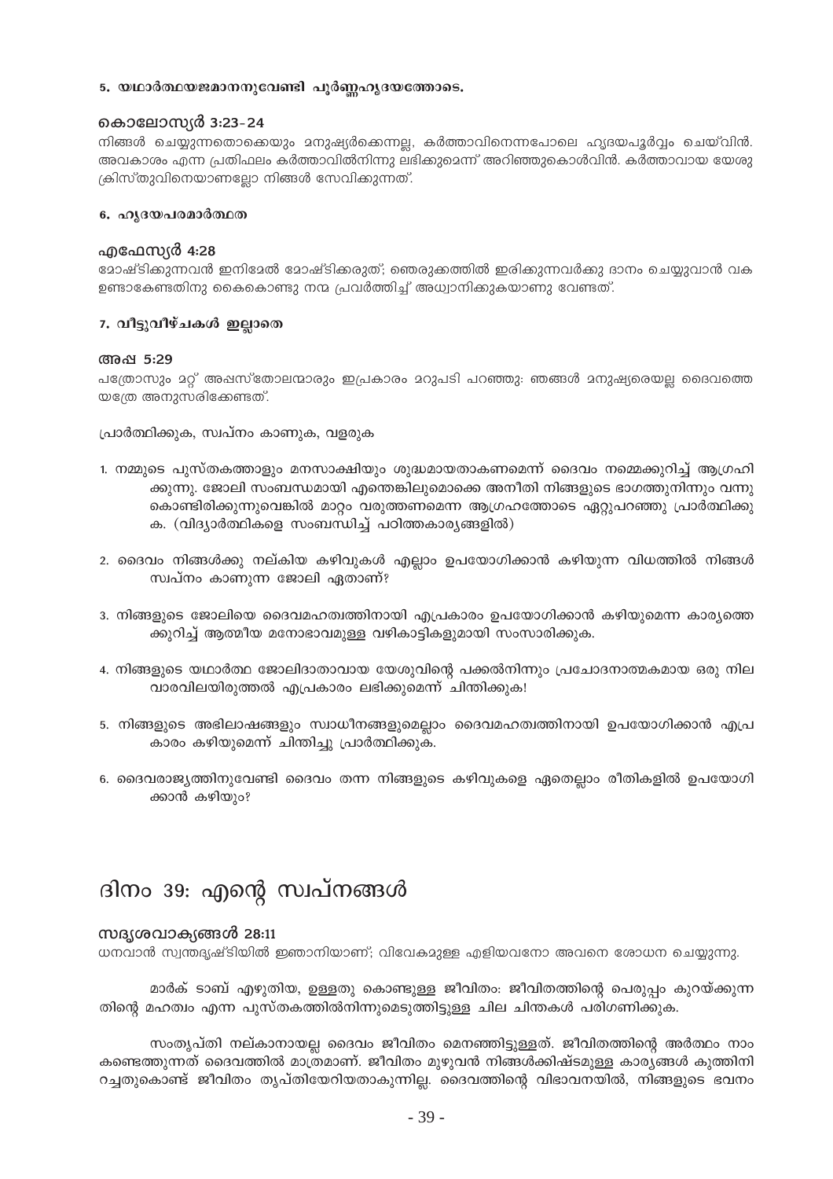**5. യഥാർത്ഥയജമാനനുവേണ്ടി പൂർണ്ണഹൃദയത്തോടെ.**

**കൊലോസ്യർ 3:23-24**

നിങ്ങൾ ചെയ്യുന്നതൊക്കെയും മനുഷ്യർക്കെന്നല്ല, കർത്താവിനെന്നപോലെ ഹൃദയപൂർവ്വം ചെയ്വിൻ. അവകാശം എന്ന പ്രതിഫലം കർത്താവിൽനിന്നു ലഭിക്കുമെന്ന് അറിഞ്ഞുകൊൾവിൻ. കർത്താവായ യേശു ക്രിസ്തുവിനെയാണല്ലോ നിങ്ങൾ സേവിക്കുന്നത്.

**6. ഹൃദയപരമാർത്ഥത**

**എഫേസ്യർ 4:28**

മോഷ്ടിക്കുന്നവൻ ഇനിമേൽ മോഷ്ടിക്കരുത്; ഞെരുക്കത്തിൽ ഇരിക്കുന്നവർക്കു ദാനം ചെയ്യുവാൻ വക ഉണ്ടാകേണ്ടതിനു കൈകൊണ്ടു നന്മ പ്രവർത്തിച്ച് അദ്ധ്വാനിക്കുകയാണു വേണ്ടത്.

**7. വീട്ടുവീഴ്ചകൾ ഇല്ലാതെ**

**അപ്പ 5:29**

പത്രോസും മറ്റ് അപ്പസ്തോലന്മാരും ഇപ്രകാരം മറുപടി പറഞ്ഞു: ഞങ്ങൾ മനുഷ്യരെയല്ല ദൈവത്തെ യത്രേ അനുസരിക്കേണ്ടത്.

പ്രാർത്ഥിക്കുക, സ്വപ്നം കാണുക, വളരുക

1. നമ്മുടെ പുസ്തകത്താളും മനസാക്ഷിയും ശുദ്ധമായതാകണമെന്ന് ദൈവം നമ്മെക്കുറിച്ച് ആഗ്രഹിക്കുന്നു. ജോലി സംബന്ധമായി എന്തെങ്കിലുമൊക്കെ അനീതി നിങ്ങളുടെ ഭാഗത്തുനിന്നും വന്നു കൊണ്ടിരിക്കുന്നുവെങ്കിൽ മാറ്റം വരുത്തണമെന്ന ആഗ്രഹത്തോടെ ഏറ്റുപറഞ്ഞു പ്രാർത്ഥിക്കുക. (വിദ്യാർത്ഥികളെ സംബന്ധിച്ച് പഠിത്തകാര്യങ്ങളിൽ)

2. ദൈവം നിങ്ങൾക്കു നല്കിയ കഴിവുകൾ എല്ലാം ഉപയോഗിക്കാൻ കഴിയുന്ന വിധത്തിൽ നിങ്ങൾ സ്വപ്നം കാണുന്ന ജോലി ഏതാണ്?

3. നിങ്ങളുടെ ജോലിയെ ദൈവമഹത്വത്തിനായി എപ്രകാരം ഉപയോഗിക്കാൻ കഴിയുമെന്ന കാര്യത്തെക്കുറിച്ച് ആത്മീയ മനോഭാവമുള്ള വഴികാട്ടികളുമായി സംസാരിക്കുക.

4. നിങ്ങളുടെ യഥാർത്ഥ ജോലിദാതാവായ യേശുവിന്റെ പക്കൽനിന്നും പ്രചോദനാത്മകമായ ഒരു നില വാരവിലയിരുത്തൽ എപ്രകാരം ലഭിക്കുമെന്ന് ചിന്തിക്കുക!

5. നിങ്ങളുടെ അഭിലാഷങ്ങളും സ്വാധീനങ്ങളുമെല്ലാം ദൈവമഹത്വത്തിനായി ഉപയോഗിക്കാൻ എപ്രകാരം കഴിയുമെന്ന് ചിന്തിച്ചു പ്രാർത്ഥിക്കുക.

6. ദൈവരാജ്യത്തിനുവേണ്ടി ദൈവം തന്ന നിങ്ങളുടെ കഴിവുകളെ ഏതെല്ലാം രീതികളിൽ ഉപയോഗിക്കാൻ കഴിയും?

# ദിനം 39: എന്റെ സ്വപ്നങ്ങൾ

**സദൃശവാക്യങ്ങൾ 28:11**

ധനവാൻ സ്വന്തദൃഷ്ടിയിൽ ജ്ഞാനിയാണ്; വിവേകമുള്ള എളിയവനോ അവനെ ശോധന ചെയ്യുന്നു.

മാർക് ടാബ് എഴുതിയ, ഉള്ളതു കൊണ്ടുള്ള ജീവിതം: ജീവിതത്തിന്റെ പെരുപ്പം കുറയ്ക്കുന്നതിന്റെ മഹത്വം എന്ന പുസ്തകത്തിൽനിന്നുമെടുത്തിട്ടുള്ള ചില ചിന്തകൾ പരിഗണിക്കുക.

സംതൃപ്തി നല്കാനായല്ല ദൈവം ജീവിതം മെനഞ്ഞിട്ടുള്ളത്. ജീവിതത്തിന്റെ അർത്ഥം നാം കണ്ടെത്തുന്നത് ദൈവത്തിൽ മാത്രമാണ്. ജീവിതം മുഴുവൻ നിങ്ങൾക്കിഷ്ടമുള്ള കാര്യങ്ങൾ കുത്തിനിറച്ചതുകൊണ്ട് ജീവിതം തൃപ്തിയേറിയതാകുന്നില്ല. ദൈവത്തിന്റെ വിഭാവനയിൽ, നിങ്ങളുടെ ഭവനം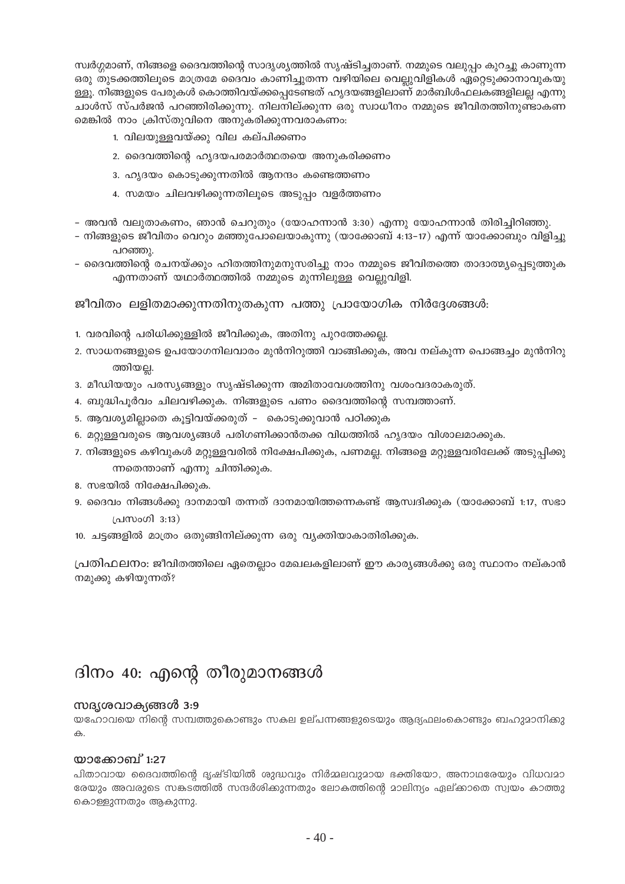സ്വർഗ്ഗമാണ്, നിങ്ങളെ ദൈവത്തിന്റെ സാദൃശ്യത്തിൽ സൃഷ്ടിച്ചതാണ്. നമ്മുടെ വലുപ്പം കുറച്ചു കാണുന്ന ഒരു തുടക്കത്തിലൂടെ മാത്രമേ ദൈവം കാണിച്ചുതന്ന വഴിയിലെ വെല്ലുവിളികൾ ഏറ്റെടുക്കാനാവുകയുള്ളൂ. നിങ്ങളുടെ പേരുകൾ കൊത്തിവയ്ക്കപ്പെടേണ്ടത് ഹൃദയങ്ങളിലാണ് മാർബിൾഫലകങ്ങളിലല്ല എന്നു ചാൾസ് സ്പർജൻ പറഞ്ഞിരിക്കുന്നു. നിലനില്ക്കുന്ന ഒരു സ്വാധീനം നമ്മുടെ ജീവിതത്തിനുണ്ടാകണമെങ്കിൽ നാം ക്രിസ്തുവിനെ അനുകരിക്കുന്നവരാകണം:

1. വിലയുള്ളവയ്ക്കു വില കല്പിക്കണം
2. ദൈവത്തിന്റെ ഹൃദയപരമാർത്ഥതയെ അനുകരിക്കണം
3. ഹൃദയം കൊടുക്കുന്നതിൽ ആനന്ദം കണ്ടെത്തണം
4. സമയം ചിലവഴിക്കുന്നതിലൂടെ അടുപ്പം വളർത്തണം

- അവൻ വലുതാകണം, ഞാൻ ചെറുതും (യോഹന്നാൻ 3:30) എന്നു യോഹന്നാൻ തിരിച്ചിറിഞ്ഞു.
- നിങ്ങളുടെ ജീവിതം വെറും മഞ്ഞുപോലെയാകുന്നു (യാക്കോബ് 4:13-17) എന്ന് യാക്കോബും വിളിച്ചു പറഞ്ഞു.
- ദൈവത്തിന്റെ രചനയ്ക്കും ഹിതത്തിനുമനുസരിച്ചു നാം നമ്മുടെ ജീവിതത്തെ താദാത്മ്യപ്പെടുത്തുക എന്നതാണ് യഥാർത്ഥത്തിൽ നമ്മുടെ മുന്നിലുള്ള വെല്ലുവിളി.

ജീവിതം ലളിതമാക്കുന്നതിനുതകുന്ന പത്തു പ്രായോഗിക നിർദ്ദേശങ്ങൾ:

1. വരവിന്റെ പരിധിക്കുള്ളിൽ ജീവിക്കുക, അതിനു പുറത്തേക്കല്ല.
2. സാധനങ്ങളുടെ ഉപയോഗനിലവാരം മുൻനിറുത്തി വാങ്ങിക്കുക, അവ നല്കുന്ന പൊങ്ങച്ചം മുൻനിറുത്തിയല്ല.
3. മീഡിയയും പരസ്യങ്ങളും സൃഷ്ടിക്കുന്ന അമിതാവേശത്തിനു വശംവദരാകരുത്.
4. ബുദ്ധിപൂർവം ചിലവഴിക്കുക. നിങ്ങളുടെ പണം ദൈവത്തിന്റെ സമ്പത്താണ്.
5. ആവശ്യമില്ലാതെ കൂട്ടിവയ്ക്കരുത് - കൊടുക്കുവാൻ പഠിക്കുക
6. മറ്റുള്ളവരുടെ ആവശ്യങ്ങൾ പരിഗണിക്കാൻതക്ക വിധത്തിൽ ഹൃദയം വിശാലമാക്കുക.
7. നിങ്ങളുടെ കഴിവുകൾ മറ്റുള്ളവരിൽ നിക്ഷേപിക്കുക, പണമല്ല. നിങ്ങളെ മറ്റുള്ളവരിലേക്ക് അടുപ്പിക്കുന്നതെന്താണ് എന്നു ചിന്തിക്കുക.
8. സഭയിൽ നിക്ഷേപിക്കുക.
9. ദൈവം നിങ്ങൾക്കു ദാനമായി തന്നത് ദാനമായിത്തന്നെകണ്ട് ആസ്വദിക്കുക (യാക്കോബ് 1:17, സഭാപ്രസംഗി 3:13)
10. ചട്ടങ്ങളിൽ മാത്രം ഒതുങ്ങിനില്ക്കുന്ന ഒരു വ്യക്തിയാകാതിരിക്കുക.

പ്രതിഫലനം: ജീവിതത്തിലെ ഏതെല്ലാം മേഖലകളിലാണ് ഈ കാര്യങ്ങൾക്കു ഒരു സ്ഥാനം നല്കാൻ നമുക്കു കഴിയുന്നത്?

# ദിനം 40: എന്റെ തീരുമാനങ്ങൾ

### സദൃശവാക്യങ്ങൾ 3:9

യഹോവയെ നിന്റെ സമ്പത്തുകൊണ്ടും സകല ഉല്പന്നങ്ങളുടെയും ആദ്യഫലംകൊണ്ടും ബഹുമാനിക്കുക.

### യാക്കോബ് 1:27

പിതാവായ ദൈവത്തിന്റെ ദൃഷ്ടിയിൽ ശുദ്ധവും നിർമ്മലവുമായ ഭക്തിയോ, അനാഥരേയും വിധവമാരേയും അവരുടെ സങ്കടത്തിൽ സന്ദർശിക്കുന്നതും ലോകത്തിന്റെ മാലിന്യം ഏല്ക്കാതെ സ്വയം കാത്തുകൊള്ളുന്നതും ആകുന്നു.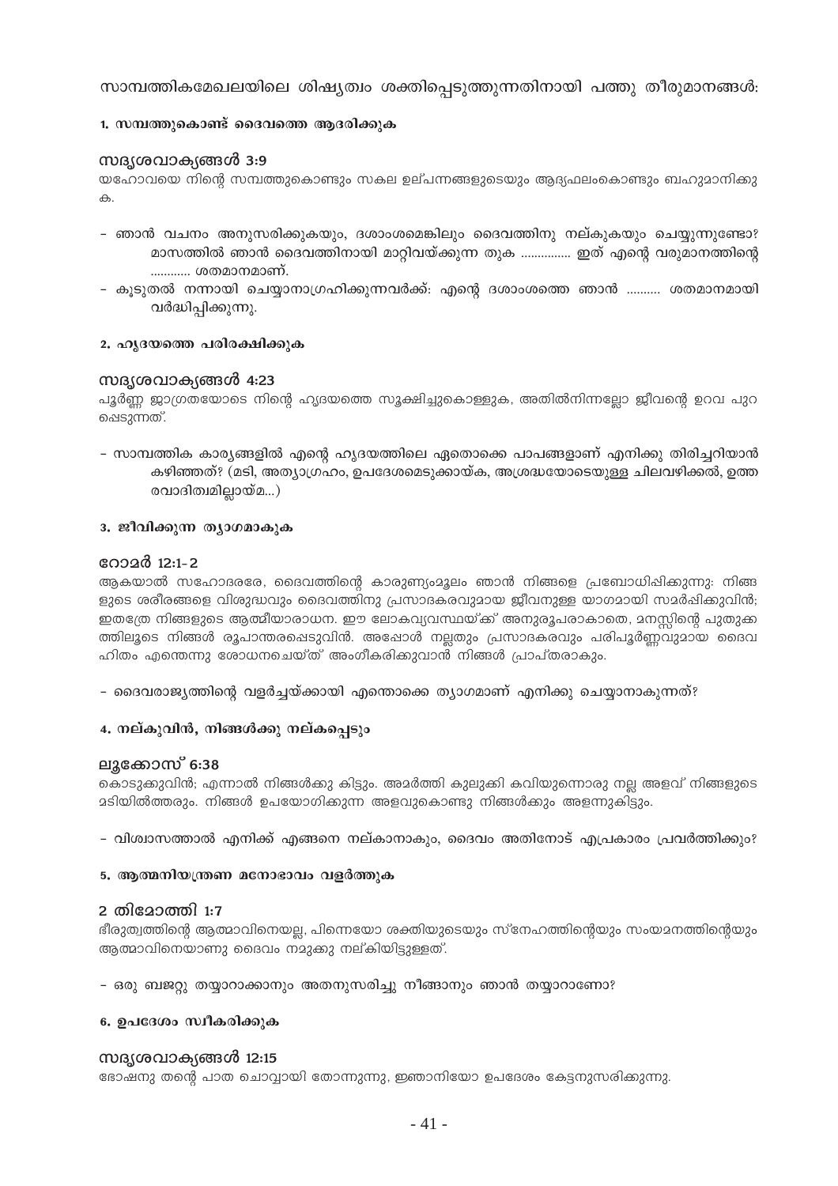## സാമ്പത്തികമേഖലയിലെ ശിഷ്യത്വം ശക്തിപ്പെടുത്തുന്നതിനായി പത്തു തീരുമാനങ്ങൾ:

### 1. സമ്പത്തുകൊണ്ട് ദൈവത്തെ ആദരിക്കുക

**സദൃശവാക്യങ്ങൾ 3:9**

യഹോവയെ നിന്റെ സമ്പത്തുകൊണ്ടും സകല ഉല്പന്നങ്ങളുടെയും ആദ്യഫലംകൊണ്ടും ബഹുമാനിക്കുക.

- ഞാൻ വചനം അനുസരിക്കുകയും, ദശാംശമെങ്കിലും ദൈവത്തിനു നല്കുകയും ചെയ്യുന്നുണ്ടോ? മാസത്തിൽ ഞാൻ ദൈവത്തിനായി മാറ്റിവയ്ക്കുന്ന തുക .............. ഇത് എന്റെ വരുമാനത്തിന്റെ ........... ശതമാനമാണ്.
- കൂടുതൽ നന്നായി ചെയ്യാനാഗ്രഹിക്കുന്നവർക്ക്: എന്റെ ദശാംശത്തെ ഞാൻ .......... ശതമാനമായി വർദ്ധിപ്പിക്കുന്നു.

### 2. ഹൃദയത്തെ പരിരക്ഷിക്കുക

**സദൃശവാക്യങ്ങൾ 4:23**

പൂർണ്ണ ജാഗ്രതയോടെ നിന്റെ ഹൃദയത്തെ സൂക്ഷിച്ചുകൊള്ളുക, അതിൽനിന്നല്ലോ ജീവന്റെ ഉറവ പുറപ്പെടുന്നത്.

- സാമ്പത്തിക കാര്യങ്ങളിൽ എന്റെ ഹൃദയത്തിലെ ഏതൊക്കെ പാപങ്ങളാണ് എനിക്കു തിരിച്ചറിയാൻ കഴിഞ്ഞത്? (മടി, അത്യാഗ്രഹം, ഉപദേശമെടുക്കായ്ക, അശ്രദ്ധയോടെയുള്ള ചിലവഴിക്കൽ, ഉത്തരവാദിത്വമില്ലായ്മ...)

### 3. ജീവിക്കുന്ന ത്യാഗമാകുക

**റോമർ 12:1-2**

ആകയാൽ സഹോദരരേ, ദൈവത്തിന്റെ കാരുണ്യംമൂലം ഞാൻ നിങ്ങളെ പ്രബോധിപ്പിക്കുന്നു: നിങ്ങളുടെ ശരീരങ്ങളെ വിശുദ്ധവും ദൈവത്തിനു പ്രസാദകരവുമായ ജീവനുള്ള യാഗമായി സമർപ്പിക്കുവിൻ; ഇതത്രേ നിങ്ങളുടെ ആത്മീയാരാധന. ഈ ലോകവ്യവസ്ഥയ്ക്ക് അനുരൂപരാകാതെ, മനസ്സിന്റെ പുതുക്കത്തിലൂടെ നിങ്ങൾ രൂപാന്തരപ്പെടുവിൻ. അപ്പോൾ നല്ലതും പ്രസാദകരവും പരിപൂർണ്ണവുമായ ദൈവഹിതം എന്തെന്നു ശോധനചെയ്ത് അംഗീകരിക്കുവാൻ നിങ്ങൾ പ്രാപ്തരാകും.

- ദൈവരാജ്യത്തിന്റെ വളർച്ചയ്ക്കായി എന്തൊക്കെ ത്യാഗമാണ് എനിക്കു ചെയ്യാനാകുന്നത്?

### 4. നല്കുവിൻ, നിങ്ങൾക്കു നല്കപ്പെടും

**ലൂക്കോസ് 6:38**

കൊടുക്കുവിൻ; എന്നാൽ നിങ്ങൾക്കു കിട്ടും. അമർത്തി കുലുക്കി കവിയുന്നൊരു നല്ല അളവ് നിങ്ങളുടെ മടിയിൽത്തരും. നിങ്ങൾ ഉപയോഗിക്കുന്ന അളവുകൊണ്ടു നിങ്ങൾക്കും അളന്നുകിട്ടും.

- വിശ്വാസത്താൽ എനിക്ക് എങ്ങനെ നല്കാനാകും, ദൈവം അതിനോട് എപ്രകാരം പ്രവർത്തിക്കും?

### 5. ആത്മനിയന്ത്രണ മനോഭാവം വളർത്തുക

**2 തിമോത്തി 1:7**

ഭീരുത്വത്തിന്റെ ആത്മാവിനെയല്ല, പിന്നെയോ ശക്തിയുടെയും സ്നേഹത്തിന്റെയും സംയമനത്തിന്റെയും ആത്മാവിനെയാണു ദൈവം നമുക്കു നല്കിയിട്ടുള്ളത്.

- ഒരു ബജറ്റു തയ്യാറാക്കാനും അതനുസരിച്ചു നീങ്ങാനും ഞാൻ തയ്യാറാണോ?

### 6. ഉപദേശം സ്വീകരിക്കുക

**സദൃശവാക്യങ്ങൾ 12:15**

ഭോഷനു തന്റെ പാത ചൊവ്വായി തോന്നുന്നു, ജ്ഞാനിയോ ഉപദേശം കേട്ടനുസരിക്കുന്നു.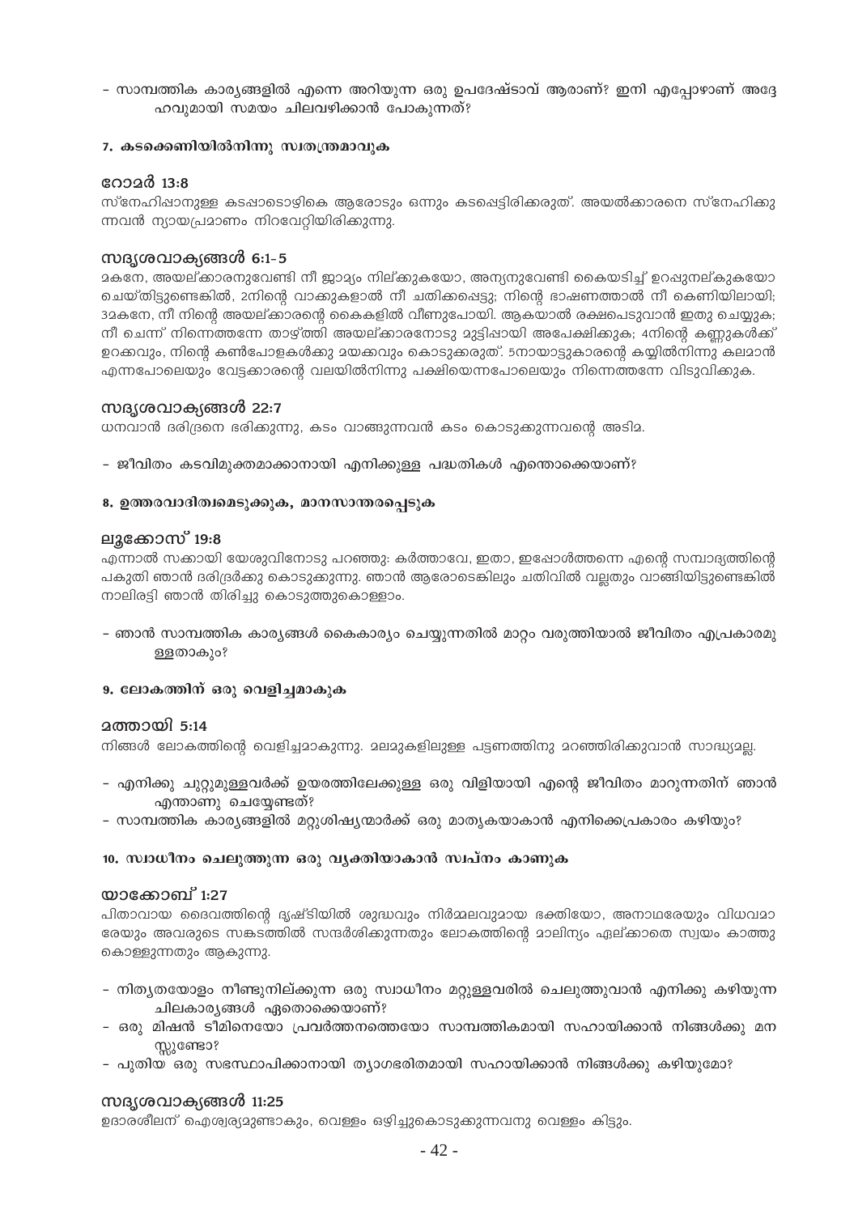- സാമ്പത്തിക കാര്യങ്ങളിൽ എന്നെ അറിയുന്ന ഒരു ഉപദേഷ്ടാവ് ആരാണ്? ഇനി എപ്പോഴാണ് അദ്ദേഹവുമായി സമയം ചിലവഴിക്കാൻ പോകുന്നത്?

### 7. കടക്കെണിയിൽനിന്നു സ്വതന്ത്രമാവുക

#### റോമർ 13:8

സ്നേഹിപ്പാനുള്ള കടപ്പാടൊഴികെ ആരോടും ഒന്നും കടപ്പെട്ടിരിക്കരുത്. അയൽക്കാരനെ സ്നേഹിക്കുന്നവൻ ന്യായപ്രമാണം നിറവേറ്റിയിരിക്കുന്നു.

#### സദൃശവാക്യങ്ങൾ 6:1-5

മകനേ, അയല്ക്കാരനുവേണ്ടി നീ ജാമ്യം നില്ക്കുകയോ, അന്യനുവേണ്ടി കൈയടിച്ച് ഉറപ്പുനല്കുകയോ ചെയ്തിട്ടുണ്ടെങ്കിൽ, 2നിന്റെ വാക്കുകളാൽ നീ ചതിക്കപ്പെട്ടു; നിന്റെ ഭാഷണത്താൽ നീ കെണിയിലായി; 3മകനേ, നീ നിന്റെ അയല്ക്കാരന്റെ കൈകളിൽ വീണുപോയി. ആകയാൽ രക്ഷപെടുവാൻ ഇതു ചെയ്യുക; നീ ചെന്ന് നിന്നെത്തന്നേ താഴ്ത്തി അയല്ക്കാരനോടു മുട്ടിപ്പായി അപേക്ഷിക്കുക; 4നിന്റെ കണ്ണുകൾക്ക് ഉറക്കവും, നിന്റെ കൺപോളകൾക്കു മയക്കവും കൊടുക്കരുത്. 5നായാട്ടുകാരന്റെ കയ്യിൽനിന്നു കലമാൻ എന്നപോലെയും വേട്ടക്കാരന്റെ വലയിൽനിന്നു പക്ഷിയെന്നപോലെയും നിന്നെത്തന്നേ വിടുവിക്കുക.

#### സദൃശവാക്യങ്ങൾ 22:7

ധനവാൻ ദരിദ്രനെ ഭരിക്കുന്നു, കടം വാങ്ങുന്നവൻ കടം കൊടുക്കുന്നവന്റെ അടിമ.

- ജീവിതം കടവിമുക്തമാക്കാനായി എനിക്കുള്ള പദ്ധതികൾ എന്തൊക്കെയാണ്?

### 8. ഉത്തരവാദിത്വമെടുക്കുക, മാനസാന്തരപ്പെടുക

#### ലൂക്കോസ് 19:8

എന്നാൽ സക്കായി യേശുവിനോടു പറഞ്ഞു: കർത്താവേ, ഇതാ, ഇപ്പോൾത്തന്നെ എന്റെ സമ്പാദ്യത്തിന്റെ പകുതി ഞാൻ ദരിദ്രർക്കു കൊടുക്കുന്നു. ഞാൻ ആരോടെങ്കിലും ചതിവിൽ വല്ലതും വാങ്ങിയിട്ടുണ്ടെങ്കിൽ നാലിരട്ടി ഞാൻ തിരിച്ചു കൊടുത്തുകൊള്ളാം.

- ഞാൻ സാമ്പത്തിക കാര്യങ്ങൾ കൈകാര്യം ചെയ്യുന്നതിൽ മാറ്റം വരുത്തിയാൽ ജീവിതം എപ്രകാരമുള്ളതാകും?

### 9. ലോകത്തിന് ഒരു വെളിച്ചമാകുക

#### മത്തായി 5:14

നിങ്ങൾ ലോകത്തിന്റെ വെളിച്ചമാകുന്നു. മലമുകളിലുള്ള പട്ടണത്തിനു മറഞ്ഞിരിക്കുവാൻ സാദ്ധ്യമല്ല.

- എനിക്കു ചുറ്റുമുള്ളവർക്ക് ഉയരത്തിലേക്കുള്ള ഒരു വിളിയായി എന്റെ ജീവിതം മാറുന്നതിന് ഞാൻ എന്താണു ചെയ്യേണ്ടത്?
- സാമ്പത്തിക കാര്യങ്ങളിൽ മറ്റുശിഷ്യന്മാർക്ക് ഒരു മാതൃകയാകാൻ എനിക്കെപ്രകാരം കഴിയും?

### 10. സ്വാധീനം ചെലുത്തുന്ന ഒരു വ്യക്തിയാകാൻ സ്വപ്നം കാണുക

#### യാക്കോബ് 1:27

പിതാവായ ദൈവത്തിന്റെ ദൃഷ്ടിയിൽ ശുദ്ധവും നിർമ്മലവുമായ ഭക്തിയോ, അനാഥരേയും വിധവമാരേയും അവരുടെ സങ്കടത്തിൽ സന്ദർശിക്കുന്നതും ലോകത്തിന്റെ മാലിന്യം ഏല്ക്കാതെ സ്വയം കാത്തുകൊള്ളുന്നതും ആകുന്നു.

- നിത്യതയോളം നീണ്ടുനില്ക്കുന്ന ഒരു സ്വാധീനം മറ്റുള്ളവരിൽ ചെലുത്തുവാൻ എനിക്കു കഴിയുന്ന ചിലകാര്യങ്ങൾ ഏതൊക്കെയാണ്?
- ഒരു മിഷൻ ടീമിനെയോ പ്രവർത്തനത്തെയോ സാമ്പത്തികമായി സഹായിക്കാൻ നിങ്ങൾക്കു മനസ്സുണ്ടോ?
- പുതിയ ഒരു സഭസ്ഥാപിക്കാനായി ത്യാഗഭരിതമായി സഹായിക്കാൻ നിങ്ങൾക്കു കഴിയുമോ?

#### സദൃശവാക്യങ്ങൾ 11:25

ഉദാരശീലന് ഐശ്വര്യമുണ്ടാകും, വെള്ളം ഒഴിച്ചുകൊടുക്കുന്നവനു വെള്ളം കിട്ടും.